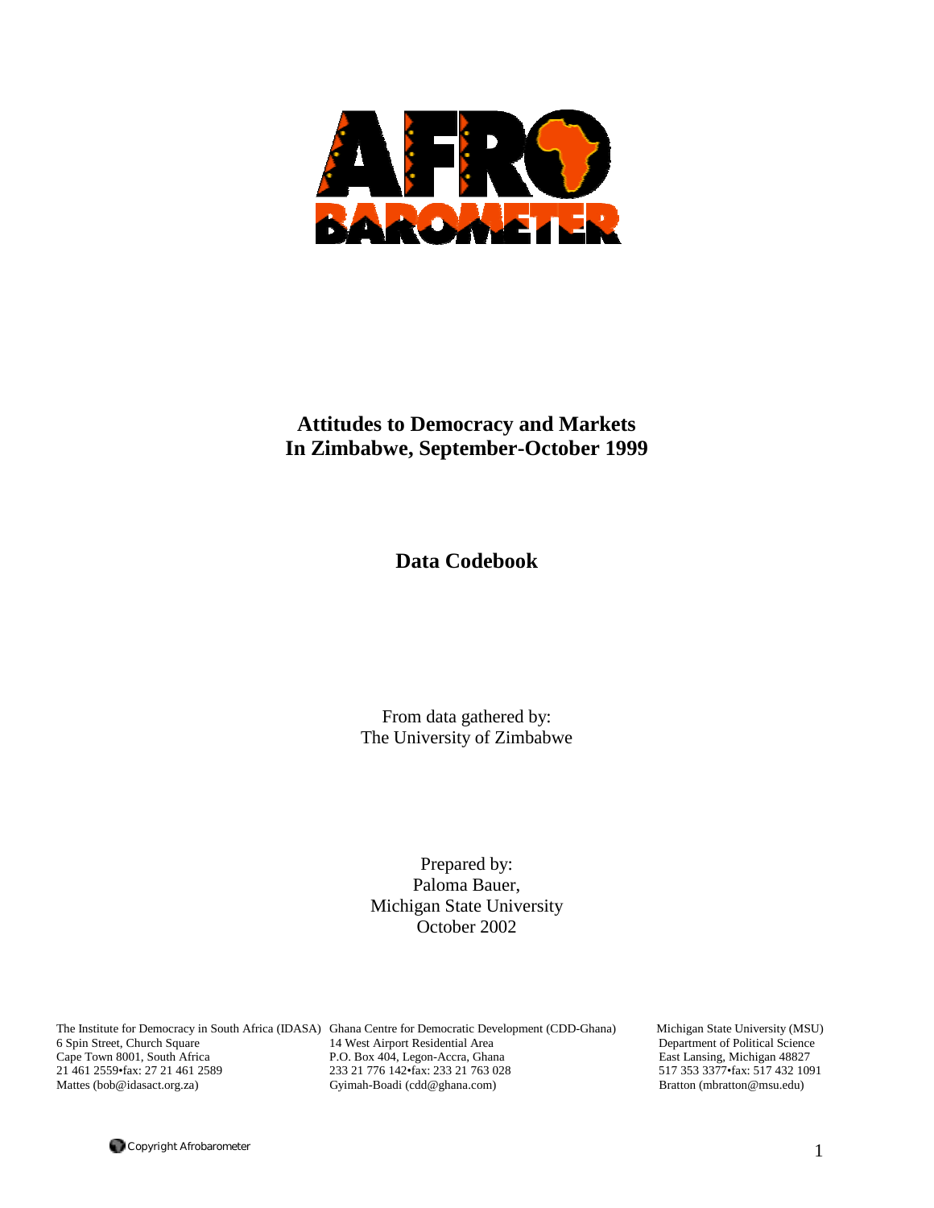# Attitudes to Democracy and Markets In Zimbabwe, September-October 1999

## Data Codebook

From data gathered by:
The University of Zimbabwe

Prepared by:
Paloma Bauer,
Michigan State University
October 2002

The Institute for Democracy in South Africa (IDASA)
6 Spin Street, Church Square
Cape Town 8001, South Africa
21 461 2559•fax: 27 21 461 2589
Mattes (bob@idasact.org.za)

Ghana Centre for Democratic Development (CDD-Ghana)
14 West Airport Residential Area
P.O. Box 404, Legon-Accra, Ghana
233 21 776 142•fax: 233 21 763 028
Gyimah-Boadi (cdd@ghana.com)

Michigan State University (MSU)
Department of Political Science
East Lansing, Michigan 48827
517 353 3377•fax: 517 432 1091
Bratton (mbratton@msu.edu)

Copyright Afrobarometer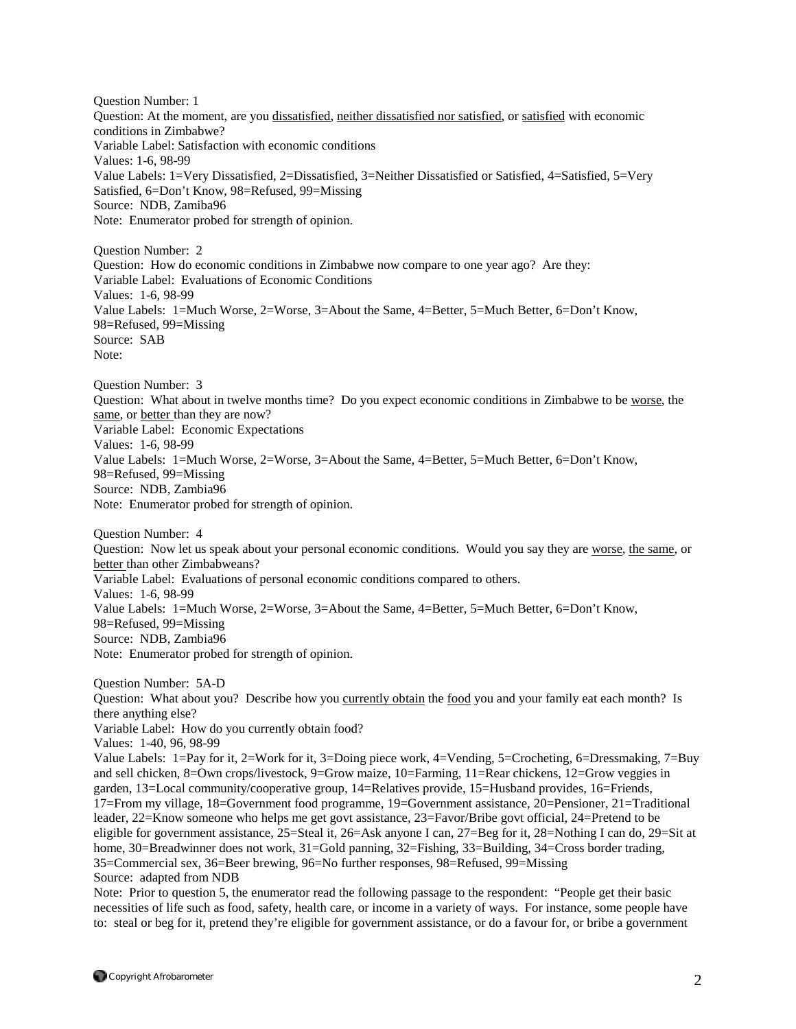Question Number: 1
Question: At the moment, are you <u>dissatisfied</u>, <u>neither dissatisfied nor satisfied</u>, or <u>satisfied</u> with economic conditions in Zimbabwe?
Variable Label: Satisfaction with economic conditions
Values: 1-6, 98-99
Value Labels: 1=Very Dissatisfied, 2=Dissatisfied, 3=Neither Dissatisfied or Satisfied, 4=Satisfied, 5=Very Satisfied, 6=Don't Know, 98=Refused, 99=Missing
Source: NDB, Zamiba96
Note: Enumerator probed for strength of opinion.

Question Number: 2
Question: How do economic conditions in Zimbabwe now compare to one year ago? Are they:
Variable Label: Evaluations of Economic Conditions
Values: 1-6, 98-99
Value Labels: 1=Much Worse, 2=Worse, 3=About the Same, 4=Better, 5=Much Better, 6=Don't Know, 98=Refused, 99=Missing
Source: SAB
Note:

Question Number: 3
Question: What about in twelve months time? Do you expect economic conditions in Zimbabwe to be <u>worse</u>, the <u>same</u>, or <u>better</u> than they are now?
Variable Label: Economic Expectations
Values: 1-6, 98-99
Value Labels: 1=Much Worse, 2=Worse, 3=About the Same, 4=Better, 5=Much Better, 6=Don't Know, 98=Refused, 99=Missing
Source: NDB, Zambia96
Note: Enumerator probed for strength of opinion.

Question Number: 4
Question: Now let us speak about your personal economic conditions. Would you say they are <u>worse</u>, <u>the same</u>, or <u>better</u> than other Zimbabweans?
Variable Label: Evaluations of personal economic conditions compared to others.
Values: 1-6, 98-99
Value Labels: 1=Much Worse, 2=Worse, 3=About the Same, 4=Better, 5=Much Better, 6=Don't Know, 98=Refused, 99=Missing
Source: NDB, Zambia96
Note: Enumerator probed for strength of opinion.

Question Number: 5A-D
Question: What about you? Describe how you <u>currently obtain</u> the <u>food</u> you and your family eat each month? Is there anything else?
Variable Label: How do you currently obtain food?
Values: 1-40, 96, 98-99
Value Labels: 1=Pay for it, 2=Work for it, 3=Doing piece work, 4=Vending, 5=Crocheting, 6=Dressmaking, 7=Buy and sell chicken, 8=Own crops/livestock, 9=Grow maize, 10=Farming, 11=Rear chickens, 12=Grow veggies in garden, 13=Local community/cooperative group, 14=Relatives provide, 15=Husband provides, 16=Friends, 17=From my village, 18=Government food programme, 19=Government assistance, 20=Pensioner, 21=Traditional leader, 22=Know someone who helps me get govt assistance, 23=Favor/Bribe govt official, 24=Pretend to be eligible for government assistance, 25=Steal it, 26=Ask anyone I can, 27=Beg for it, 28=Nothing I can do, 29=Sit at home, 30=Breadwinner does not work, 31=Gold panning, 32=Fishing, 33=Building, 34=Cross border trading, 35=Commercial sex, 36=Beer brewing, 96=No further responses, 98=Refused, 99=Missing
Source: adapted from NDB
Note: Prior to question 5, the enumerator read the following passage to the respondent: "People get their basic necessities of life such as food, safety, health care, or income in a variety of ways. For instance, some people have to: steal or beg for it, pretend they're eligible for government assistance, or do a favour for, or bribe a government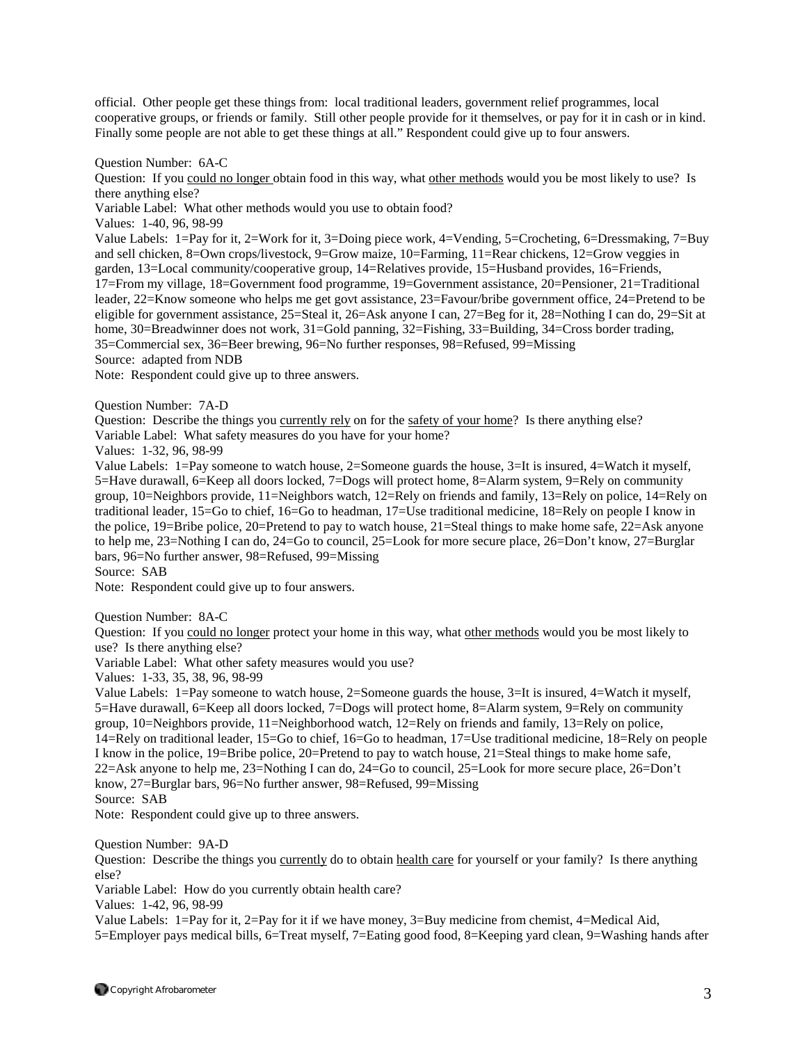official. Other people get these things from: local traditional leaders, government relief programmes, local cooperative groups, or friends or family. Still other people provide for it themselves, or pay for it in cash or in kind. Finally some people are not able to get these things at all." Respondent could give up to four answers.

Question Number: 6A-C
Question: If you could no longer obtain food in this way, what other methods would you be most likely to use? Is there anything else?
Variable Label: What other methods would you use to obtain food?
Values: 1-40, 96, 98-99
Value Labels: 1=Pay for it, 2=Work for it, 3=Doing piece work, 4=Vending, 5=Crocheting, 6=Dressmaking, 7=Buy and sell chicken, 8=Own crops/livestock, 9=Grow maize, 10=Farming, 11=Rear chickens, 12=Grow veggies in garden, 13=Local community/cooperative group, 14=Relatives provide, 15=Husband provides, 16=Friends, 17=From my village, 18=Government food programme, 19=Government assistance, 20=Pensioner, 21=Traditional leader, 22=Know someone who helps me get govt assistance, 23=Favour/bribe government office, 24=Pretend to be eligible for government assistance, 25=Steal it, 26=Ask anyone I can, 27=Beg for it, 28=Nothing I can do, 29=Sit at home, 30=Breadwinner does not work, 31=Gold panning, 32=Fishing, 33=Building, 34=Cross border trading, 35=Commercial sex, 36=Beer brewing, 96=No further responses, 98=Refused, 99=Missing
Source: adapted from NDB
Note: Respondent could give up to three answers.

Question Number: 7A-D
Question: Describe the things you currently rely on for the safety of your home? Is there anything else?
Variable Label: What safety measures do you have for your home?
Values: 1-32, 96, 98-99
Value Labels: 1=Pay someone to watch house, 2=Someone guards the house, 3=It is insured, 4=Watch it myself, 5=Have durawall, 6=Keep all doors locked, 7=Dogs will protect home, 8=Alarm system, 9=Rely on community group, 10=Neighbors provide, 11=Neighbors watch, 12=Rely on friends and family, 13=Rely on police, 14=Rely on traditional leader, 15=Go to chief, 16=Go to headman, 17=Use traditional medicine, 18=Rely on people I know in the police, 19=Bribe police, 20=Pretend to pay to watch house, 21=Steal things to make home safe, 22=Ask anyone to help me, 23=Nothing I can do, 24=Go to council, 25=Look for more secure place, 26=Don't know, 27=Burglar bars, 96=No further answer, 98=Refused, 99=Missing
Source: SAB
Note: Respondent could give up to four answers.

Question Number: 8A-C
Question: If you could no longer protect your home in this way, what other methods would you be most likely to use? Is there anything else?
Variable Label: What other safety measures would you use?
Values: 1-33, 35, 38, 96, 98-99
Value Labels: 1=Pay someone to watch house, 2=Someone guards the house, 3=It is insured, 4=Watch it myself, 5=Have durawall, 6=Keep all doors locked, 7=Dogs will protect home, 8=Alarm system, 9=Rely on community group, 10=Neighbors provide, 11=Neighborhood watch, 12=Rely on friends and family, 13=Rely on police, 14=Rely on traditional leader, 15=Go to chief, 16=Go to headman, 17=Use traditional medicine, 18=Rely on people I know in the police, 19=Bribe police, 20=Pretend to pay to watch house, 21=Steal things to make home safe, 22=Ask anyone to help me, 23=Nothing I can do, 24=Go to council, 25=Look for more secure place, 26=Don't know, 27=Burglar bars, 96=No further answer, 98=Refused, 99=Missing
Source: SAB
Note: Respondent could give up to three answers.

Question Number: 9A-D
Question: Describe the things you currently do to obtain health care for yourself or your family? Is there anything else?
Variable Label: How do you currently obtain health care?
Values: 1-42, 96, 98-99
Value Labels: 1=Pay for it, 2=Pay for it if we have money, 3=Buy medicine from chemist, 4=Medical Aid, 5=Employer pays medical bills, 6=Treat myself, 7=Eating good food, 8=Keeping yard clean, 9=Washing hands after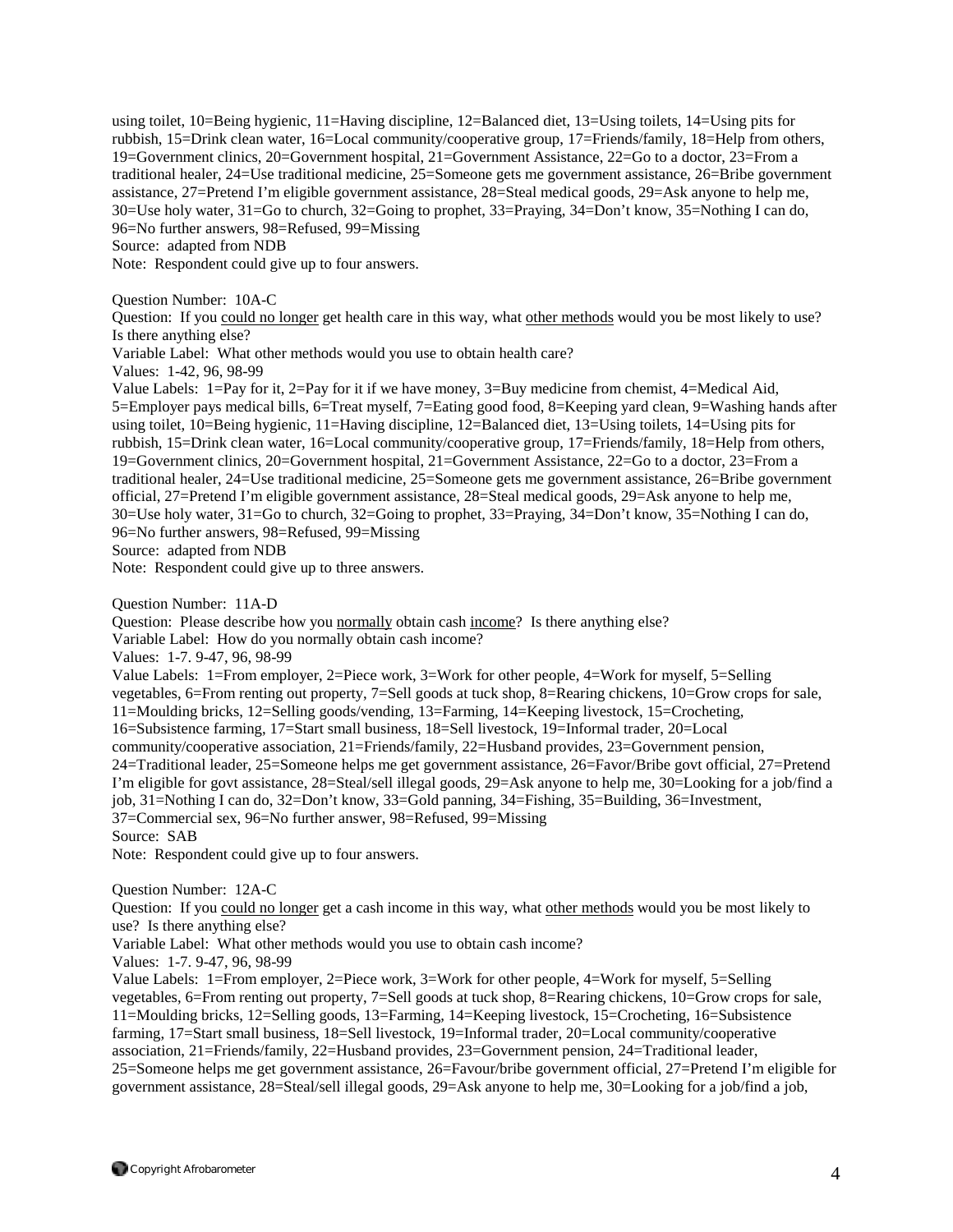using toilet, 10=Being hygienic, 11=Having discipline, 12=Balanced diet, 13=Using toilets, 14=Using pits for rubbish, 15=Drink clean water, 16=Local community/cooperative group, 17=Friends/family, 18=Help from others, 19=Government clinics, 20=Government hospital, 21=Government Assistance, 22=Go to a doctor, 23=From a traditional healer, 24=Use traditional medicine, 25=Someone gets me government assistance, 26=Bribe government assistance, 27=Pretend I'm eligible government assistance, 28=Steal medical goods, 29=Ask anyone to help me, 30=Use holy water, 31=Go to church, 32=Going to prophet, 33=Praying, 34=Don't know, 35=Nothing I can do, 96=No further answers, 98=Refused, 99=Missing
Source: adapted from NDB
Note: Respondent could give up to four answers.

Question Number: 10A-C
Question: If you could no longer get health care in this way, what other methods would you be most likely to use? Is there anything else?
Variable Label: What other methods would you use to obtain health care?
Values: 1-42, 96, 98-99
Value Labels: 1=Pay for it, 2=Pay for it if we have money, 3=Buy medicine from chemist, 4=Medical Aid, 5=Employer pays medical bills, 6=Treat myself, 7=Eating good food, 8=Keeping yard clean, 9=Washing hands after using toilet, 10=Being hygienic, 11=Having discipline, 12=Balanced diet, 13=Using toilets, 14=Using pits for rubbish, 15=Drink clean water, 16=Local community/cooperative group, 17=Friends/family, 18=Help from others, 19=Government clinics, 20=Government hospital, 21=Government Assistance, 22=Go to a doctor, 23=From a traditional healer, 24=Use traditional medicine, 25=Someone gets me government assistance, 26=Bribe government official, 27=Pretend I'm eligible government assistance, 28=Steal medical goods, 29=Ask anyone to help me, 30=Use holy water, 31=Go to church, 32=Going to prophet, 33=Praying, 34=Don't know, 35=Nothing I can do, 96=No further answers, 98=Refused, 99=Missing
Source: adapted from NDB
Note: Respondent could give up to three answers.

Question Number: 11A-D
Question: Please describe how you normally obtain cash income? Is there anything else?
Variable Label: How do you normally obtain cash income?
Values: 1-7. 9-47, 96, 98-99
Value Labels: 1=From employer, 2=Piece work, 3=Work for other people, 4=Work for myself, 5=Selling vegetables, 6=From renting out property, 7=Sell goods at tuck shop, 8=Rearing chickens, 10=Grow crops for sale, 11=Moulding bricks, 12=Selling goods/vending, 13=Farming, 14=Keeping livestock, 15=Crocheting, 16=Subsistence farming, 17=Start small business, 18=Sell livestock, 19=Informal trader, 20=Local community/cooperative association, 21=Friends/family, 22=Husband provides, 23=Government pension, 24=Traditional leader, 25=Someone helps me get government assistance, 26=Favor/Bribe govt official, 27=Pretend I'm eligible for govt assistance, 28=Steal/sell illegal goods, 29=Ask anyone to help me, 30=Looking for a job/find a job, 31=Nothing I can do, 32=Don't know, 33=Gold panning, 34=Fishing, 35=Building, 36=Investment, 37=Commercial sex, 96=No further answer, 98=Refused, 99=Missing
Source: SAB
Note: Respondent could give up to four answers.

Question Number: 12A-C
Question: If you could no longer get a cash income in this way, what other methods would you be most likely to use? Is there anything else?
Variable Label: What other methods would you use to obtain cash income?
Values: 1-7. 9-47, 96, 98-99
Value Labels: 1=From employer, 2=Piece work, 3=Work for other people, 4=Work for myself, 5=Selling vegetables, 6=From renting out property, 7=Sell goods at tuck shop, 8=Rearing chickens, 10=Grow crops for sale, 11=Moulding bricks, 12=Selling goods, 13=Farming, 14=Keeping livestock, 15=Crocheting, 16=Subsistence farming, 17=Start small business, 18=Sell livestock, 19=Informal trader, 20=Local community/cooperative association, 21=Friends/family, 22=Husband provides, 23=Government pension, 24=Traditional leader, 25=Someone helps me get government assistance, 26=Favour/bribe government official, 27=Pretend I'm eligible for government assistance, 28=Steal/sell illegal goods, 29=Ask anyone to help me, 30=Looking for a job/find a job,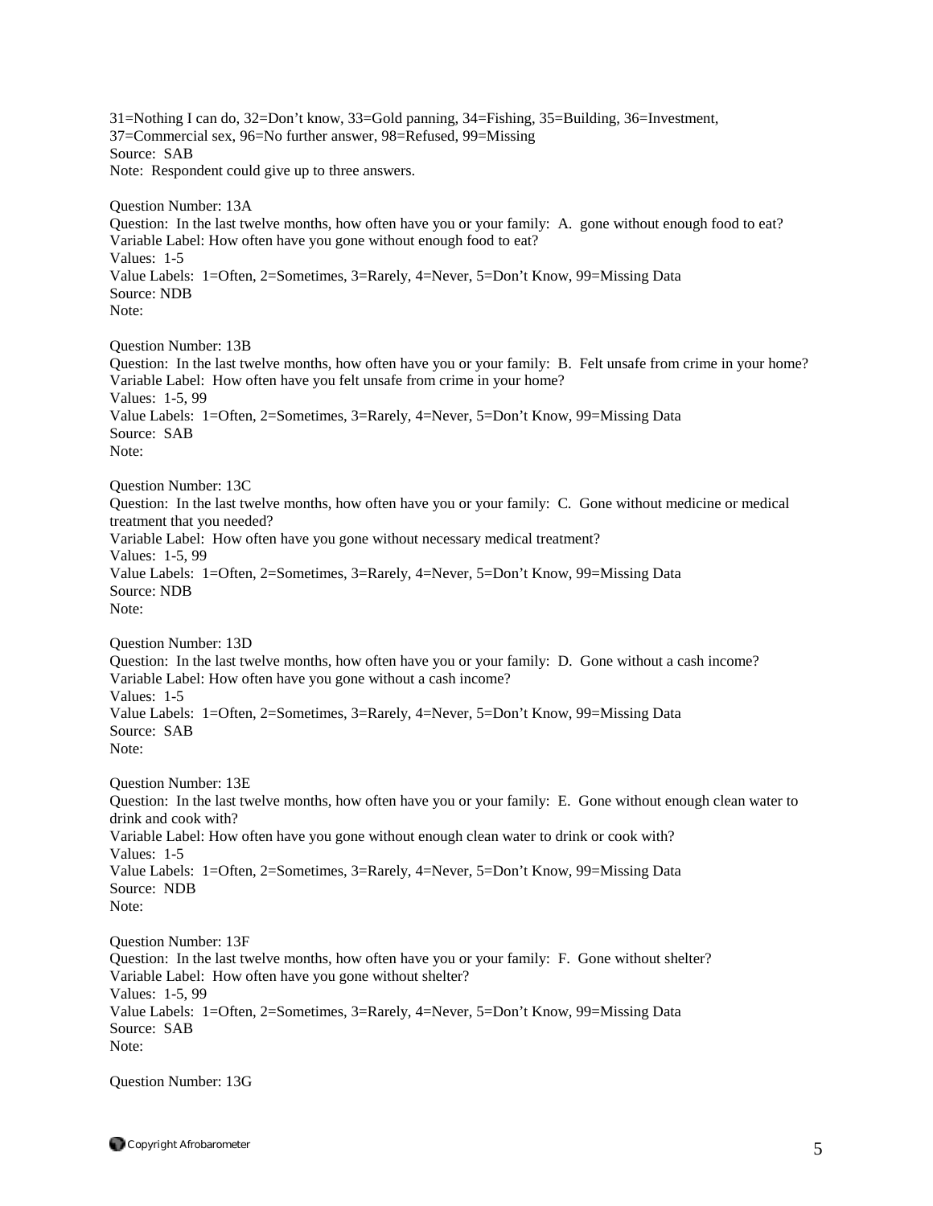31=Nothing I can do, 32=Don't know, 33=Gold panning, 34=Fishing, 35=Building, 36=Investment, 37=Commercial sex, 96=No further answer, 98=Refused, 99=Missing
Source: SAB
Note: Respondent could give up to three answers.

Question Number: 13A
Question: In the last twelve months, how often have you or your family: A. gone without enough food to eat?
Variable Label: How often have you gone without enough food to eat?
Values: 1-5
Value Labels: 1=Often, 2=Sometimes, 3=Rarely, 4=Never, 5=Don't Know, 99=Missing Data
Source: NDB
Note:

Question Number: 13B
Question: In the last twelve months, how often have you or your family: B. Felt unsafe from crime in your home?
Variable Label: How often have you felt unsafe from crime in your home?
Values: 1-5, 99
Value Labels: 1=Often, 2=Sometimes, 3=Rarely, 4=Never, 5=Don't Know, 99=Missing Data
Source: SAB
Note:

Question Number: 13C
Question: In the last twelve months, how often have you or your family: C. Gone without medicine or medical treatment that you needed?
Variable Label: How often have you gone without necessary medical treatment?
Values: 1-5, 99
Value Labels: 1=Often, 2=Sometimes, 3=Rarely, 4=Never, 5=Don't Know, 99=Missing Data
Source: NDB
Note:

Question Number: 13D
Question: In the last twelve months, how often have you or your family: D. Gone without a cash income?
Variable Label: How often have you gone without a cash income?
Values: 1-5
Value Labels: 1=Often, 2=Sometimes, 3=Rarely, 4=Never, 5=Don't Know, 99=Missing Data
Source: SAB
Note:

Question Number: 13E
Question: In the last twelve months, how often have you or your family: E. Gone without enough clean water to drink and cook with?
Variable Label: How often have you gone without enough clean water to drink or cook with?
Values: 1-5
Value Labels: 1=Often, 2=Sometimes, 3=Rarely, 4=Never, 5=Don't Know, 99=Missing Data
Source: NDB
Note:

Question Number: 13F
Question: In the last twelve months, how often have you or your family: F. Gone without shelter?
Variable Label: How often have you gone without shelter?
Values: 1-5, 99
Value Labels: 1=Often, 2=Sometimes, 3=Rarely, 4=Never, 5=Don't Know, 99=Missing Data
Source: SAB
Note:

Question Number: 13G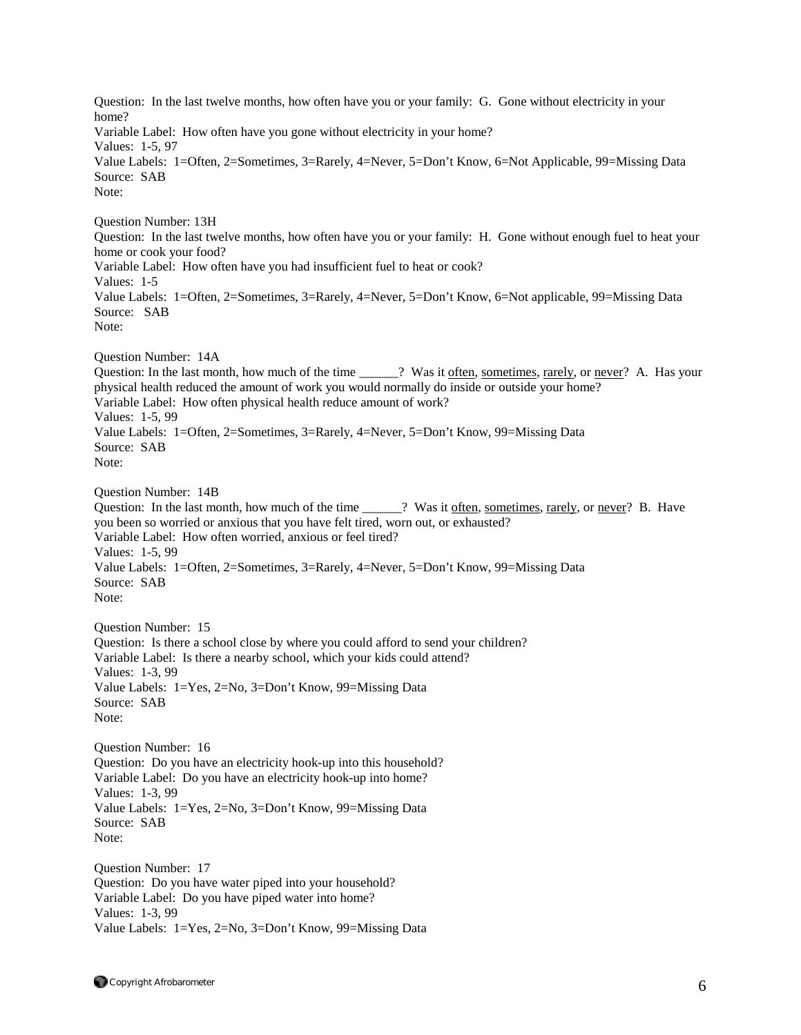Question: In the last twelve months, how often have you or your family: G. Gone without electricity in your home?
Variable Label: How often have you gone without electricity in your home?
Values: 1-5, 97
Value Labels: 1=Often, 2=Sometimes, 3=Rarely, 4=Never, 5=Don't Know, 6=Not Applicable, 99=Missing Data
Source: SAB
Note:

Question Number: 13H
Question: In the last twelve months, how often have you or your family: H. Gone without enough fuel to heat your home or cook your food?
Variable Label: How often have you had insufficient fuel to heat or cook?
Values: 1-5
Value Labels: 1=Often, 2=Sometimes, 3=Rarely, 4=Never, 5=Don't Know, 6=Not applicable, 99=Missing Data
Source: SAB
Note:

Question Number: 14A
Question: In the last month, how much of the time ______? Was it often, sometimes, rarely, or never? A. Has your physical health reduced the amount of work you would normally do inside or outside your home?
Variable Label: How often physical health reduce amount of work?
Values: 1-5, 99
Value Labels: 1=Often, 2=Sometimes, 3=Rarely, 4=Never, 5=Don't Know, 99=Missing Data
Source: SAB
Note:

Question Number: 14B
Question: In the last month, how much of the time ______? Was it often, sometimes, rarely, or never? B. Have you been so worried or anxious that you have felt tired, worn out, or exhausted?
Variable Label: How often worried, anxious or feel tired?
Values: 1-5, 99
Value Labels: 1=Often, 2=Sometimes, 3=Rarely, 4=Never, 5=Don't Know, 99=Missing Data
Source: SAB
Note:

Question Number: 15
Question: Is there a school close by where you could afford to send your children?
Variable Label: Is there a nearby school, which your kids could attend?
Values: 1-3, 99
Value Labels: 1=Yes, 2=No, 3=Don't Know, 99=Missing Data
Source: SAB
Note:

Question Number: 16
Question: Do you have an electricity hook-up into this household?
Variable Label: Do you have an electricity hook-up into home?
Values: 1-3, 99
Value Labels: 1=Yes, 2=No, 3=Don't Know, 99=Missing Data
Source: SAB
Note:

Question Number: 17
Question: Do you have water piped into your household?
Variable Label: Do you have piped water into home?
Values: 1-3, 99
Value Labels: 1=Yes, 2=No, 3=Don't Know, 99=Missing Data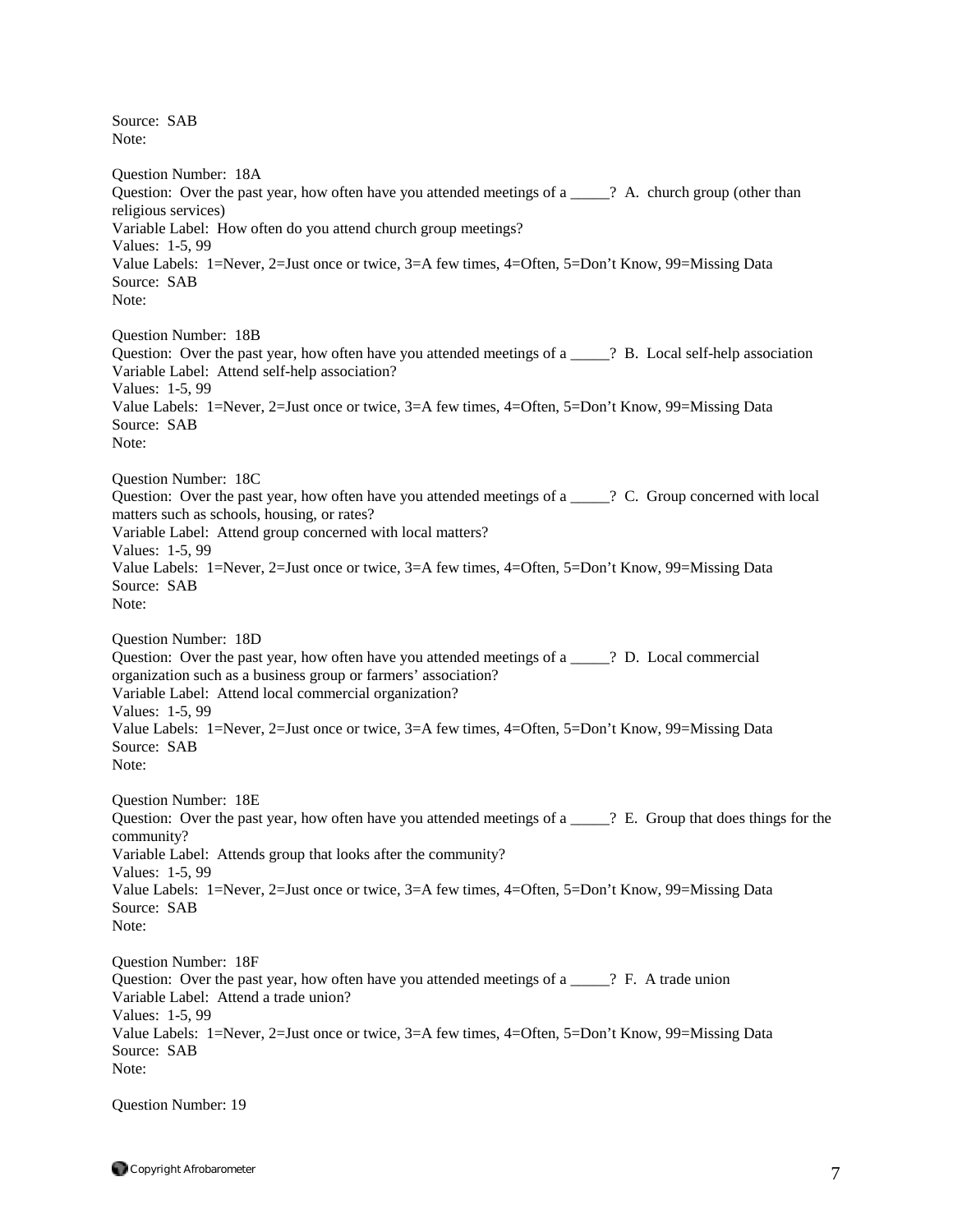Source: SAB
Note:

Question Number: 18A
Question: Over the past year, how often have you attended meetings of a _____? A. church group (other than religious services)
Variable Label: How often do you attend church group meetings?
Values: 1-5, 99
Value Labels: 1=Never, 2=Just once or twice, 3=A few times, 4=Often, 5=Don't Know, 99=Missing Data
Source: SAB
Note:

Question Number: 18B
Question: Over the past year, how often have you attended meetings of a _____? B. Local self-help association
Variable Label: Attend self-help association?
Values: 1-5, 99
Value Labels: 1=Never, 2=Just once or twice, 3=A few times, 4=Often, 5=Don't Know, 99=Missing Data
Source: SAB
Note:

Question Number: 18C
Question: Over the past year, how often have you attended meetings of a _____? C. Group concerned with local matters such as schools, housing, or rates?
Variable Label: Attend group concerned with local matters?
Values: 1-5, 99
Value Labels: 1=Never, 2=Just once or twice, 3=A few times, 4=Often, 5=Don't Know, 99=Missing Data
Source: SAB
Note:

Question Number: 18D
Question: Over the past year, how often have you attended meetings of a _____? D. Local commercial organization such as a business group or farmers' association?
Variable Label: Attend local commercial organization?
Values: 1-5, 99
Value Labels: 1=Never, 2=Just once or twice, 3=A few times, 4=Often, 5=Don't Know, 99=Missing Data
Source: SAB
Note:

Question Number: 18E
Question: Over the past year, how often have you attended meetings of a _____? E. Group that does things for the community?
Variable Label: Attends group that looks after the community?
Values: 1-5, 99
Value Labels: 1=Never, 2=Just once or twice, 3=A few times, 4=Often, 5=Don't Know, 99=Missing Data
Source: SAB
Note:

Question Number: 18F
Question: Over the past year, how often have you attended meetings of a _____? F. A trade union
Variable Label: Attend a trade union?
Values: 1-5, 99
Value Labels: 1=Never, 2=Just once or twice, 3=A few times, 4=Often, 5=Don't Know, 99=Missing Data
Source: SAB
Note:

Question Number: 19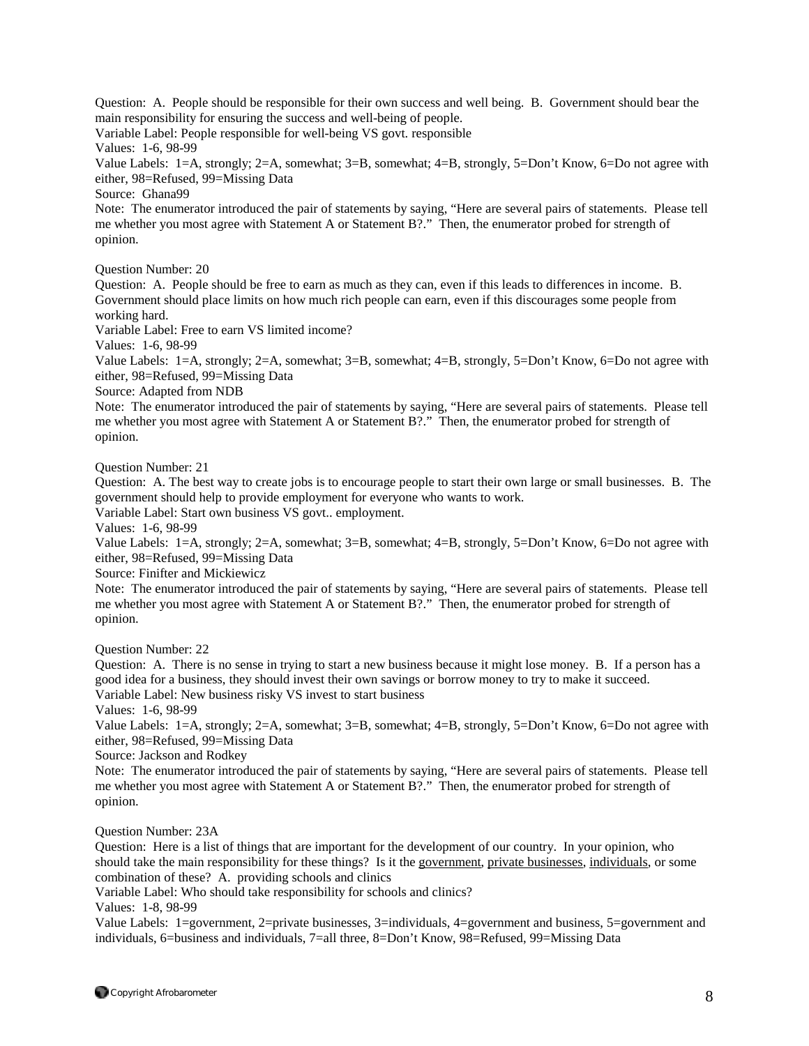Question: A. People should be responsible for their own success and well being. B. Government should bear the main responsibility for ensuring the success and well-being of people.
Variable Label: People responsible for well-being VS govt. responsible
Values: 1-6, 98-99
Value Labels: 1=A, strongly; 2=A, somewhat; 3=B, somewhat; 4=B, strongly, 5=Don't Know, 6=Do not agree with either, 98=Refused, 99=Missing Data
Source: Ghana99
Note: The enumerator introduced the pair of statements by saying, "Here are several pairs of statements. Please tell me whether you most agree with Statement A or Statement B?." Then, the enumerator probed for strength of opinion.

Question Number: 20
Question: A. People should be free to earn as much as they can, even if this leads to differences in income. B. Government should place limits on how much rich people can earn, even if this discourages some people from working hard.
Variable Label: Free to earn VS limited income?
Values: 1-6, 98-99
Value Labels: 1=A, strongly; 2=A, somewhat; 3=B, somewhat; 4=B, strongly, 5=Don't Know, 6=Do not agree with either, 98=Refused, 99=Missing Data
Source: Adapted from NDB
Note: The enumerator introduced the pair of statements by saying, "Here are several pairs of statements. Please tell me whether you most agree with Statement A or Statement B?." Then, the enumerator probed for strength of opinion.

Question Number: 21
Question: A. The best way to create jobs is to encourage people to start their own large or small businesses. B. The government should help to provide employment for everyone who wants to work.
Variable Label: Start own business VS govt.. employment.
Values: 1-6, 98-99
Value Labels: 1=A, strongly; 2=A, somewhat; 3=B, somewhat; 4=B, strongly, 5=Don't Know, 6=Do not agree with either, 98=Refused, 99=Missing Data
Source: Finifter and Mickiewicz
Note: The enumerator introduced the pair of statements by saying, "Here are several pairs of statements. Please tell me whether you most agree with Statement A or Statement B?." Then, the enumerator probed for strength of opinion.

Question Number: 22
Question: A. There is no sense in trying to start a new business because it might lose money. B. If a person has a good idea for a business, they should invest their own savings or borrow money to try to make it succeed.
Variable Label: New business risky VS invest to start business
Values: 1-6, 98-99
Value Labels: 1=A, strongly; 2=A, somewhat; 3=B, somewhat; 4=B, strongly, 5=Don't Know, 6=Do not agree with either, 98=Refused, 99=Missing Data
Source: Jackson and Rodkey
Note: The enumerator introduced the pair of statements by saying, "Here are several pairs of statements. Please tell me whether you most agree with Statement A or Statement B?." Then, the enumerator probed for strength of opinion.

Question Number: 23A
Question: Here is a list of things that are important for the development of our country. In your opinion, who should take the main responsibility for these things? Is it the <u>government</u>, <u>private businesses</u>, <u>individuals</u>, or some combination of these? A. providing schools and clinics
Variable Label: Who should take responsibility for schools and clinics?
Values: 1-8, 98-99
Value Labels: 1=government, 2=private businesses, 3=individuals, 4=government and business, 5=government and individuals, 6=business and individuals, 7=all three, 8=Don't Know, 98=Refused, 99=Missing Data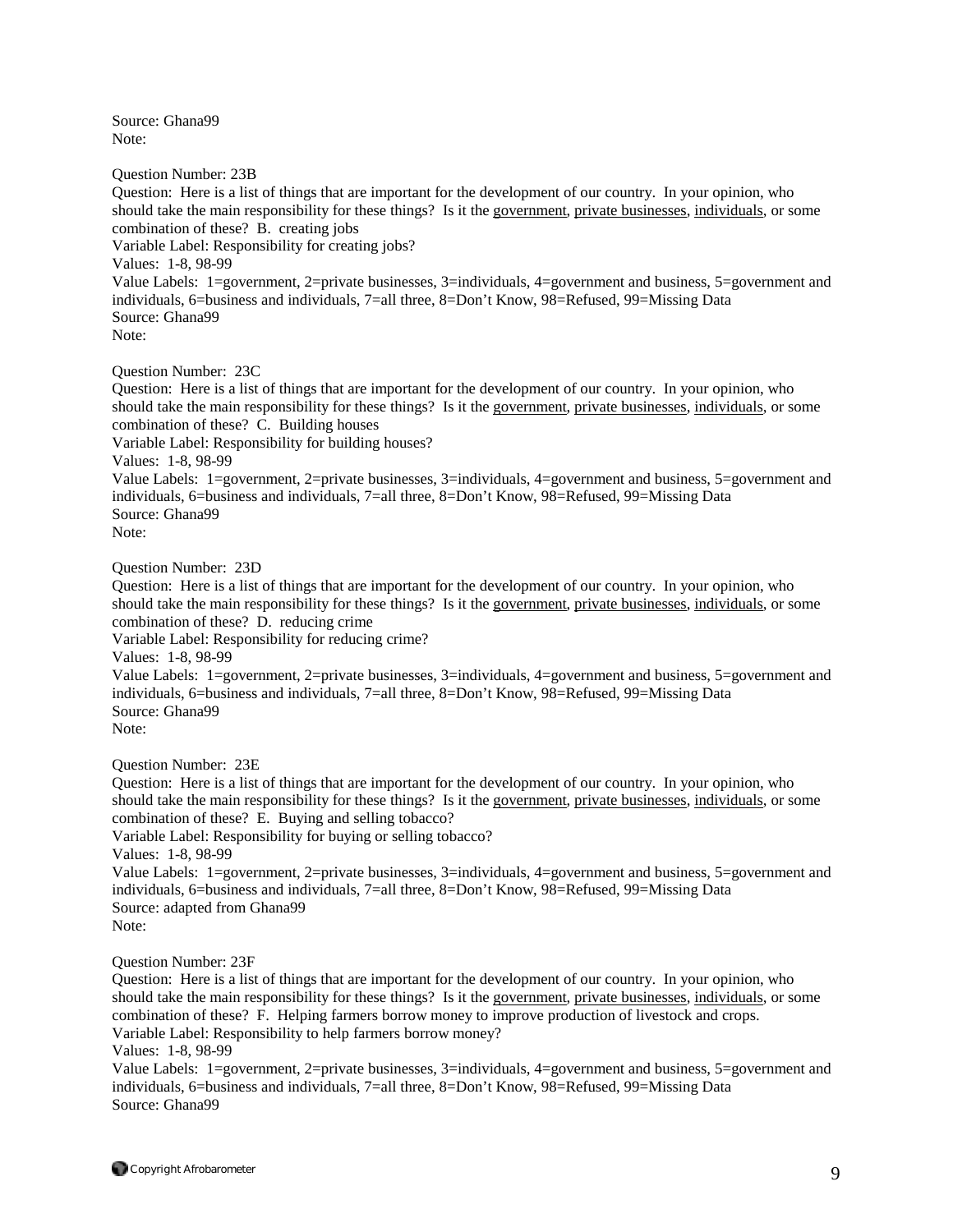Source: Ghana99
Note:

Question Number: 23B
Question: Here is a list of things that are important for the development of our country. In your opinion, who should take the main responsibility for these things? Is it the <u>government</u>, <u>private businesses</u>, <u>individuals</u>, or some combination of these? B. creating jobs
Variable Label: Responsibility for creating jobs?
Values: 1-8, 98-99
Value Labels: 1=government, 2=private businesses, 3=individuals, 4=government and business, 5=government and individuals, 6=business and individuals, 7=all three, 8=Don't Know, 98=Refused, 99=Missing Data
Source: Ghana99
Note:

Question Number: 23C
Question: Here is a list of things that are important for the development of our country. In your opinion, who should take the main responsibility for these things? Is it the <u>government</u>, <u>private businesses</u>, <u>individuals</u>, or some combination of these? C. Building houses
Variable Label: Responsibility for building houses?
Values: 1-8, 98-99
Value Labels: 1=government, 2=private businesses, 3=individuals, 4=government and business, 5=government and individuals, 6=business and individuals, 7=all three, 8=Don't Know, 98=Refused, 99=Missing Data
Source: Ghana99
Note:

Question Number: 23D
Question: Here is a list of things that are important for the development of our country. In your opinion, who should take the main responsibility for these things? Is it the <u>government</u>, <u>private businesses</u>, <u>individuals</u>, or some combination of these? D. reducing crime
Variable Label: Responsibility for reducing crime?
Values: 1-8, 98-99
Value Labels: 1=government, 2=private businesses, 3=individuals, 4=government and business, 5=government and individuals, 6=business and individuals, 7=all three, 8=Don't Know, 98=Refused, 99=Missing Data
Source: Ghana99
Note:

Question Number: 23E
Question: Here is a list of things that are important for the development of our country. In your opinion, who should take the main responsibility for these things? Is it the <u>government</u>, <u>private businesses</u>, <u>individuals</u>, or some combination of these? E. Buying and selling tobacco?
Variable Label: Responsibility for buying or selling tobacco?
Values: 1-8, 98-99
Value Labels: 1=government, 2=private businesses, 3=individuals, 4=government and business, 5=government and individuals, 6=business and individuals, 7=all three, 8=Don't Know, 98=Refused, 99=Missing Data
Source: adapted from Ghana99
Note:

Question Number: 23F
Question: Here is a list of things that are important for the development of our country. In your opinion, who should take the main responsibility for these things? Is it the <u>government</u>, <u>private businesses</u>, <u>individuals</u>, or some combination of these? F. Helping farmers borrow money to improve production of livestock and crops.
Variable Label: Responsibility to help farmers borrow money?
Values: 1-8, 98-99
Value Labels: 1=government, 2=private businesses, 3=individuals, 4=government and business, 5=government and individuals, 6=business and individuals, 7=all three, 8=Don't Know, 98=Refused, 99=Missing Data
Source: Ghana99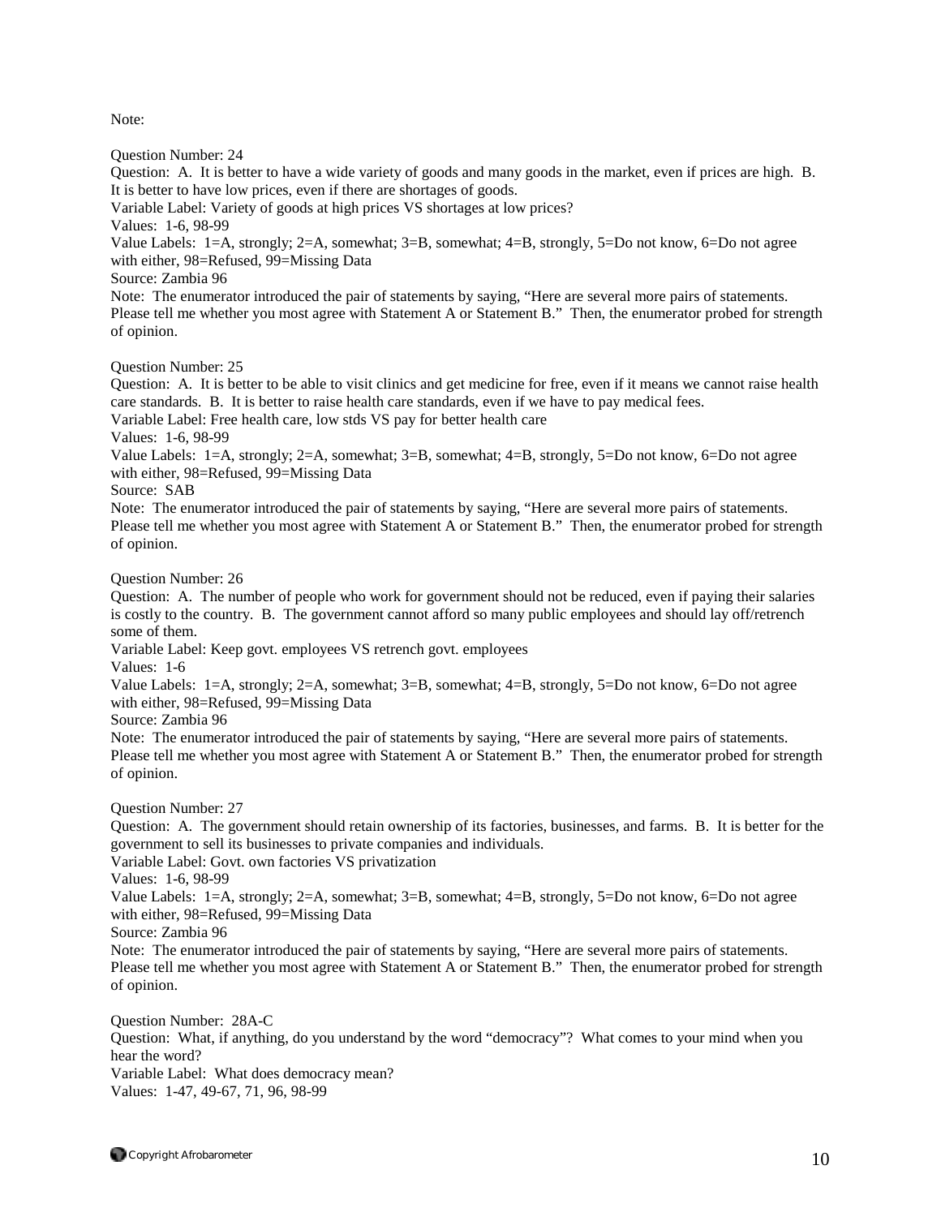Note:

Question Number: 24
Question: A. It is better to have a wide variety of goods and many goods in the market, even if prices are high. B. It is better to have low prices, even if there are shortages of goods.
Variable Label: Variety of goods at high prices VS shortages at low prices?
Values: 1-6, 98-99
Value Labels: 1=A, strongly; 2=A, somewhat; 3=B, somewhat; 4=B, strongly, 5=Do not know, 6=Do not agree with either, 98=Refused, 99=Missing Data
Source: Zambia 96
Note: The enumerator introduced the pair of statements by saying, "Here are several more pairs of statements. Please tell me whether you most agree with Statement A or Statement B." Then, the enumerator probed for strength of opinion.

Question Number: 25
Question: A. It is better to be able to visit clinics and get medicine for free, even if it means we cannot raise health care standards. B. It is better to raise health care standards, even if we have to pay medical fees.
Variable Label: Free health care, low stds VS pay for better health care
Values: 1-6, 98-99
Value Labels: 1=A, strongly; 2=A, somewhat; 3=B, somewhat; 4=B, strongly, 5=Do not know, 6=Do not agree with either, 98=Refused, 99=Missing Data
Source: SAB
Note: The enumerator introduced the pair of statements by saying, "Here are several more pairs of statements. Please tell me whether you most agree with Statement A or Statement B." Then, the enumerator probed for strength of opinion.

Question Number: 26
Question: A. The number of people who work for government should not be reduced, even if paying their salaries is costly to the country. B. The government cannot afford so many public employees and should lay off/retrench some of them.
Variable Label: Keep govt. employees VS retrench govt. employees
Values: 1-6
Value Labels: 1=A, strongly; 2=A, somewhat; 3=B, somewhat; 4=B, strongly, 5=Do not know, 6=Do not agree with either, 98=Refused, 99=Missing Data
Source: Zambia 96
Note: The enumerator introduced the pair of statements by saying, "Here are several more pairs of statements. Please tell me whether you most agree with Statement A or Statement B." Then, the enumerator probed for strength of opinion.

Question Number: 27
Question: A. The government should retain ownership of its factories, businesses, and farms. B. It is better for the government to sell its businesses to private companies and individuals.
Variable Label: Govt. own factories VS privatization
Values: 1-6, 98-99
Value Labels: 1=A, strongly; 2=A, somewhat; 3=B, somewhat; 4=B, strongly, 5=Do not know, 6=Do not agree with either, 98=Refused, 99=Missing Data
Source: Zambia 96
Note: The enumerator introduced the pair of statements by saying, "Here are several more pairs of statements. Please tell me whether you most agree with Statement A or Statement B." Then, the enumerator probed for strength of opinion.

Question Number: 28A-C
Question: What, if anything, do you understand by the word "democracy"? What comes to your mind when you hear the word?
Variable Label: What does democracy mean?
Values: 1-47, 49-67, 71, 96, 98-99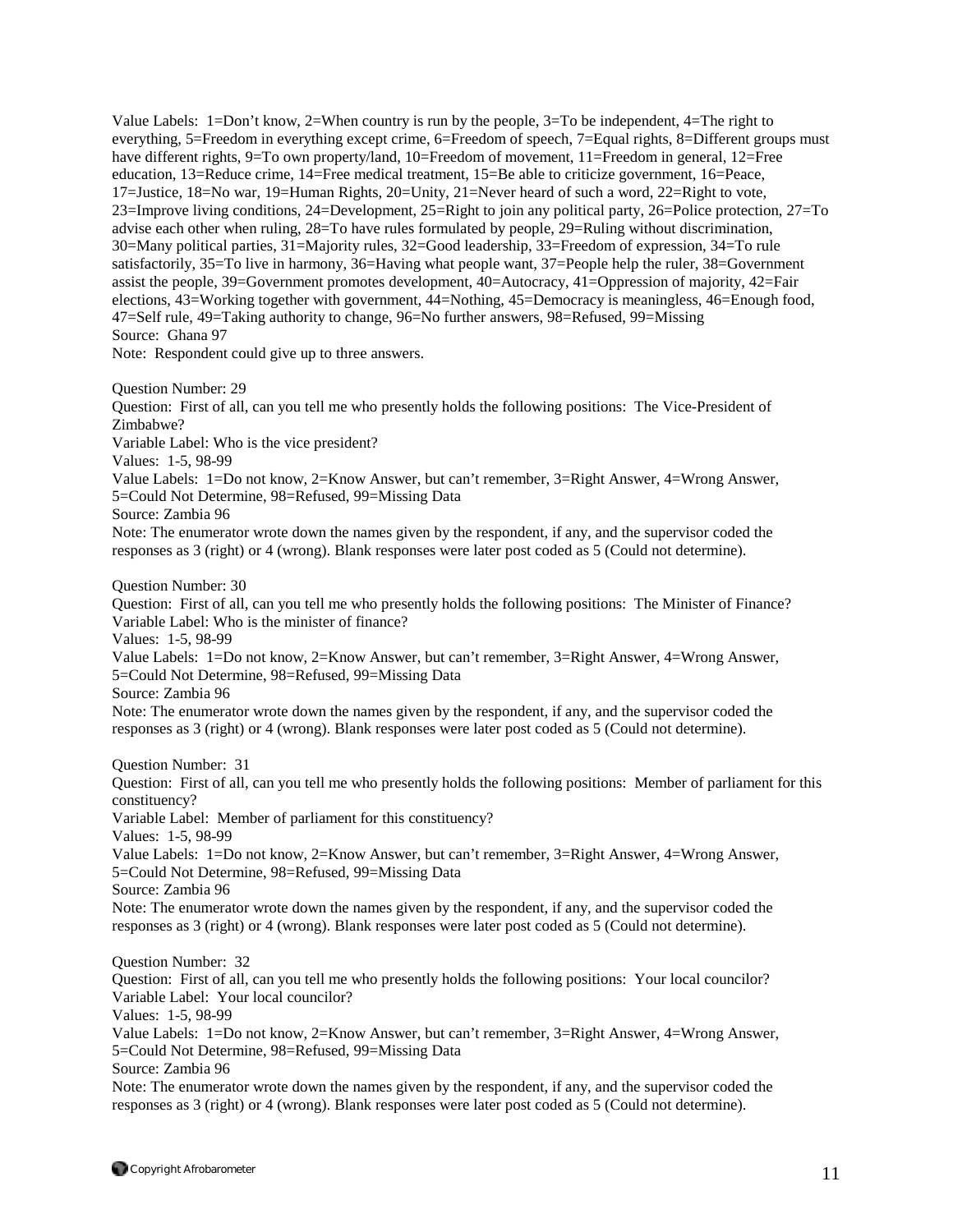Value Labels: 1=Don't know, 2=When country is run by the people, 3=To be independent, 4=The right to everything, 5=Freedom in everything except crime, 6=Freedom of speech, 7=Equal rights, 8=Different groups must have different rights, 9=To own property/land, 10=Freedom of movement, 11=Freedom in general, 12=Free education, 13=Reduce crime, 14=Free medical treatment, 15=Be able to criticize government, 16=Peace, 17=Justice, 18=No war, 19=Human Rights, 20=Unity, 21=Never heard of such a word, 22=Right to vote, 23=Improve living conditions, 24=Development, 25=Right to join any political party, 26=Police protection, 27=To advise each other when ruling, 28=To have rules formulated by people, 29=Ruling without discrimination, 30=Many political parties, 31=Majority rules, 32=Good leadership, 33=Freedom of expression, 34=To rule satisfactorily, 35=To live in harmony, 36=Having what people want, 37=People help the ruler, 38=Government assist the people, 39=Government promotes development, 40=Autocracy, 41=Oppression of majority, 42=Fair elections, 43=Working together with government, 44=Nothing, 45=Democracy is meaningless, 46=Enough food, 47=Self rule, 49=Taking authority to change, 96=No further answers, 98=Refused, 99=Missing
Source: Ghana 97
Note: Respondent could give up to three answers.

Question Number: 29
Question: First of all, can you tell me who presently holds the following positions: The Vice-President of Zimbabwe?
Variable Label: Who is the vice president?
Values: 1-5, 98-99
Value Labels: 1=Do not know, 2=Know Answer, but can't remember, 3=Right Answer, 4=Wrong Answer, 5=Could Not Determine, 98=Refused, 99=Missing Data
Source: Zambia 96
Note: The enumerator wrote down the names given by the respondent, if any, and the supervisor coded the responses as 3 (right) or 4 (wrong). Blank responses were later post coded as 5 (Could not determine).

Question Number: 30
Question: First of all, can you tell me who presently holds the following positions: The Minister of Finance?
Variable Label: Who is the minister of finance?
Values: 1-5, 98-99
Value Labels: 1=Do not know, 2=Know Answer, but can't remember, 3=Right Answer, 4=Wrong Answer, 5=Could Not Determine, 98=Refused, 99=Missing Data
Source: Zambia 96
Note: The enumerator wrote down the names given by the respondent, if any, and the supervisor coded the responses as 3 (right) or 4 (wrong). Blank responses were later post coded as 5 (Could not determine).

Question Number: 31
Question: First of all, can you tell me who presently holds the following positions: Member of parliament for this constituency?
Variable Label: Member of parliament for this constituency?
Values: 1-5, 98-99
Value Labels: 1=Do not know, 2=Know Answer, but can't remember, 3=Right Answer, 4=Wrong Answer, 5=Could Not Determine, 98=Refused, 99=Missing Data
Source: Zambia 96
Note: The enumerator wrote down the names given by the respondent, if any, and the supervisor coded the responses as 3 (right) or 4 (wrong). Blank responses were later post coded as 5 (Could not determine).

Question Number: 32
Question: First of all, can you tell me who presently holds the following positions: Your local councilor?
Variable Label: Your local councilor?
Values: 1-5, 98-99
Value Labels: 1=Do not know, 2=Know Answer, but can't remember, 3=Right Answer, 4=Wrong Answer, 5=Could Not Determine, 98=Refused, 99=Missing Data
Source: Zambia 96
Note: The enumerator wrote down the names given by the respondent, if any, and the supervisor coded the responses as 3 (right) or 4 (wrong). Blank responses were later post coded as 5 (Could not determine).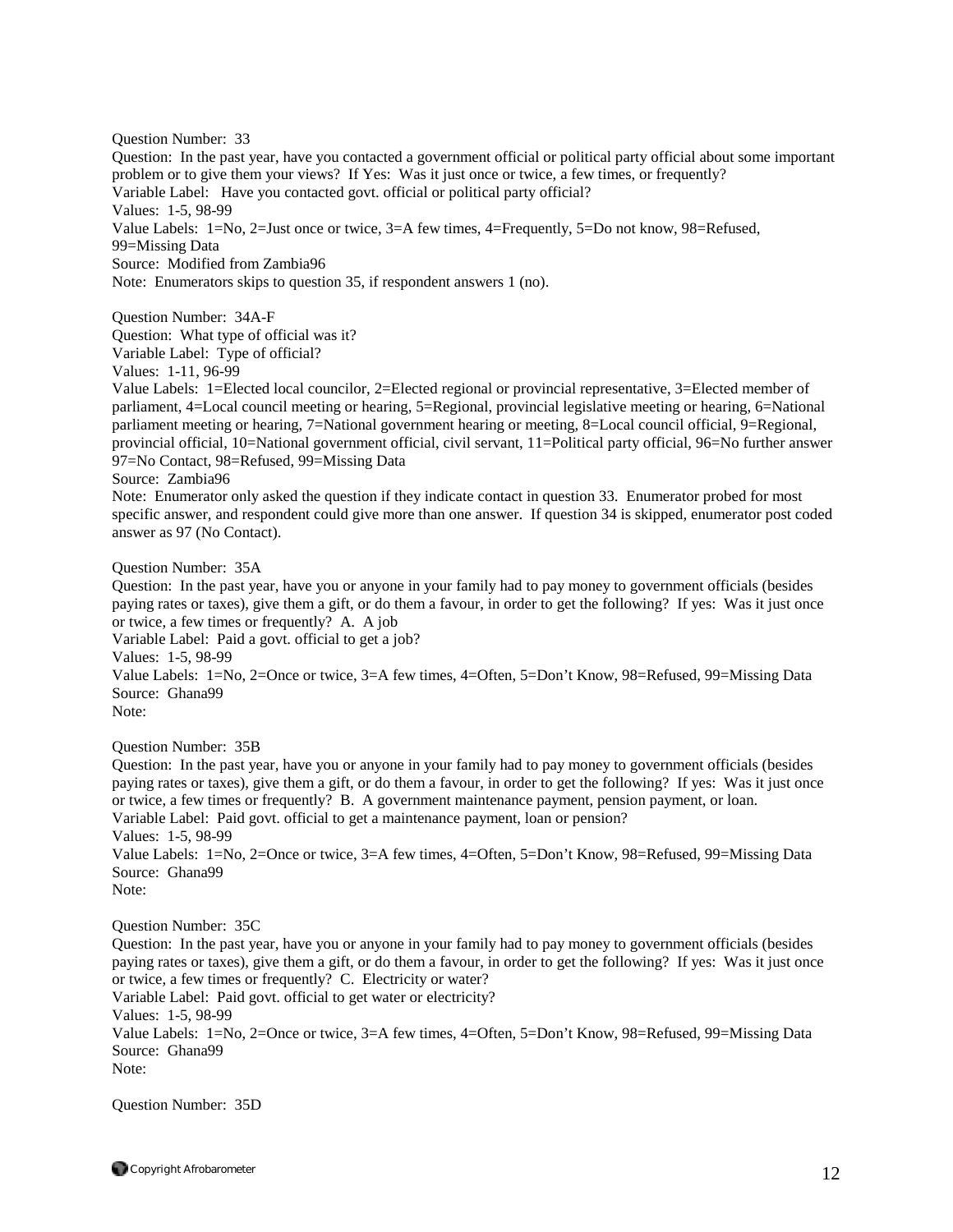Question Number: 33
Question: In the past year, have you contacted a government official or political party official about some important problem or to give them your views? If Yes: Was it just once or twice, a few times, or frequently?
Variable Label: Have you contacted govt. official or political party official?
Values: 1-5, 98-99
Value Labels: 1=No, 2=Just once or twice, 3=A few times, 4=Frequently, 5=Do not know, 98=Refused, 99=Missing Data
Source: Modified from Zambia96
Note: Enumerators skips to question 35, if respondent answers 1 (no).

Question Number: 34A-F
Question: What type of official was it?
Variable Label: Type of official?
Values: 1-11, 96-99
Value Labels: 1=Elected local councilor, 2=Elected regional or provincial representative, 3=Elected member of parliament, 4=Local council meeting or hearing, 5=Regional, provincial legislative meeting or hearing, 6=National parliament meeting or hearing, 7=National government hearing or meeting, 8=Local council official, 9=Regional, provincial official, 10=National government official, civil servant, 11=Political party official, 96=No further answer 97=No Contact, 98=Refused, 99=Missing Data
Source: Zambia96
Note: Enumerator only asked the question if they indicate contact in question 33. Enumerator probed for most specific answer, and respondent could give more than one answer. If question 34 is skipped, enumerator post coded answer as 97 (No Contact).

Question Number: 35A
Question: In the past year, have you or anyone in your family had to pay money to government officials (besides paying rates or taxes), give them a gift, or do them a favour, in order to get the following? If yes: Was it just once or twice, a few times or frequently? A. A job
Variable Label: Paid a govt. official to get a job?
Values: 1-5, 98-99
Value Labels: 1=No, 2=Once or twice, 3=A few times, 4=Often, 5=Don't Know, 98=Refused, 99=Missing Data
Source: Ghana99
Note:

Question Number: 35B
Question: In the past year, have you or anyone in your family had to pay money to government officials (besides paying rates or taxes), give them a gift, or do them a favour, in order to get the following? If yes: Was it just once or twice, a few times or frequently? B. A government maintenance payment, pension payment, or loan.
Variable Label: Paid govt. official to get a maintenance payment, loan or pension?
Values: 1-5, 98-99
Value Labels: 1=No, 2=Once or twice, 3=A few times, 4=Often, 5=Don't Know, 98=Refused, 99=Missing Data
Source: Ghana99
Note:

Question Number: 35C
Question: In the past year, have you or anyone in your family had to pay money to government officials (besides paying rates or taxes), give them a gift, or do them a favour, in order to get the following? If yes: Was it just once or twice, a few times or frequently? C. Electricity or water?
Variable Label: Paid govt. official to get water or electricity?
Values: 1-5, 98-99
Value Labels: 1=No, 2=Once or twice, 3=A few times, 4=Often, 5=Don't Know, 98=Refused, 99=Missing Data
Source: Ghana99
Note:

Question Number: 35D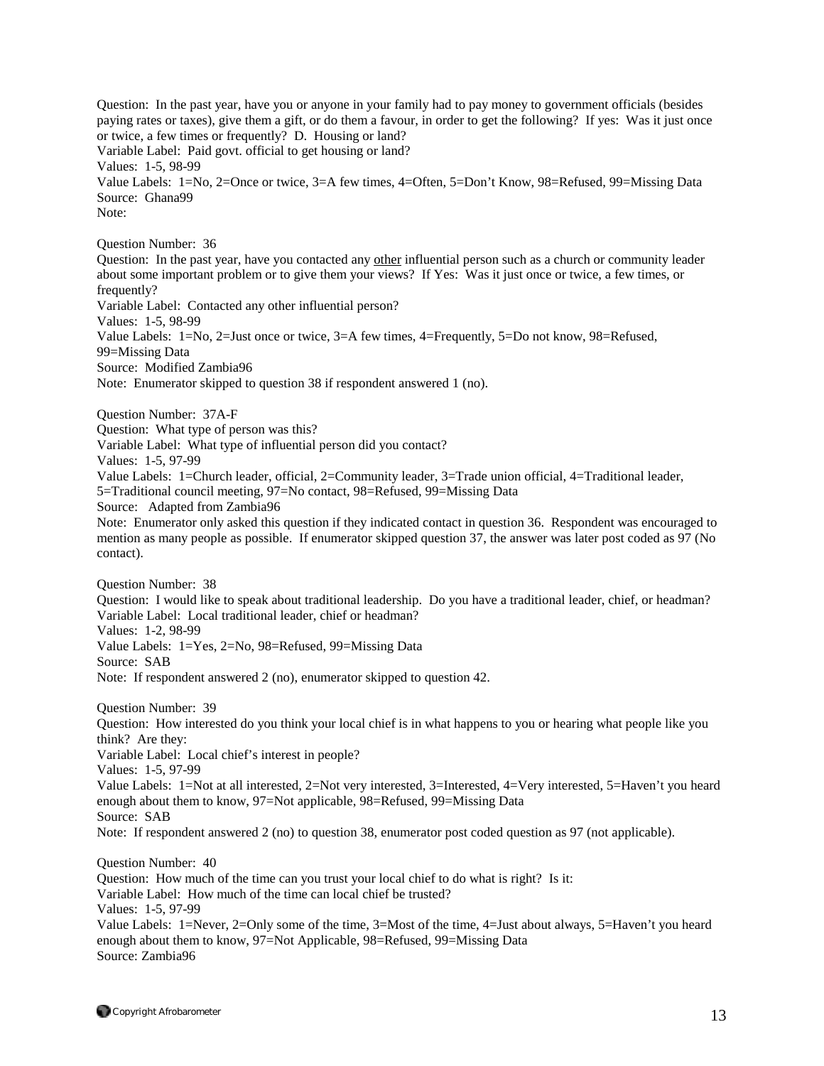Question: In the past year, have you or anyone in your family had to pay money to government officials (besides paying rates or taxes), give them a gift, or do them a favour, in order to get the following? If yes: Was it just once or twice, a few times or frequently? D. Housing or land?
Variable Label: Paid govt. official to get housing or land?
Values: 1-5, 98-99
Value Labels: 1=No, 2=Once or twice, 3=A few times, 4=Often, 5=Don't Know, 98=Refused, 99=Missing Data
Source: Ghana99
Note:

Question Number: 36
Question: In the past year, have you contacted any <u>other</u> influential person such as a church or community leader about some important problem or to give them your views? If Yes: Was it just once or twice, a few times, or frequently?
Variable Label: Contacted any other influential person?
Values: 1-5, 98-99
Value Labels: 1=No, 2=Just once or twice, 3=A few times, 4=Frequently, 5=Do not know, 98=Refused, 99=Missing Data
Source: Modified Zambia96
Note: Enumerator skipped to question 38 if respondent answered 1 (no).

Question Number: 37A-F
Question: What type of person was this?
Variable Label: What type of influential person did you contact?
Values: 1-5, 97-99
Value Labels: 1=Church leader, official, 2=Community leader, 3=Trade union official, 4=Traditional leader, 5=Traditional council meeting, 97=No contact, 98=Refused, 99=Missing Data
Source: Adapted from Zambia96
Note: Enumerator only asked this question if they indicated contact in question 36. Respondent was encouraged to mention as many people as possible. If enumerator skipped question 37, the answer was later post coded as 97 (No contact).

Question Number: 38
Question: I would like to speak about traditional leadership. Do you have a traditional leader, chief, or headman?
Variable Label: Local traditional leader, chief or headman?
Values: 1-2, 98-99
Value Labels: 1=Yes, 2=No, 98=Refused, 99=Missing Data
Source: SAB
Note: If respondent answered 2 (no), enumerator skipped to question 42.

Question Number: 39
Question: How interested do you think your local chief is in what happens to you or hearing what people like you think? Are they:
Variable Label: Local chief's interest in people?
Values: 1-5, 97-99
Value Labels: 1=Not at all interested, 2=Not very interested, 3=Interested, 4=Very interested, 5=Haven't you heard enough about them to know, 97=Not applicable, 98=Refused, 99=Missing Data
Source: SAB
Note: If respondent answered 2 (no) to question 38, enumerator post coded question as 97 (not applicable).

Question Number: 40
Question: How much of the time can you trust your local chief to do what is right? Is it:
Variable Label: How much of the time can local chief be trusted?
Values: 1-5, 97-99
Value Labels: 1=Never, 2=Only some of the time, 3=Most of the time, 4=Just about always, 5=Haven't you heard enough about them to know, 97=Not Applicable, 98=Refused, 99=Missing Data
Source: Zambia96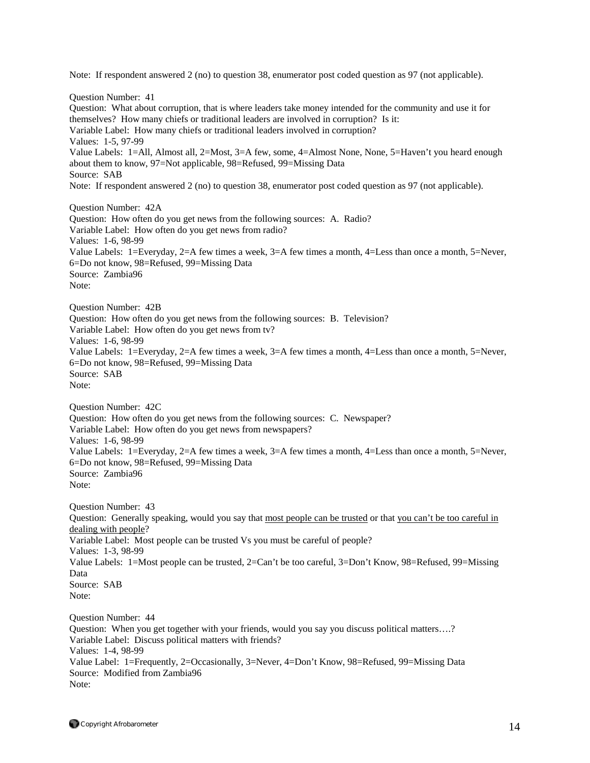Note: If respondent answered 2 (no) to question 38, enumerator post coded question as 97 (not applicable).

Question Number: 41
Question: What about corruption, that is where leaders take money intended for the community and use it for themselves? How many chiefs or traditional leaders are involved in corruption? Is it:
Variable Label: How many chiefs or traditional leaders involved in corruption?
Values: 1-5, 97-99
Value Labels: 1=All, Almost all, 2=Most, 3=A few, some, 4=Almost None, None, 5=Haven't you heard enough about them to know, 97=Not applicable, 98=Refused, 99=Missing Data
Source: SAB
Note: If respondent answered 2 (no) to question 38, enumerator post coded question as 97 (not applicable).

Question Number: 42A
Question: How often do you get news from the following sources: A. Radio?
Variable Label: How often do you get news from radio?
Values: 1-6, 98-99
Value Labels: 1=Everyday, 2=A few times a week, 3=A few times a month, 4=Less than once a month, 5=Never, 6=Do not know, 98=Refused, 99=Missing Data
Source: Zambia96
Note:

Question Number: 42B
Question: How often do you get news from the following sources: B. Television?
Variable Label: How often do you get news from tv?
Values: 1-6, 98-99
Value Labels: 1=Everyday, 2=A few times a week, 3=A few times a month, 4=Less than once a month, 5=Never, 6=Do not know, 98=Refused, 99=Missing Data
Source: SAB
Note:

Question Number: 42C
Question: How often do you get news from the following sources: C. Newspaper?
Variable Label: How often do you get news from newspapers?
Values: 1-6, 98-99
Value Labels: 1=Everyday, 2=A few times a week, 3=A few times a month, 4=Less than once a month, 5=Never, 6=Do not know, 98=Refused, 99=Missing Data
Source: Zambia96
Note:

Question Number: 43
Question: Generally speaking, would you say that most people can be trusted or that you can't be too careful in dealing with people?
Variable Label: Most people can be trusted Vs you must be careful of people?
Values: 1-3, 98-99
Value Labels: 1=Most people can be trusted, 2=Can't be too careful, 3=Don't Know, 98=Refused, 99=Missing Data
Source: SAB
Note:

Question Number: 44
Question: When you get together with your friends, would you say you discuss political matters….?
Variable Label: Discuss political matters with friends?
Values: 1-4, 98-99
Value Label: 1=Frequently, 2=Occasionally, 3=Never, 4=Don't Know, 98=Refused, 99=Missing Data
Source: Modified from Zambia96
Note: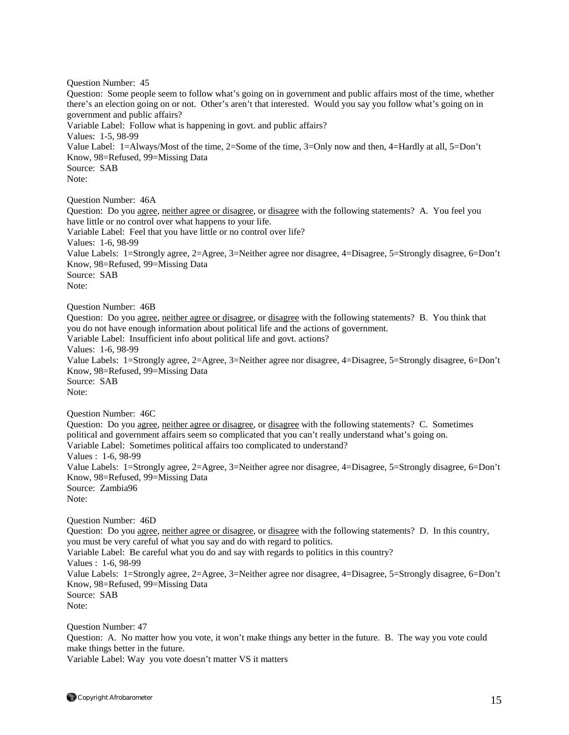Question Number: 45
Question: Some people seem to follow what's going on in government and public affairs most of the time, whether there's an election going on or not. Other's aren't that interested. Would you say you follow what's going on in government and public affairs?
Variable Label: Follow what is happening in govt. and public affairs?
Values: 1-5, 98-99
Value Label: 1=Always/Most of the time, 2=Some of the time, 3=Only now and then, 4=Hardly at all, 5=Don't Know, 98=Refused, 99=Missing Data
Source: SAB
Note:

Question Number: 46A
Question: Do you agree, neither agree or disagree, or disagree with the following statements? A. You feel you have little or no control over what happens to your life.
Variable Label: Feel that you have little or no control over life?
Values: 1-6, 98-99
Value Labels: 1=Strongly agree, 2=Agree, 3=Neither agree nor disagree, 4=Disagree, 5=Strongly disagree, 6=Don't Know, 98=Refused, 99=Missing Data
Source: SAB
Note:

Question Number: 46B
Question: Do you agree, neither agree or disagree, or disagree with the following statements? B. You think that you do not have enough information about political life and the actions of government.
Variable Label: Insufficient info about political life and govt. actions?
Values: 1-6, 98-99
Value Labels: 1=Strongly agree, 2=Agree, 3=Neither agree nor disagree, 4=Disagree, 5=Strongly disagree, 6=Don't Know, 98=Refused, 99=Missing Data
Source: SAB
Note:

Question Number: 46C
Question: Do you agree, neither agree or disagree, or disagree with the following statements? C. Sometimes political and government affairs seem so complicated that you can't really understand what's going on.
Variable Label: Sometimes political affairs too complicated to understand?
Values : 1-6, 98-99
Value Labels: 1=Strongly agree, 2=Agree, 3=Neither agree nor disagree, 4=Disagree, 5=Strongly disagree, 6=Don't Know, 98=Refused, 99=Missing Data
Source: Zambia96
Note:

Question Number: 46D
Question: Do you agree, neither agree or disagree, or disagree with the following statements? D. In this country, you must be very careful of what you say and do with regard to politics.
Variable Label: Be careful what you do and say with regards to politics in this country?
Values : 1-6, 98-99
Value Labels: 1=Strongly agree, 2=Agree, 3=Neither agree nor disagree, 4=Disagree, 5=Strongly disagree, 6=Don't Know, 98=Refused, 99=Missing Data
Source: SAB
Note:

Question Number: 47
Question: A. No matter how you vote, it won't make things any better in the future. B. The way you vote could make things better in the future.
Variable Label: Way you vote doesn't matter VS it matters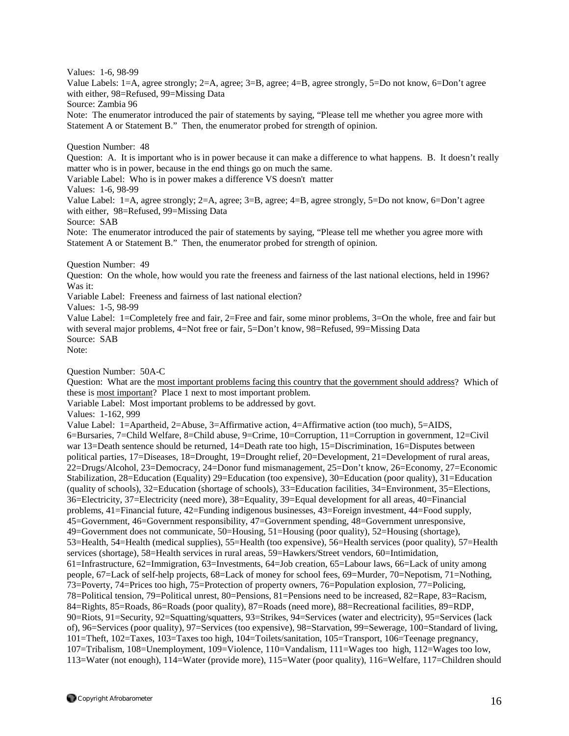Values: 1-6, 98-99
Value Labels: 1=A, agree strongly; 2=A, agree; 3=B, agree; 4=B, agree strongly, 5=Do not know, 6=Don't agree with either, 98=Refused, 99=Missing Data
Source: Zambia 96
Note: The enumerator introduced the pair of statements by saying, "Please tell me whether you agree more with Statement A or Statement B." Then, the enumerator probed for strength of opinion.

Question Number: 48
Question: A. It is important who is in power because it can make a difference to what happens. B. It doesn't really matter who is in power, because in the end things go on much the same.
Variable Label: Who is in power makes a difference VS doesn't matter
Values: 1-6, 98-99
Value Label: 1=A, agree strongly; 2=A, agree; 3=B, agree; 4=B, agree strongly, 5=Do not know, 6=Don't agree with either, 98=Refused, 99=Missing Data
Source: SAB
Note: The enumerator introduced the pair of statements by saying, "Please tell me whether you agree more with Statement A or Statement B." Then, the enumerator probed for strength of opinion.

Question Number: 49
Question: On the whole, how would you rate the freeness and fairness of the last national elections, held in 1996? Was it:
Variable Label: Freeness and fairness of last national election?
Values: 1-5, 98-99
Value Label: 1=Completely free and fair, 2=Free and fair, some minor problems, 3=On the whole, free and fair but with several major problems, 4=Not free or fair, 5=Don't know, 98=Refused, 99=Missing Data
Source: SAB
Note:

Question Number: 50A-C
Question: What are the <u>most important problems facing this country that the government should address</u>? Which of these is <u>most important</u>? Place 1 next to most important problem.
Variable Label: Most important problems to be addressed by govt.
Values: 1-162, 999
Value Label: 1=Apartheid, 2=Abuse, 3=Affirmative action, 4=Affirmative action (too much), 5=AIDS, 6=Bursaries, 7=Child Welfare, 8=Child abuse, 9=Crime, 10=Corruption, 11=Corruption in government, 12=Civil war 13=Death sentence should be returned, 14=Death rate too high, 15=Discrimination, 16=Disputes between political parties, 17=Diseases, 18=Drought, 19=Drought relief, 20=Development, 21=Development of rural areas, 22=Drugs/Alcohol, 23=Democracy, 24=Donor fund mismanagement, 25=Don't know, 26=Economy, 27=Economic Stabilization, 28=Education (Equality) 29=Education (too expensive), 30=Education (poor quality), 31=Education (quality of schools), 32=Education (shortage of schools), 33=Education facilities, 34=Environment, 35=Elections, 36=Electricity, 37=Electricity (need more), 38=Equality, 39=Equal development for all areas, 40=Financial problems, 41=Financial future, 42=Funding indigenous businesses, 43=Foreign investment, 44=Food supply, 45=Government, 46=Government responsibility, 47=Government spending, 48=Government unresponsive, 49=Government does not communicate, 50=Housing, 51=Housing (poor quality), 52=Housing (shortage), 53=Health, 54=Health (medical supplies), 55=Health (too expensive), 56=Health services (poor quality), 57=Health services (shortage), 58=Health services in rural areas, 59=Hawkers/Street vendors, 60=Intimidation, 61=Infrastructure, 62=Immigration, 63=Investments, 64=Job creation, 65=Labour laws, 66=Lack of unity among people, 67=Lack of self-help projects, 68=Lack of money for school fees, 69=Murder, 70=Nepotism, 71=Nothing, 73=Poverty, 74=Prices too high, 75=Protection of property owners, 76=Population explosion, 77=Policing, 78=Political tension, 79=Political unrest, 80=Pensions, 81=Pensions need to be increased, 82=Rape, 83=Racism, 84=Rights, 85=Roads, 86=Roads (poor quality), 87=Roads (need more), 88=Recreational facilities, 89=RDP, 90=Riots, 91=Security, 92=Squatting/squatters, 93=Strikes, 94=Services (water and electricity), 95=Services (lack of), 96=Services (poor quality), 97=Services (too expensive), 98=Starvation, 99=Sewerage, 100=Standard of living, 101=Theft, 102=Taxes, 103=Taxes too high, 104=Toilets/sanitation, 105=Transport, 106=Teenage pregnancy, 107=Tribalism, 108=Unemployment, 109=Violence, 110=Vandalism, 111=Wages too high, 112=Wages too low, 113=Water (not enough), 114=Water (provide more), 115=Water (poor quality), 116=Welfare, 117=Children should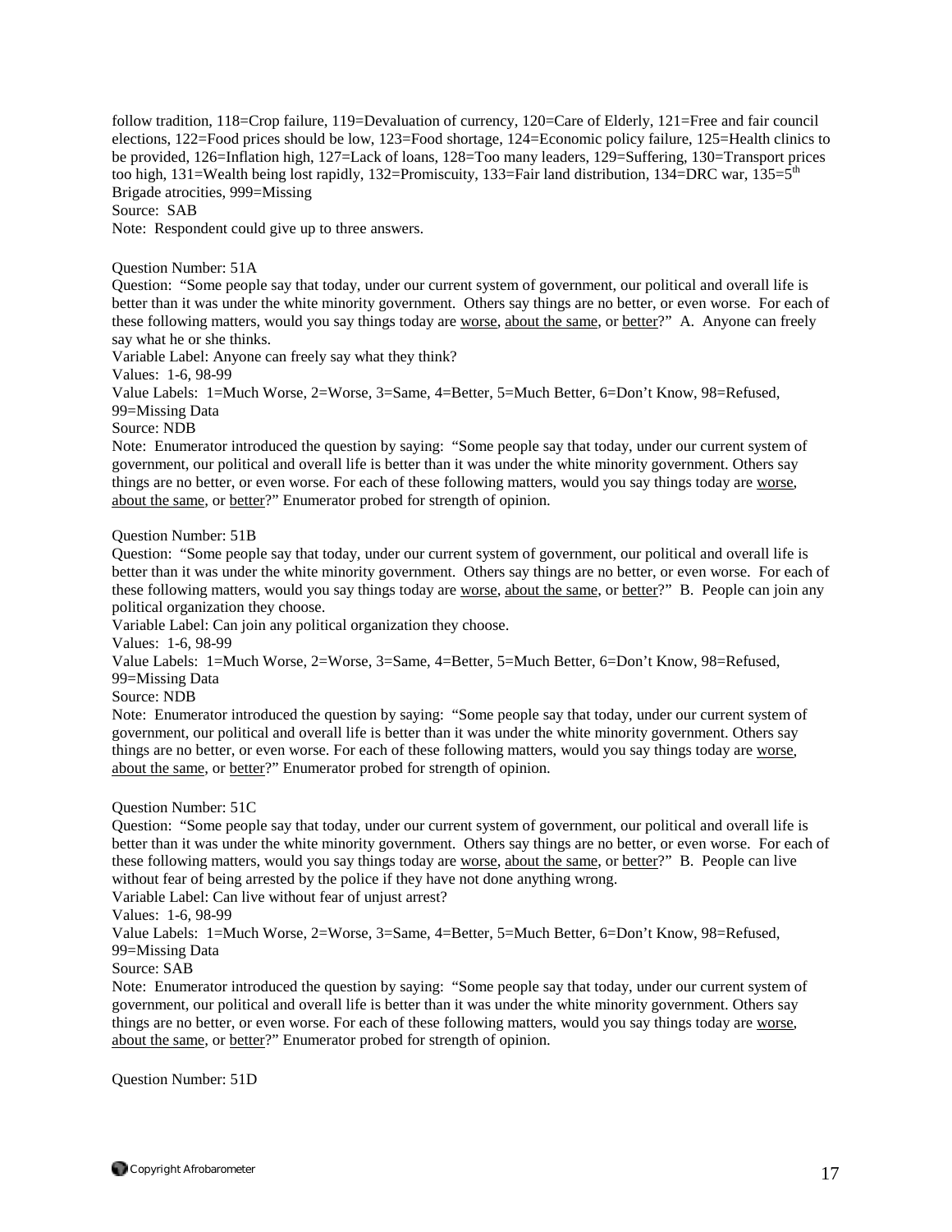follow tradition, 118=Crop failure, 119=Devaluation of currency, 120=Care of Elderly, 121=Free and fair council elections, 122=Food prices should be low, 123=Food shortage, 124=Economic policy failure, 125=Health clinics to be provided, 126=Inflation high, 127=Lack of loans, 128=Too many leaders, 129=Suffering, 130=Transport prices too high, 131=Wealth being lost rapidly, 132=Promiscuity, 133=Fair land distribution, 134=DRC war, 135=5th Brigade atrocities, 999=Missing

Source: SAB

Note: Respondent could give up to three answers.

Question Number: 51A

Question: "Some people say that today, under our current system of government, our political and overall life is better than it was under the white minority government. Others say things are no better, or even worse. For each of these following matters, would you say things today are worse, about the same, or better?" A. Anyone can freely say what he or she thinks.

Variable Label: Anyone can freely say what they think?

Values: 1-6, 98-99

Value Labels: 1=Much Worse, 2=Worse, 3=Same, 4=Better, 5=Much Better, 6=Don't Know, 98=Refused, 99=Missing Data

Source: NDB

Note: Enumerator introduced the question by saying: "Some people say that today, under our current system of government, our political and overall life is better than it was under the white minority government. Others say things are no better, or even worse. For each of these following matters, would you say things today are worse, about the same, or better?" Enumerator probed for strength of opinion.

Question Number: 51B

Question: "Some people say that today, under our current system of government, our political and overall life is better than it was under the white minority government. Others say things are no better, or even worse. For each of these following matters, would you say things today are worse, about the same, or better?" B. People can join any political organization they choose.

Variable Label: Can join any political organization they choose.

Values: 1-6, 98-99

Value Labels: 1=Much Worse, 2=Worse, 3=Same, 4=Better, 5=Much Better, 6=Don't Know, 98=Refused, 99=Missing Data

Source: NDB

Note: Enumerator introduced the question by saying: "Some people say that today, under our current system of government, our political and overall life is better than it was under the white minority government. Others say things are no better, or even worse. For each of these following matters, would you say things today are worse, about the same, or better?" Enumerator probed for strength of opinion.

Question Number: 51C

Question: "Some people say that today, under our current system of government, our political and overall life is better than it was under the white minority government. Others say things are no better, or even worse. For each of these following matters, would you say things today are worse, about the same, or better?" B. People can live without fear of being arrested by the police if they have not done anything wrong.

Variable Label: Can live without fear of unjust arrest?

Values: 1-6, 98-99

Value Labels: 1=Much Worse, 2=Worse, 3=Same, 4=Better, 5=Much Better, 6=Don't Know, 98=Refused, 99=Missing Data

Source: SAB

Note: Enumerator introduced the question by saying: "Some people say that today, under our current system of government, our political and overall life is better than it was under the white minority government. Others say things are no better, or even worse. For each of these following matters, would you say things today are worse, about the same, or better?" Enumerator probed for strength of opinion.

Question Number: 51D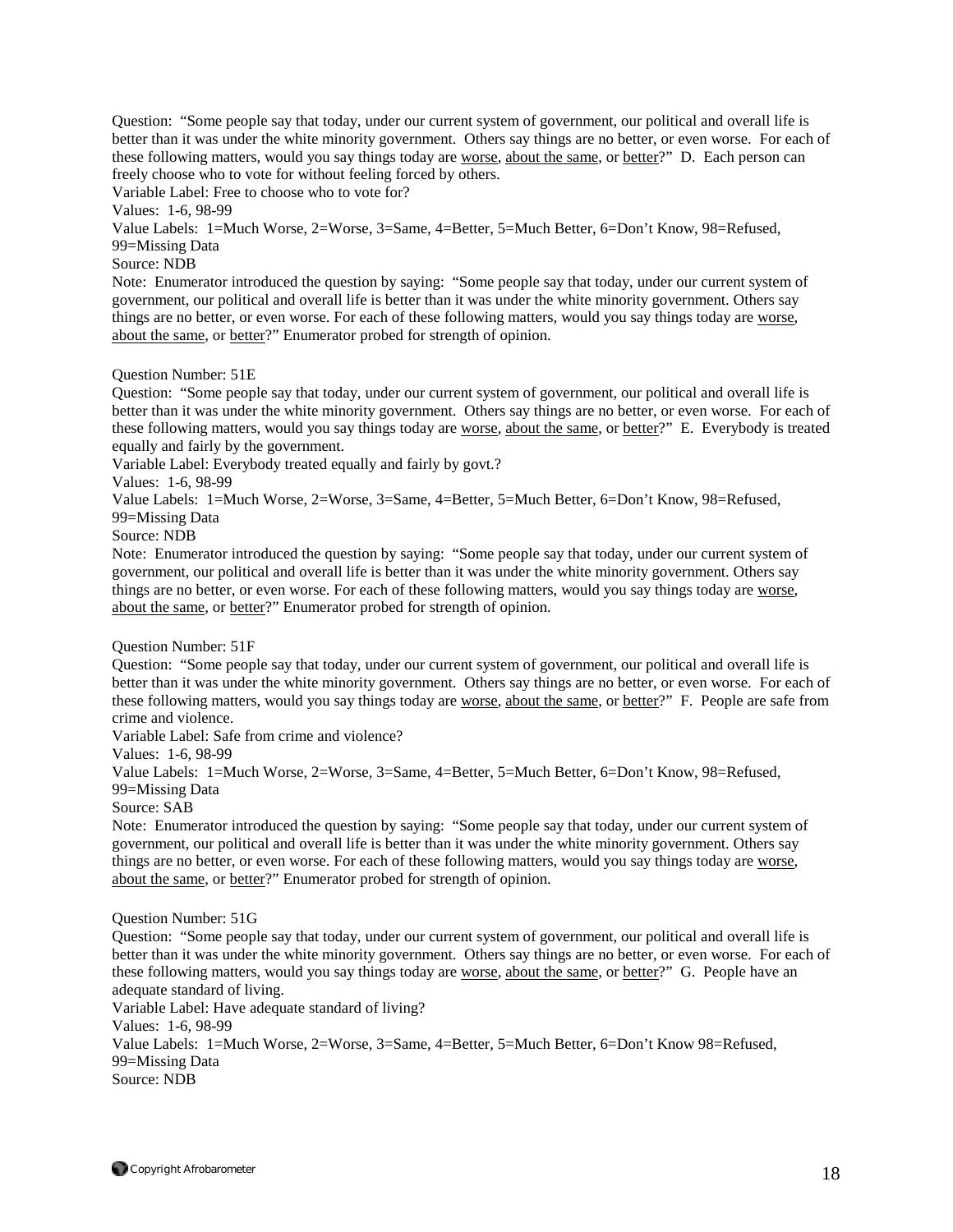Question: "Some people say that today, under our current system of government, our political and overall life is better than it was under the white minority government. Others say things are no better, or even worse. For each of these following matters, would you say things today are worse, about the same, or better?" D. Each person can freely choose who to vote for without feeling forced by others.

Variable Label: Free to choose who to vote for?

Values: 1-6, 98-99

Value Labels: 1=Much Worse, 2=Worse, 3=Same, 4=Better, 5=Much Better, 6=Don't Know, 98=Refused, 99=Missing Data

Source: NDB

Note: Enumerator introduced the question by saying: "Some people say that today, under our current system of government, our political and overall life is better than it was under the white minority government. Others say things are no better, or even worse. For each of these following matters, would you say things today are worse, about the same, or better?" Enumerator probed for strength of opinion.

Question Number: 51E

Question: "Some people say that today, under our current system of government, our political and overall life is better than it was under the white minority government. Others say things are no better, or even worse. For each of these following matters, would you say things today are worse, about the same, or better?" E. Everybody is treated equally and fairly by the government.

Variable Label: Everybody treated equally and fairly by govt.?

Values: 1-6, 98-99

Value Labels: 1=Much Worse, 2=Worse, 3=Same, 4=Better, 5=Much Better, 6=Don't Know, 98=Refused, 99=Missing Data

Source: NDB

Note: Enumerator introduced the question by saying: "Some people say that today, under our current system of government, our political and overall life is better than it was under the white minority government. Others say things are no better, or even worse. For each of these following matters, would you say things today are worse, about the same, or better?" Enumerator probed for strength of opinion.

Question Number: 51F

Question: "Some people say that today, under our current system of government, our political and overall life is better than it was under the white minority government. Others say things are no better, or even worse. For each of these following matters, would you say things today are worse, about the same, or better?" F. People are safe from crime and violence.

Variable Label: Safe from crime and violence?

Values: 1-6, 98-99

Value Labels: 1=Much Worse, 2=Worse, 3=Same, 4=Better, 5=Much Better, 6=Don't Know, 98=Refused, 99=Missing Data

Source: SAB

Note: Enumerator introduced the question by saying: "Some people say that today, under our current system of government, our political and overall life is better than it was under the white minority government. Others say things are no better, or even worse. For each of these following matters, would you say things today are worse, about the same, or better?" Enumerator probed for strength of opinion.

Question Number: 51G

Question: "Some people say that today, under our current system of government, our political and overall life is better than it was under the white minority government. Others say things are no better, or even worse. For each of these following matters, would you say things today are worse, about the same, or better?" G. People have an adequate standard of living.

Variable Label: Have adequate standard of living?

Values: 1-6, 98-99

Value Labels: 1=Much Worse, 2=Worse, 3=Same, 4=Better, 5=Much Better, 6=Don't Know 98=Refused, 99=Missing Data

Source: NDB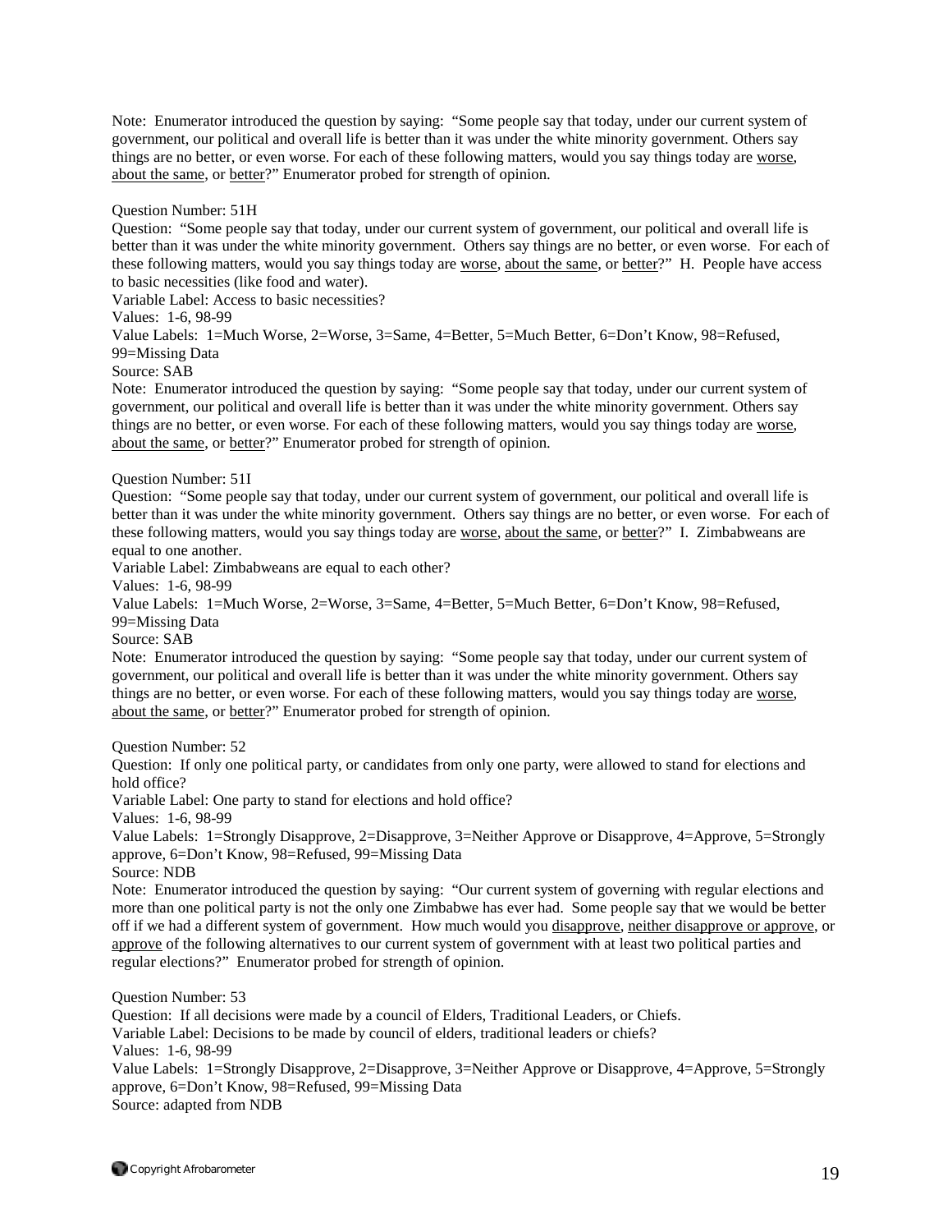Note: Enumerator introduced the question by saying: "Some people say that today, under our current system of government, our political and overall life is better than it was under the white minority government. Others say things are no better, or even worse. For each of these following matters, would you say things today are worse, about the same, or better?" Enumerator probed for strength of opinion.

Question Number: 51H
Question: "Some people say that today, under our current system of government, our political and overall life is better than it was under the white minority government. Others say things are no better, or even worse. For each of these following matters, would you say things today are worse, about the same, or better?" H. People have access to basic necessities (like food and water).
Variable Label: Access to basic necessities?
Values: 1-6, 98-99
Value Labels: 1=Much Worse, 2=Worse, 3=Same, 4=Better, 5=Much Better, 6=Don't Know, 98=Refused, 99=Missing Data
Source: SAB
Note: Enumerator introduced the question by saying: "Some people say that today, under our current system of government, our political and overall life is better than it was under the white minority government. Others say things are no better, or even worse. For each of these following matters, would you say things today are worse, about the same, or better?" Enumerator probed for strength of opinion.

Question Number: 51I
Question: "Some people say that today, under our current system of government, our political and overall life is better than it was under the white minority government. Others say things are no better, or even worse. For each of these following matters, would you say things today are worse, about the same, or better?" I. Zimbabweans are equal to one another.
Variable Label: Zimbabweans are equal to each other?
Values: 1-6, 98-99
Value Labels: 1=Much Worse, 2=Worse, 3=Same, 4=Better, 5=Much Better, 6=Don't Know, 98=Refused, 99=Missing Data
Source: SAB
Note: Enumerator introduced the question by saying: "Some people say that today, under our current system of government, our political and overall life is better than it was under the white minority government. Others say things are no better, or even worse. For each of these following matters, would you say things today are worse, about the same, or better?" Enumerator probed for strength of opinion.

Question Number: 52
Question: If only one political party, or candidates from only one party, were allowed to stand for elections and hold office?
Variable Label: One party to stand for elections and hold office?
Values: 1-6, 98-99
Value Labels: 1=Strongly Disapprove, 2=Disapprove, 3=Neither Approve or Disapprove, 4=Approve, 5=Strongly approve, 6=Don't Know, 98=Refused, 99=Missing Data
Source: NDB
Note: Enumerator introduced the question by saying: "Our current system of governing with regular elections and more than one political party is not the only one Zimbabwe has ever had. Some people say that we would be better off if we had a different system of government. How much would you disapprove, neither disapprove or approve, or approve of the following alternatives to our current system of government with at least two political parties and regular elections?" Enumerator probed for strength of opinion.

Question Number: 53
Question: If all decisions were made by a council of Elders, Traditional Leaders, or Chiefs.
Variable Label: Decisions to be made by council of elders, traditional leaders or chiefs?
Values: 1-6, 98-99
Value Labels: 1=Strongly Disapprove, 2=Disapprove, 3=Neither Approve or Disapprove, 4=Approve, 5=Strongly approve, 6=Don't Know, 98=Refused, 99=Missing Data
Source: adapted from NDB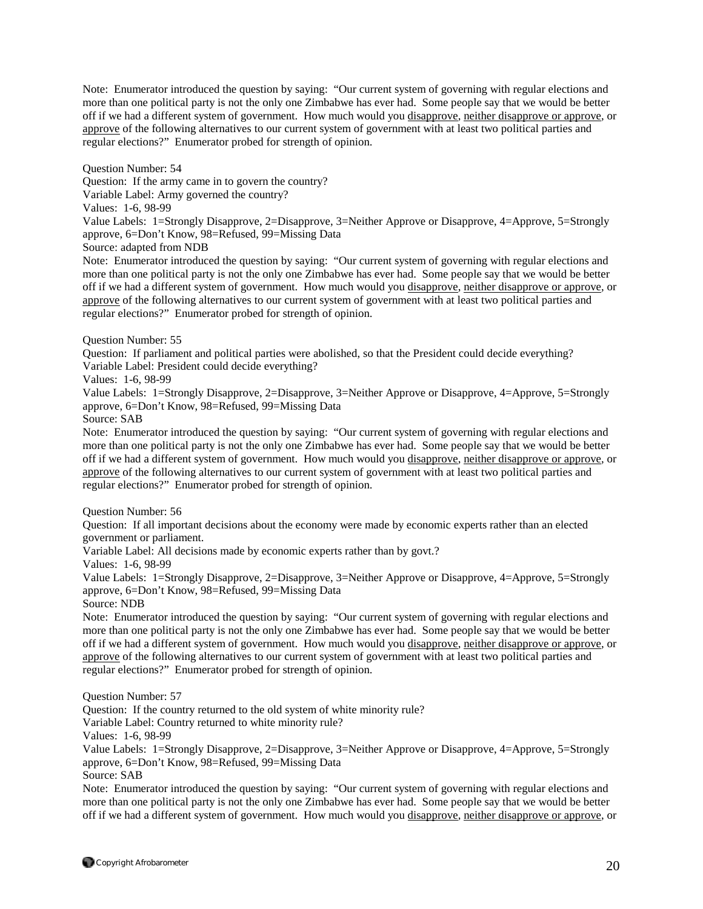Note: Enumerator introduced the question by saying: "Our current system of governing with regular elections and more than one political party is not the only one Zimbabwe has ever had. Some people say that we would be better off if we had a different system of government. How much would you disapprove, neither disapprove or approve, or approve of the following alternatives to our current system of government with at least two political parties and regular elections?" Enumerator probed for strength of opinion.

Question Number: 54
Question: If the army came in to govern the country?
Variable Label: Army governed the country?
Values: 1-6, 98-99
Value Labels: 1=Strongly Disapprove, 2=Disapprove, 3=Neither Approve or Disapprove, 4=Approve, 5=Strongly approve, 6=Don't Know, 98=Refused, 99=Missing Data
Source: adapted from NDB
Note: Enumerator introduced the question by saying: "Our current system of governing with regular elections and more than one political party is not the only one Zimbabwe has ever had. Some people say that we would be better off if we had a different system of government. How much would you disapprove, neither disapprove or approve, or approve of the following alternatives to our current system of government with at least two political parties and regular elections?" Enumerator probed for strength of opinion.

Question Number: 55
Question: If parliament and political parties were abolished, so that the President could decide everything?
Variable Label: President could decide everything?
Values: 1-6, 98-99
Value Labels: 1=Strongly Disapprove, 2=Disapprove, 3=Neither Approve or Disapprove, 4=Approve, 5=Strongly approve, 6=Don't Know, 98=Refused, 99=Missing Data
Source: SAB
Note: Enumerator introduced the question by saying: "Our current system of governing with regular elections and more than one political party is not the only one Zimbabwe has ever had. Some people say that we would be better off if we had a different system of government. How much would you disapprove, neither disapprove or approve, or approve of the following alternatives to our current system of government with at least two political parties and regular elections?" Enumerator probed for strength of opinion.

Question Number: 56
Question: If all important decisions about the economy were made by economic experts rather than an elected government or parliament.
Variable Label: All decisions made by economic experts rather than by govt.?
Values: 1-6, 98-99
Value Labels: 1=Strongly Disapprove, 2=Disapprove, 3=Neither Approve or Disapprove, 4=Approve, 5=Strongly approve, 6=Don't Know, 98=Refused, 99=Missing Data
Source: NDB
Note: Enumerator introduced the question by saying: "Our current system of governing with regular elections and more than one political party is not the only one Zimbabwe has ever had. Some people say that we would be better off if we had a different system of government. How much would you disapprove, neither disapprove or approve, or approve of the following alternatives to our current system of government with at least two political parties and regular elections?" Enumerator probed for strength of opinion.

Question Number: 57
Question: If the country returned to the old system of white minority rule?
Variable Label: Country returned to white minority rule?
Values: 1-6, 98-99
Value Labels: 1=Strongly Disapprove, 2=Disapprove, 3=Neither Approve or Disapprove, 4=Approve, 5=Strongly approve, 6=Don't Know, 98=Refused, 99=Missing Data
Source: SAB
Note: Enumerator introduced the question by saying: "Our current system of governing with regular elections and more than one political party is not the only one Zimbabwe has ever had. Some people say that we would be better off if we had a different system of government. How much would you disapprove, neither disapprove or approve, or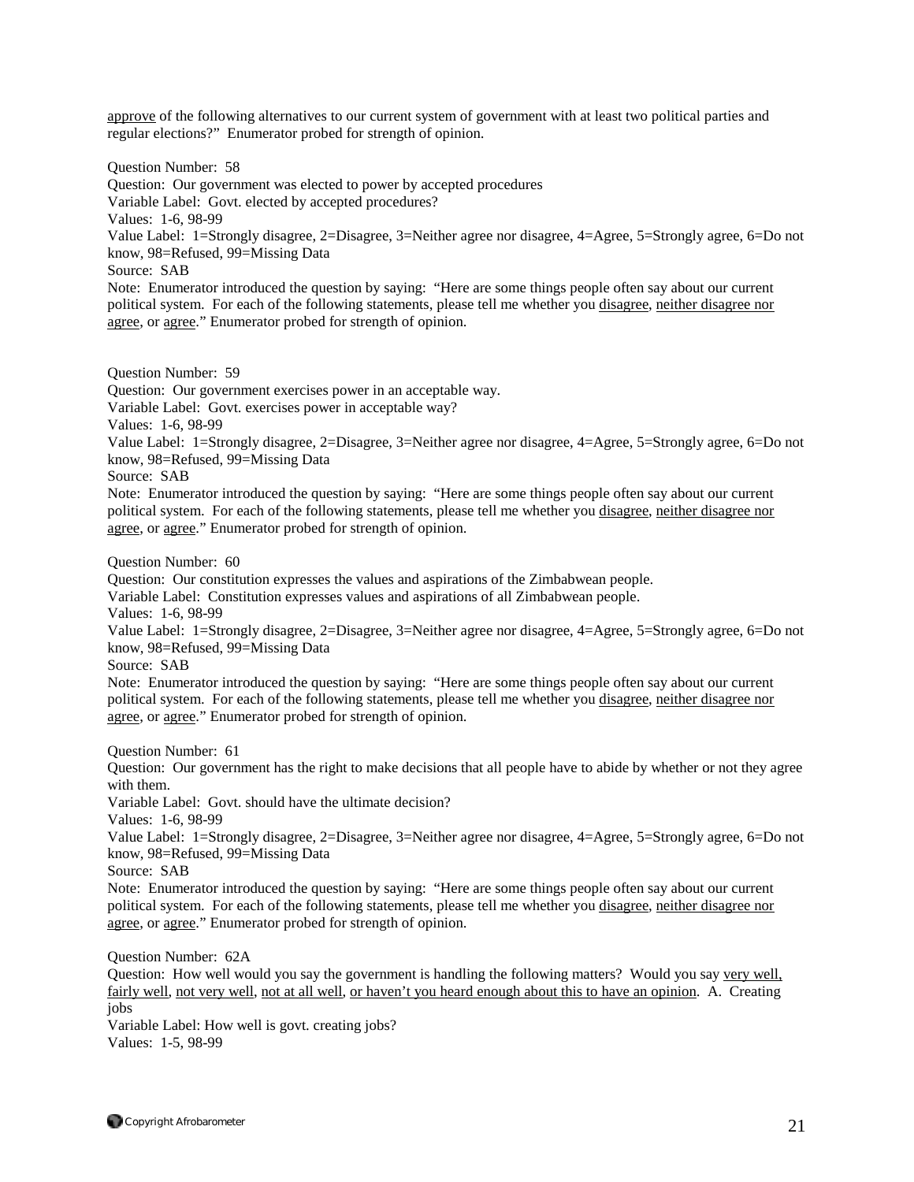approve of the following alternatives to our current system of government with at least two political parties and regular elections?" Enumerator probed for strength of opinion.

Question Number: 58
Question: Our government was elected to power by accepted procedures
Variable Label: Govt. elected by accepted procedures?
Values: 1-6, 98-99
Value Label: 1=Strongly disagree, 2=Disagree, 3=Neither agree nor disagree, 4=Agree, 5=Strongly agree, 6=Do not know, 98=Refused, 99=Missing Data
Source: SAB
Note: Enumerator introduced the question by saying: "Here are some things people often say about our current political system. For each of the following statements, please tell me whether you disagree, neither disagree nor agree, or agree." Enumerator probed for strength of opinion.

Question Number: 59
Question: Our government exercises power in an acceptable way.
Variable Label: Govt. exercises power in acceptable way?
Values: 1-6, 98-99
Value Label: 1=Strongly disagree, 2=Disagree, 3=Neither agree nor disagree, 4=Agree, 5=Strongly agree, 6=Do not know, 98=Refused, 99=Missing Data
Source: SAB
Note: Enumerator introduced the question by saying: "Here are some things people often say about our current political system. For each of the following statements, please tell me whether you disagree, neither disagree nor agree, or agree." Enumerator probed for strength of opinion.

Question Number: 60
Question: Our constitution expresses the values and aspirations of the Zimbabwean people.
Variable Label: Constitution expresses values and aspirations of all Zimbabwean people.
Values: 1-6, 98-99
Value Label: 1=Strongly disagree, 2=Disagree, 3=Neither agree nor disagree, 4=Agree, 5=Strongly agree, 6=Do not know, 98=Refused, 99=Missing Data
Source: SAB
Note: Enumerator introduced the question by saying: "Here are some things people often say about our current political system. For each of the following statements, please tell me whether you disagree, neither disagree nor agree, or agree." Enumerator probed for strength of opinion.

Question Number: 61
Question: Our government has the right to make decisions that all people have to abide by whether or not they agree with them.
Variable Label: Govt. should have the ultimate decision?
Values: 1-6, 98-99
Value Label: 1=Strongly disagree, 2=Disagree, 3=Neither agree nor disagree, 4=Agree, 5=Strongly agree, 6=Do not know, 98=Refused, 99=Missing Data
Source: SAB
Note: Enumerator introduced the question by saying: "Here are some things people often say about our current political system. For each of the following statements, please tell me whether you disagree, neither disagree nor agree, or agree." Enumerator probed for strength of opinion.

Question Number: 62A
Question: How well would you say the government is handling the following matters? Would you say very well, fairly well, not very well, not at all well, or haven't you heard enough about this to have an opinion. A. Creating jobs
Variable Label: How well is govt. creating jobs?
Values: 1-5, 98-99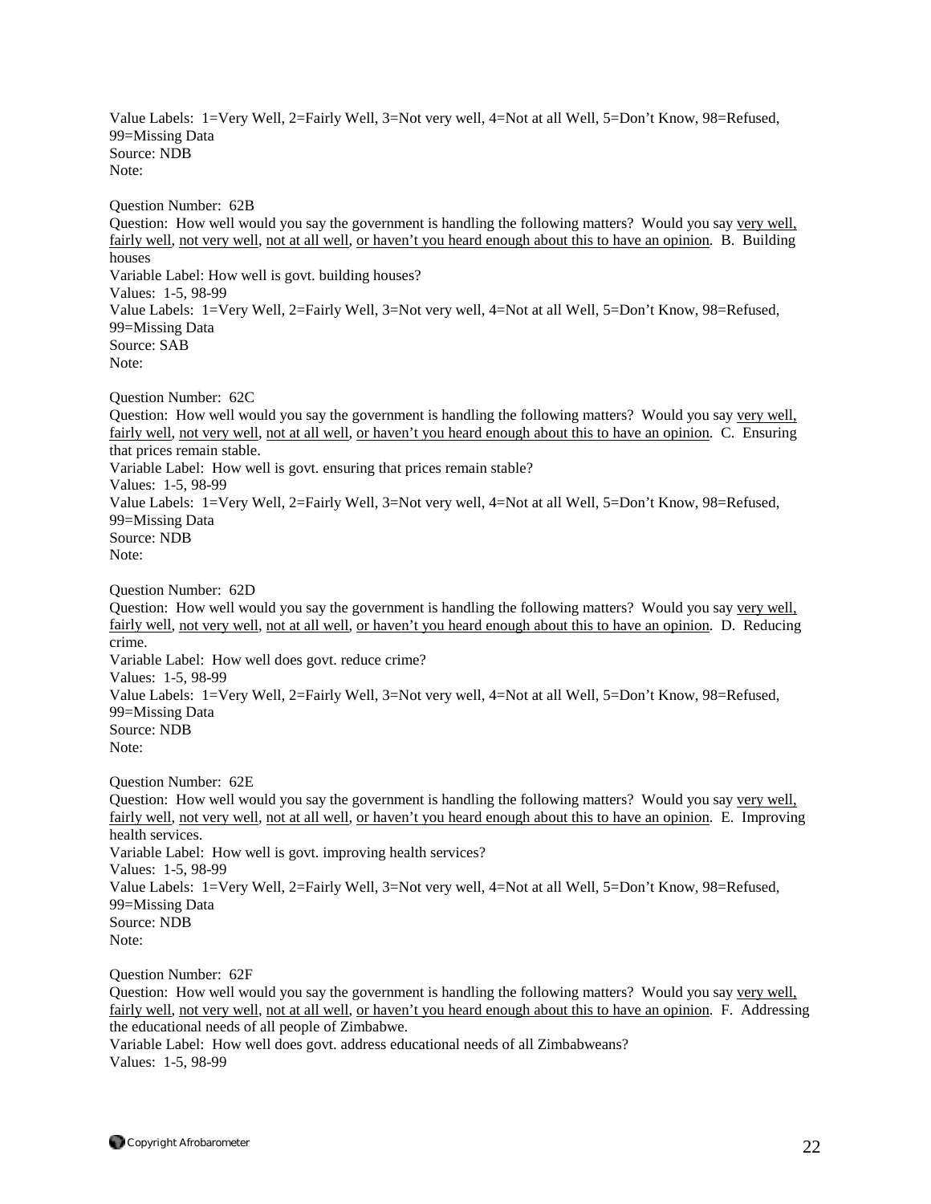Value Labels: 1=Very Well, 2=Fairly Well, 3=Not very well, 4=Not at all Well, 5=Don't Know, 98=Refused, 99=Missing Data
Source: NDB
Note:

Question Number: 62B
Question: How well would you say the government is handling the following matters? Would you say very well, fairly well, not very well, not at all well, or haven't you heard enough about this to have an opinion. B. Building houses
Variable Label: How well is govt. building houses?
Values: 1-5, 98-99
Value Labels: 1=Very Well, 2=Fairly Well, 3=Not very well, 4=Not at all Well, 5=Don't Know, 98=Refused, 99=Missing Data
Source: SAB
Note:

Question Number: 62C
Question: How well would you say the government is handling the following matters? Would you say very well, fairly well, not very well, not at all well, or haven't you heard enough about this to have an opinion. C. Ensuring that prices remain stable.
Variable Label: How well is govt. ensuring that prices remain stable?
Values: 1-5, 98-99
Value Labels: 1=Very Well, 2=Fairly Well, 3=Not very well, 4=Not at all Well, 5=Don't Know, 98=Refused, 99=Missing Data
Source: NDB
Note:

Question Number: 62D
Question: How well would you say the government is handling the following matters? Would you say very well, fairly well, not very well, not at all well, or haven't you heard enough about this to have an opinion. D. Reducing crime.
Variable Label: How well does govt. reduce crime?
Values: 1-5, 98-99
Value Labels: 1=Very Well, 2=Fairly Well, 3=Not very well, 4=Not at all Well, 5=Don't Know, 98=Refused, 99=Missing Data
Source: NDB
Note:

Question Number: 62E
Question: How well would you say the government is handling the following matters? Would you say very well, fairly well, not very well, not at all well, or haven't you heard enough about this to have an opinion. E. Improving health services.
Variable Label: How well is govt. improving health services?
Values: 1-5, 98-99
Value Labels: 1=Very Well, 2=Fairly Well, 3=Not very well, 4=Not at all Well, 5=Don't Know, 98=Refused, 99=Missing Data
Source: NDB
Note:

Question Number: 62F
Question: How well would you say the government is handling the following matters? Would you say very well, fairly well, not very well, not at all well, or haven't you heard enough about this to have an opinion. F. Addressing the educational needs of all people of Zimbabwe.
Variable Label: How well does govt. address educational needs of all Zimbabweans?
Values: 1-5, 98-99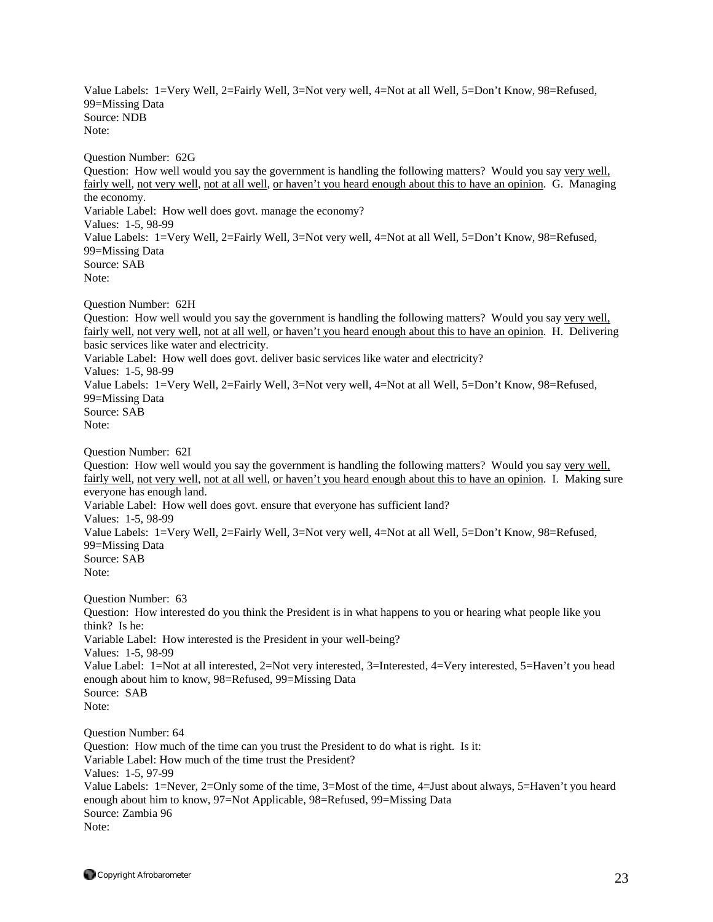Value Labels: 1=Very Well, 2=Fairly Well, 3=Not very well, 4=Not at all Well, 5=Don't Know, 98=Refused, 99=Missing Data
Source: NDB
Note:

Question Number: 62G
Question: How well would you say the government is handling the following matters? Would you say very well, fairly well, not very well, not at all well, or haven't you heard enough about this to have an opinion. G. Managing the economy.
Variable Label: How well does govt. manage the economy?
Values: 1-5, 98-99
Value Labels: 1=Very Well, 2=Fairly Well, 3=Not very well, 4=Not at all Well, 5=Don't Know, 98=Refused, 99=Missing Data
Source: SAB
Note:

Question Number: 62H
Question: How well would you say the government is handling the following matters? Would you say very well, fairly well, not very well, not at all well, or haven't you heard enough about this to have an opinion. H. Delivering basic services like water and electricity.
Variable Label: How well does govt. deliver basic services like water and electricity?
Values: 1-5, 98-99
Value Labels: 1=Very Well, 2=Fairly Well, 3=Not very well, 4=Not at all Well, 5=Don't Know, 98=Refused, 99=Missing Data
Source: SAB
Note:

Question Number: 62I
Question: How well would you say the government is handling the following matters? Would you say very well, fairly well, not very well, not at all well, or haven't you heard enough about this to have an opinion. I. Making sure everyone has enough land.
Variable Label: How well does govt. ensure that everyone has sufficient land?
Values: 1-5, 98-99
Value Labels: 1=Very Well, 2=Fairly Well, 3=Not very well, 4=Not at all Well, 5=Don't Know, 98=Refused, 99=Missing Data
Source: SAB
Note:

Question Number: 63
Question: How interested do you think the President is in what happens to you or hearing what people like you think? Is he:
Variable Label: How interested is the President in your well-being?
Values: 1-5, 98-99
Value Label: 1=Not at all interested, 2=Not very interested, 3=Interested, 4=Very interested, 5=Haven't you head enough about him to know, 98=Refused, 99=Missing Data
Source: SAB
Note:

Question Number: 64
Question: How much of the time can you trust the President to do what is right. Is it:
Variable Label: How much of the time trust the President?
Values: 1-5, 97-99
Value Labels: 1=Never, 2=Only some of the time, 3=Most of the time, 4=Just about always, 5=Haven't you heard enough about him to know, 97=Not Applicable, 98=Refused, 99=Missing Data
Source: Zambia 96
Note: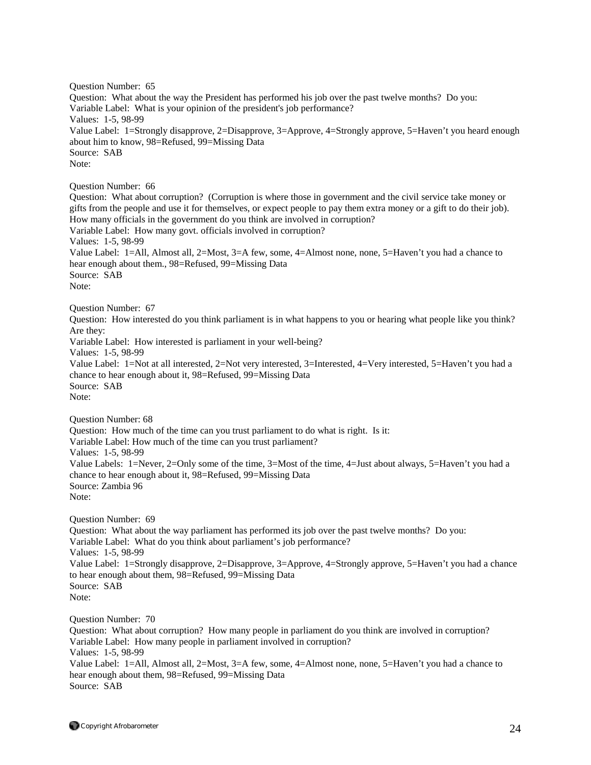Question Number: 65
Question: What about the way the President has performed his job over the past twelve months? Do you:
Variable Label: What is your opinion of the president's job performance?
Values: 1-5, 98-99
Value Label: 1=Strongly disapprove, 2=Disapprove, 3=Approve, 4=Strongly approve, 5=Haven't you heard enough about him to know, 98=Refused, 99=Missing Data
Source: SAB
Note:

Question Number: 66
Question: What about corruption? (Corruption is where those in government and the civil service take money or gifts from the people and use it for themselves, or expect people to pay them extra money or a gift to do their job). How many officials in the government do you think are involved in corruption?
Variable Label: How many govt. officials involved in corruption?
Values: 1-5, 98-99
Value Label: 1=All, Almost all, 2=Most, 3=A few, some, 4=Almost none, none, 5=Haven't you had a chance to hear enough about them., 98=Refused, 99=Missing Data
Source: SAB
Note:

Question Number: 67
Question: How interested do you think parliament is in what happens to you or hearing what people like you think? Are they:
Variable Label: How interested is parliament in your well-being?
Values: 1-5, 98-99
Value Label: 1=Not at all interested, 2=Not very interested, 3=Interested, 4=Very interested, 5=Haven't you had a chance to hear enough about it, 98=Refused, 99=Missing Data
Source: SAB
Note:

Question Number: 68
Question: How much of the time can you trust parliament to do what is right. Is it:
Variable Label: How much of the time can you trust parliament?
Values: 1-5, 98-99
Value Labels: 1=Never, 2=Only some of the time, 3=Most of the time, 4=Just about always, 5=Haven't you had a chance to hear enough about it, 98=Refused, 99=Missing Data
Source: Zambia 96
Note:

Question Number: 69
Question: What about the way parliament has performed its job over the past twelve months? Do you:
Variable Label: What do you think about parliament's job performance?
Values: 1-5, 98-99
Value Label: 1=Strongly disapprove, 2=Disapprove, 3=Approve, 4=Strongly approve, 5=Haven't you had a chance to hear enough about them, 98=Refused, 99=Missing Data
Source: SAB
Note:

Question Number: 70
Question: What about corruption? How many people in parliament do you think are involved in corruption?
Variable Label: How many people in parliament involved in corruption?
Values: 1-5, 98-99
Value Label: 1=All, Almost all, 2=Most, 3=A few, some, 4=Almost none, none, 5=Haven't you had a chance to hear enough about them, 98=Refused, 99=Missing Data
Source: SAB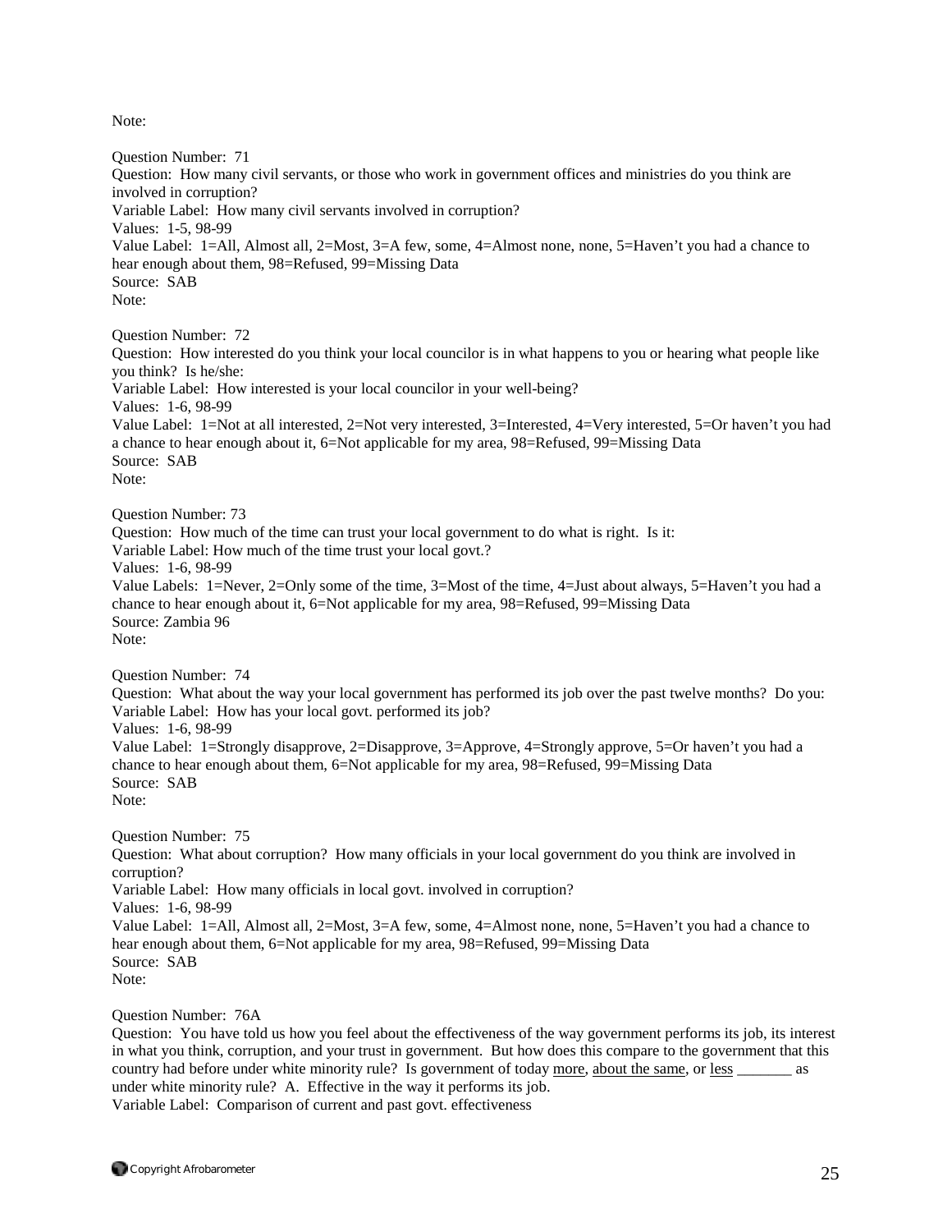Note:

Question Number: 71
Question: How many civil servants, or those who work in government offices and ministries do you think are involved in corruption?
Variable Label: How many civil servants involved in corruption?
Values: 1-5, 98-99
Value Label: 1=All, Almost all, 2=Most, 3=A few, some, 4=Almost none, none, 5=Haven't you had a chance to hear enough about them, 98=Refused, 99=Missing Data
Source: SAB
Note:

Question Number: 72
Question: How interested do you think your local councilor is in what happens to you or hearing what people like you think? Is he/she:
Variable Label: How interested is your local councilor in your well-being?
Values: 1-6, 98-99
Value Label: 1=Not at all interested, 2=Not very interested, 3=Interested, 4=Very interested, 5=Or haven't you had a chance to hear enough about it, 6=Not applicable for my area, 98=Refused, 99=Missing Data
Source: SAB
Note:

Question Number: 73
Question: How much of the time can trust your local government to do what is right. Is it:
Variable Label: How much of the time trust your local govt.?
Values: 1-6, 98-99
Value Labels: 1=Never, 2=Only some of the time, 3=Most of the time, 4=Just about always, 5=Haven't you had a chance to hear enough about it, 6=Not applicable for my area, 98=Refused, 99=Missing Data
Source: Zambia 96
Note:

Question Number: 74
Question: What about the way your local government has performed its job over the past twelve months? Do you:
Variable Label: How has your local govt. performed its job?
Values: 1-6, 98-99
Value Label: 1=Strongly disapprove, 2=Disapprove, 3=Approve, 4=Strongly approve, 5=Or haven't you had a chance to hear enough about them, 6=Not applicable for my area, 98=Refused, 99=Missing Data
Source: SAB
Note:

Question Number: 75
Question: What about corruption? How many officials in your local government do you think are involved in corruption?
Variable Label: How many officials in local govt. involved in corruption?
Values: 1-6, 98-99
Value Label: 1=All, Almost all, 2=Most, 3=A few, some, 4=Almost none, none, 5=Haven't you had a chance to hear enough about them, 6=Not applicable for my area, 98=Refused, 99=Missing Data
Source: SAB
Note:

Question Number: 76A
Question: You have told us how you feel about the effectiveness of the way government performs its job, its interest in what you think, corruption, and your trust in government. But how does this compare to the government that this country had before under white minority rule? Is government of today more, about the same, or less _______ as under white minority rule? A. Effective in the way it performs its job.
Variable Label: Comparison of current and past govt. effectiveness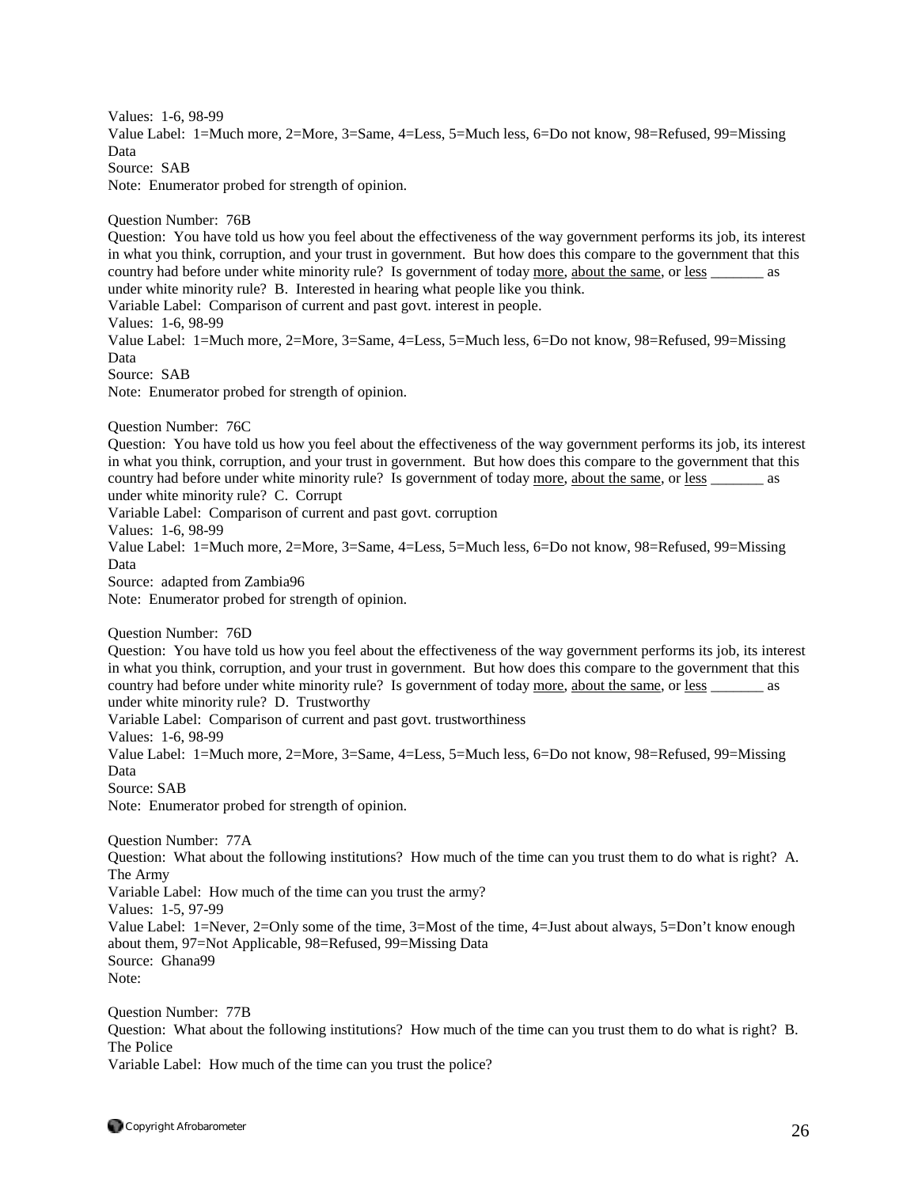Values: 1-6, 98-99
Value Label: 1=Much more, 2=More, 3=Same, 4=Less, 5=Much less, 6=Do not know, 98=Refused, 99=Missing Data
Source: SAB
Note: Enumerator probed for strength of opinion.

Question Number: 76B
Question: You have told us how you feel about the effectiveness of the way government performs its job, its interest in what you think, corruption, and your trust in government. But how does this compare to the government that this country had before under white minority rule? Is government of today more, about the same, or less _______ as under white minority rule? B. Interested in hearing what people like you think.
Variable Label: Comparison of current and past govt. interest in people.
Values: 1-6, 98-99
Value Label: 1=Much more, 2=More, 3=Same, 4=Less, 5=Much less, 6=Do not know, 98=Refused, 99=Missing Data
Source: SAB
Note: Enumerator probed for strength of opinion.

Question Number: 76C
Question: You have told us how you feel about the effectiveness of the way government performs its job, its interest in what you think, corruption, and your trust in government. But how does this compare to the government that this country had before under white minority rule? Is government of today more, about the same, or less _______ as under white minority rule? C. Corrupt
Variable Label: Comparison of current and past govt. corruption
Values: 1-6, 98-99
Value Label: 1=Much more, 2=More, 3=Same, 4=Less, 5=Much less, 6=Do not know, 98=Refused, 99=Missing Data
Source: adapted from Zambia96
Note: Enumerator probed for strength of opinion.

Question Number: 76D
Question: You have told us how you feel about the effectiveness of the way government performs its job, its interest in what you think, corruption, and your trust in government. But how does this compare to the government that this country had before under white minority rule? Is government of today more, about the same, or less _______ as under white minority rule? D. Trustworthy
Variable Label: Comparison of current and past govt. trustworthiness
Values: 1-6, 98-99
Value Label: 1=Much more, 2=More, 3=Same, 4=Less, 5=Much less, 6=Do not know, 98=Refused, 99=Missing Data
Source: SAB
Note: Enumerator probed for strength of opinion.

Question Number: 77A
Question: What about the following institutions? How much of the time can you trust them to do what is right? A. The Army
Variable Label: How much of the time can you trust the army?
Values: 1-5, 97-99
Value Label: 1=Never, 2=Only some of the time, 3=Most of the time, 4=Just about always, 5=Don't know enough about them, 97=Not Applicable, 98=Refused, 99=Missing Data
Source: Ghana99
Note:

Question Number: 77B
Question: What about the following institutions? How much of the time can you trust them to do what is right? B. The Police
Variable Label: How much of the time can you trust the police?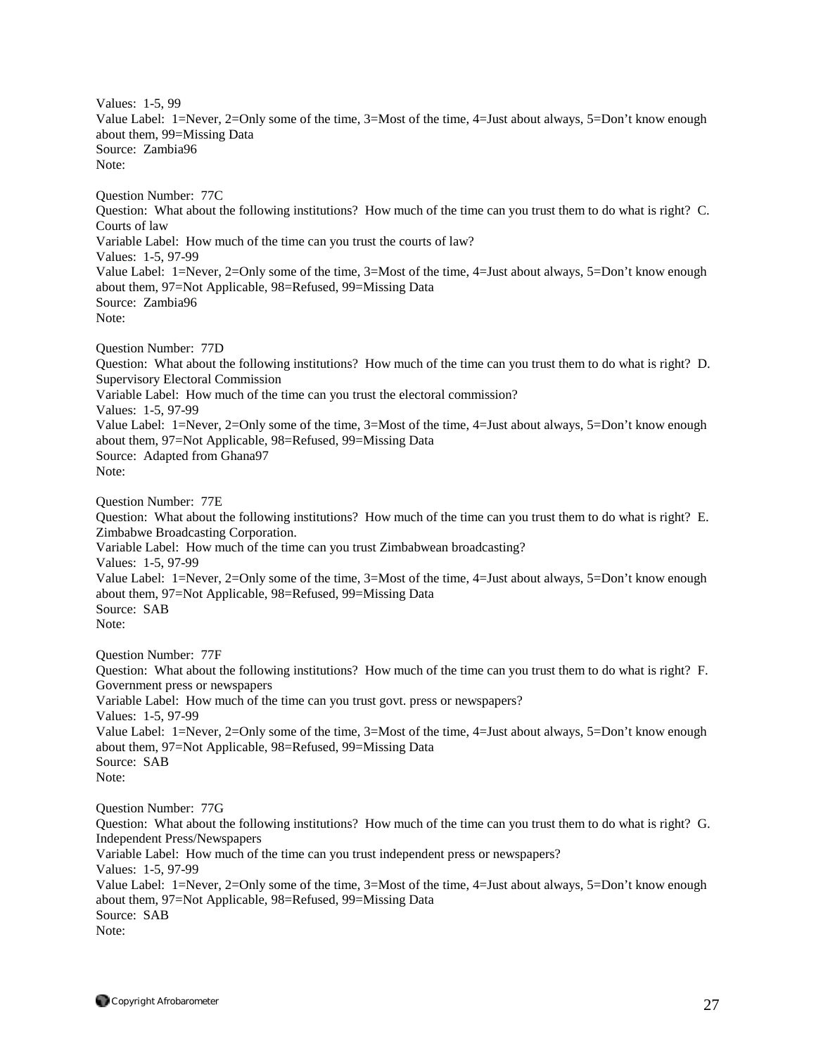Values: 1-5, 99
Value Label: 1=Never, 2=Only some of the time, 3=Most of the time, 4=Just about always, 5=Don't know enough about them, 99=Missing Data
Source: Zambia96
Note:

Question Number: 77C
Question: What about the following institutions? How much of the time can you trust them to do what is right? C. Courts of law
Variable Label: How much of the time can you trust the courts of law?
Values: 1-5, 97-99
Value Label: 1=Never, 2=Only some of the time, 3=Most of the time, 4=Just about always, 5=Don't know enough about them, 97=Not Applicable, 98=Refused, 99=Missing Data
Source: Zambia96
Note:

Question Number: 77D
Question: What about the following institutions? How much of the time can you trust them to do what is right? D. Supervisory Electoral Commission
Variable Label: How much of the time can you trust the electoral commission?
Values: 1-5, 97-99
Value Label: 1=Never, 2=Only some of the time, 3=Most of the time, 4=Just about always, 5=Don't know enough about them, 97=Not Applicable, 98=Refused, 99=Missing Data
Source: Adapted from Ghana97
Note:

Question Number: 77E
Question: What about the following institutions? How much of the time can you trust them to do what is right? E. Zimbabwe Broadcasting Corporation.
Variable Label: How much of the time can you trust Zimbabwean broadcasting?
Values: 1-5, 97-99
Value Label: 1=Never, 2=Only some of the time, 3=Most of the time, 4=Just about always, 5=Don't know enough about them, 97=Not Applicable, 98=Refused, 99=Missing Data
Source: SAB
Note:

Question Number: 77F
Question: What about the following institutions? How much of the time can you trust them to do what is right? F. Government press or newspapers
Variable Label: How much of the time can you trust govt. press or newspapers?
Values: 1-5, 97-99
Value Label: 1=Never, 2=Only some of the time, 3=Most of the time, 4=Just about always, 5=Don't know enough about them, 97=Not Applicable, 98=Refused, 99=Missing Data
Source: SAB
Note:

Question Number: 77G
Question: What about the following institutions? How much of the time can you trust them to do what is right? G. Independent Press/Newspapers
Variable Label: How much of the time can you trust independent press or newspapers?
Values: 1-5, 97-99
Value Label: 1=Never, 2=Only some of the time, 3=Most of the time, 4=Just about always, 5=Don't know enough about them, 97=Not Applicable, 98=Refused, 99=Missing Data
Source: SAB
Note: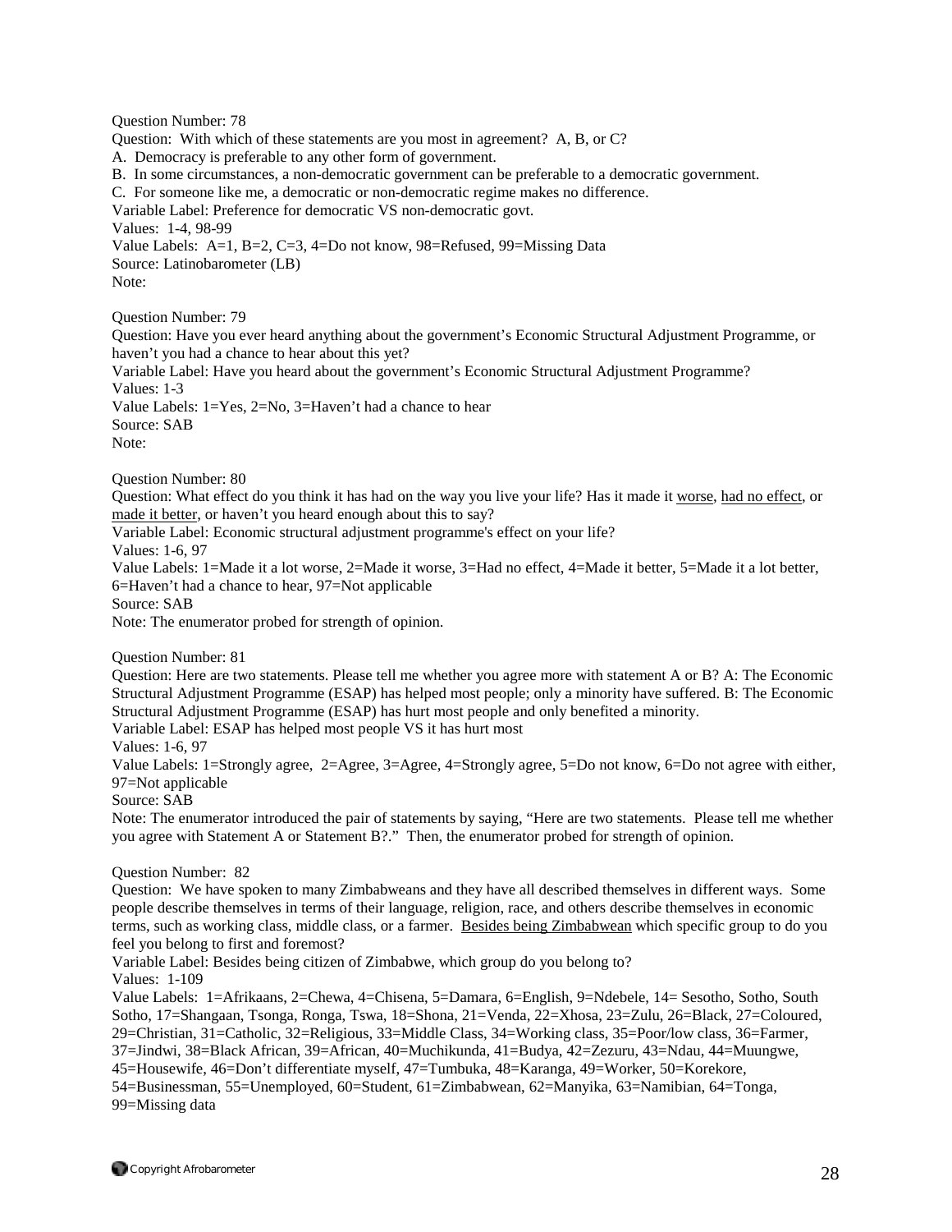Question Number: 78

Question: With which of these statements are you most in agreement? A, B, or C?

A. Democracy is preferable to any other form of government.

B. In some circumstances, a non-democratic government can be preferable to a democratic government.

C. For someone like me, a democratic or non-democratic regime makes no difference.

Variable Label: Preference for democratic VS non-democratic govt.

Values: 1-4, 98-99

Value Labels: A=1, B=2, C=3, 4=Do not know, 98=Refused, 99=Missing Data

Source: Latinobarometer (LB)

Note:

Question Number: 79

Question: Have you ever heard anything about the government's Economic Structural Adjustment Programme, or haven't you had a chance to hear about this yet?

Variable Label: Have you heard about the government's Economic Structural Adjustment Programme?

Values: 1-3

Value Labels: 1=Yes, 2=No, 3=Haven't had a chance to hear

Source: SAB

Note:

Question Number: 80

Question: What effect do you think it has had on the way you live your life? Has it made it <u>worse</u>, <u>had no effect</u>, or <u>made it better</u>, or haven't you heard enough about this to say?

Variable Label: Economic structural adjustment programme's effect on your life?

Values: 1-6, 97

Value Labels: 1=Made it a lot worse, 2=Made it worse, 3=Had no effect, 4=Made it better, 5=Made it a lot better, 6=Haven't had a chance to hear, 97=Not applicable

Source: SAB

Note: The enumerator probed for strength of opinion.

Question Number: 81

Question: Here are two statements. Please tell me whether you agree more with statement A or B? A: The Economic Structural Adjustment Programme (ESAP) has helped most people; only a minority have suffered. B: The Economic Structural Adjustment Programme (ESAP) has hurt most people and only benefited a minority.

Variable Label: ESAP has helped most people VS it has hurt most

Values: 1-6, 97

Value Labels: 1=Strongly agree, 2=Agree, 3=Agree, 4=Strongly agree, 5=Do not know, 6=Do not agree with either, 97=Not applicable

Source: SAB

Note: The enumerator introduced the pair of statements by saying, "Here are two statements. Please tell me whether you agree with Statement A or Statement B?." Then, the enumerator probed for strength of opinion.

Question Number: 82

Question: We have spoken to many Zimbabweans and they have all described themselves in different ways. Some people describe themselves in terms of their language, religion, race, and others describe themselves in economic terms, such as working class, middle class, or a farmer. <u>Besides being Zimbabwean</u> which specific group to do you feel you belong to first and foremost?

Variable Label: Besides being citizen of Zimbabwe, which group do you belong to?

Values: 1-109

Value Labels: 1=Afrikaans, 2=Chewa, 4=Chisena, 5=Damara, 6=English, 9=Ndebele, 14= Sesotho, Sotho, South Sotho, 17=Shangaan, Tsonga, Ronga, Tswa, 18=Shona, 21=Venda, 22=Xhosa, 23=Zulu, 26=Black, 27=Coloured, 29=Christian, 31=Catholic, 32=Religious, 33=Middle Class, 34=Working class, 35=Poor/low class, 36=Farmer, 37=Jindwi, 38=Black African, 39=African, 40=Muchikunda, 41=Budya, 42=Zezuru, 43=Ndau, 44=Muungwe, 45=Housewife, 46=Don't differentiate myself, 47=Tumbuka, 48=Karanga, 49=Worker, 50=Korekore, 54=Businessman, 55=Unemployed, 60=Student, 61=Zimbabwean, 62=Manyika, 63=Namibian, 64=Tonga, 99=Missing data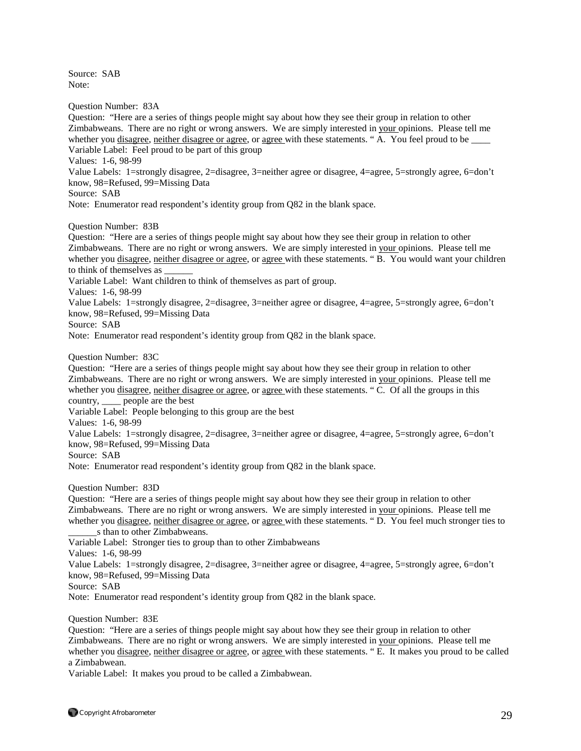Source: SAB
Note:

Question Number: 83A
Question: "Here are a series of things people might say about how they see their group in relation to other Zimbabweans. There are no right or wrong answers. We are simply interested in your opinions. Please tell me whether you disagree, neither disagree or agree, or agree with these statements. " A. You feel proud to be ____
Variable Label: Feel proud to be part of this group
Values: 1-6, 98-99
Value Labels: 1=strongly disagree, 2=disagree, 3=neither agree or disagree, 4=agree, 5=strongly agree, 6=don't know, 98=Refused, 99=Missing Data
Source: SAB
Note: Enumerator read respondent's identity group from Q82 in the blank space.

Question Number: 83B
Question: "Here are a series of things people might say about how they see their group in relation to other Zimbabweans. There are no right or wrong answers. We are simply interested in your opinions. Please tell me whether you disagree, neither disagree or agree, or agree with these statements. " B. You would want your children to think of themselves as ______
Variable Label: Want children to think of themselves as part of group.
Values: 1-6, 98-99
Value Labels: 1=strongly disagree, 2=disagree, 3=neither agree or disagree, 4=agree, 5=strongly agree, 6=don't know, 98=Refused, 99=Missing Data
Source: SAB
Note: Enumerator read respondent's identity group from Q82 in the blank space.

Question Number: 83C
Question: "Here are a series of things people might say about how they see their group in relation to other Zimbabweans. There are no right or wrong answers. We are simply interested in your opinions. Please tell me whether you disagree, neither disagree or agree, or agree with these statements. " C. Of all the groups in this country, ____ people are the best
Variable Label: People belonging to this group are the best
Values: 1-6, 98-99
Value Labels: 1=strongly disagree, 2=disagree, 3=neither agree or disagree, 4=agree, 5=strongly agree, 6=don't know, 98=Refused, 99=Missing Data
Source: SAB
Note: Enumerator read respondent's identity group from Q82 in the blank space.

Question Number: 83D
Question: "Here are a series of things people might say about how they see their group in relation to other Zimbabweans. There are no right or wrong answers. We are simply interested in your opinions. Please tell me whether you disagree, neither disagree or agree, or agree with these statements. " D. You feel much stronger ties to ______s than to other Zimbabweans.
Variable Label: Stronger ties to group than to other Zimbabweans
Values: 1-6, 98-99
Value Labels: 1=strongly disagree, 2=disagree, 3=neither agree or disagree, 4=agree, 5=strongly agree, 6=don't know, 98=Refused, 99=Missing Data
Source: SAB
Note: Enumerator read respondent's identity group from Q82 in the blank space.

Question Number: 83E
Question: "Here are a series of things people might say about how they see their group in relation to other Zimbabweans. There are no right or wrong answers. We are simply interested in your opinions. Please tell me whether you disagree, neither disagree or agree, or agree with these statements. " E. It makes you proud to be called a Zimbabwean.
Variable Label: It makes you proud to be called a Zimbabwean.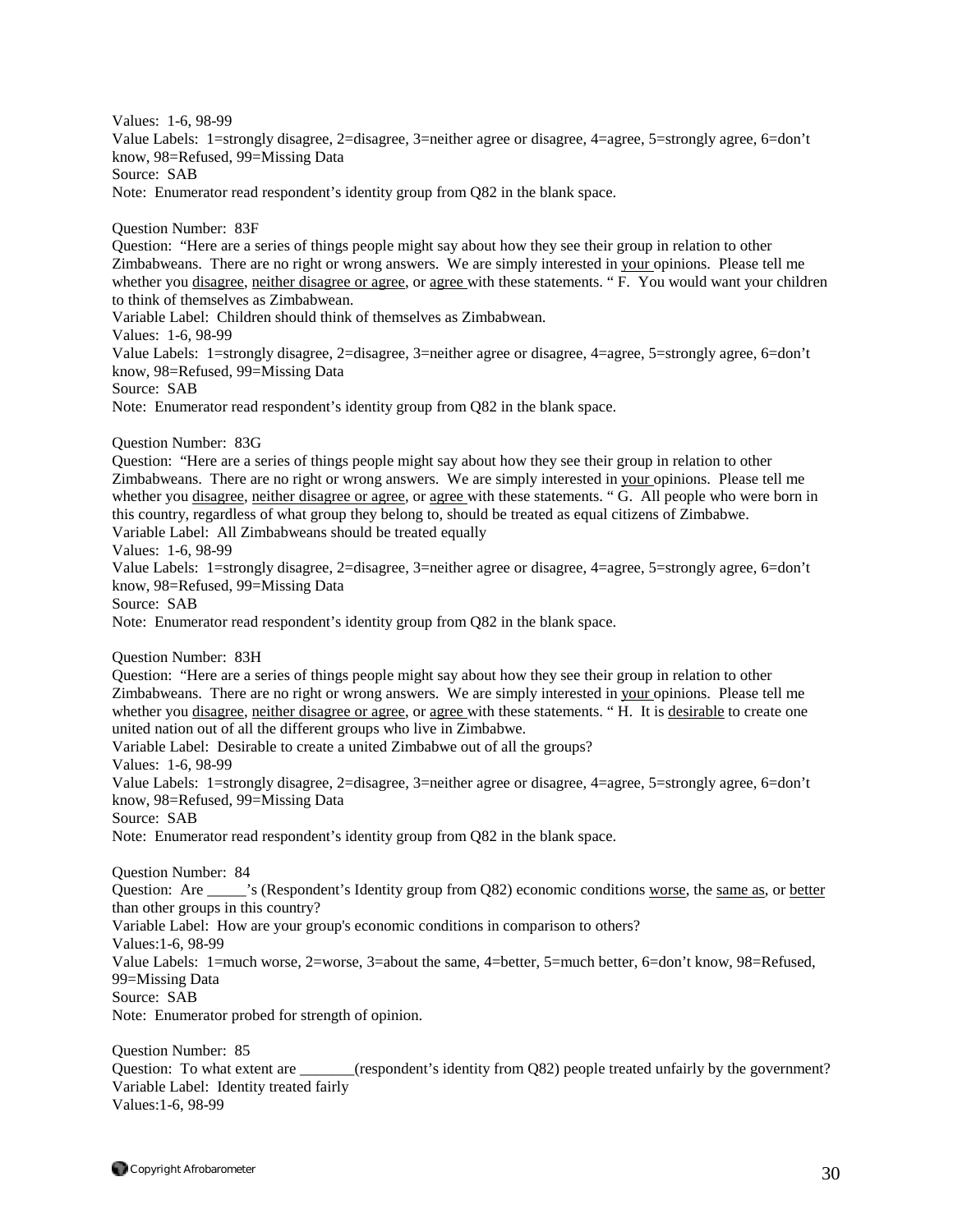Values: 1-6, 98-99
Value Labels: 1=strongly disagree, 2=disagree, 3=neither agree or disagree, 4=agree, 5=strongly agree, 6=don't know, 98=Refused, 99=Missing Data
Source: SAB
Note: Enumerator read respondent's identity group from Q82 in the blank space.

Question Number: 83F
Question: "Here are a series of things people might say about how they see their group in relation to other Zimbabweans. There are no right or wrong answers. We are simply interested in your opinions. Please tell me whether you disagree, neither disagree or agree, or agree with these statements. " F. You would want your children to think of themselves as Zimbabwean.
Variable Label: Children should think of themselves as Zimbabwean.
Values: 1-6, 98-99
Value Labels: 1=strongly disagree, 2=disagree, 3=neither agree or disagree, 4=agree, 5=strongly agree, 6=don't know, 98=Refused, 99=Missing Data
Source: SAB
Note: Enumerator read respondent's identity group from Q82 in the blank space.

Question Number: 83G
Question: "Here are a series of things people might say about how they see their group in relation to other Zimbabweans. There are no right or wrong answers. We are simply interested in your opinions. Please tell me whether you disagree, neither disagree or agree, or agree with these statements. " G. All people who were born in this country, regardless of what group they belong to, should be treated as equal citizens of Zimbabwe.
Variable Label: All Zimbabweans should be treated equally
Values: 1-6, 98-99
Value Labels: 1=strongly disagree, 2=disagree, 3=neither agree or disagree, 4=agree, 5=strongly agree, 6=don't know, 98=Refused, 99=Missing Data
Source: SAB
Note: Enumerator read respondent's identity group from Q82 in the blank space.

Question Number: 83H
Question: "Here are a series of things people might say about how they see their group in relation to other Zimbabweans. There are no right or wrong answers. We are simply interested in your opinions. Please tell me whether you disagree, neither disagree or agree, or agree with these statements. " H. It is desirable to create one united nation out of all the different groups who live in Zimbabwe.
Variable Label: Desirable to create a united Zimbabwe out of all the groups?
Values: 1-6, 98-99
Value Labels: 1=strongly disagree, 2=disagree, 3=neither agree or disagree, 4=agree, 5=strongly agree, 6=don't know, 98=Refused, 99=Missing Data
Source: SAB
Note: Enumerator read respondent's identity group from Q82 in the blank space.

Question Number: 84
Question: Are _____'s (Respondent's Identity group from Q82) economic conditions worse, the same as, or better than other groups in this country?
Variable Label: How are your group's economic conditions in comparison to others?
Values:1-6, 98-99
Value Labels: 1=much worse, 2=worse, 3=about the same, 4=better, 5=much better, 6=don't know, 98=Refused, 99=Missing Data
Source: SAB
Note: Enumerator probed for strength of opinion.

Question Number: 85
Question: To what extent are _______(respondent's identity from Q82) people treated unfairly by the government?
Variable Label: Identity treated fairly
Values:1-6, 98-99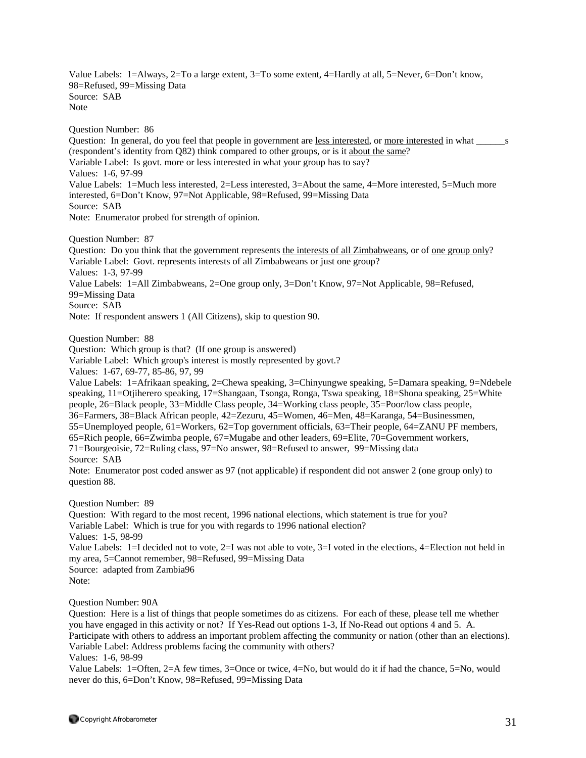Value Labels: 1=Always, 2=To a large extent, 3=To some extent, 4=Hardly at all, 5=Never, 6=Don't know, 98=Refused, 99=Missing Data
Source: SAB
Note

Question Number: 86
Question: In general, do you feel that people in government are less interested, or more interested in what ______s (respondent's identity from Q82) think compared to other groups, or is it about the same?
Variable Label: Is govt. more or less interested in what your group has to say?
Values: 1-6, 97-99
Value Labels: 1=Much less interested, 2=Less interested, 3=About the same, 4=More interested, 5=Much more interested, 6=Don't Know, 97=Not Applicable, 98=Refused, 99=Missing Data
Source: SAB
Note: Enumerator probed for strength of opinion.

Question Number: 87
Question: Do you think that the government represents the interests of all Zimbabweans, or of one group only?
Variable Label: Govt. represents interests of all Zimbabweans or just one group?
Values: 1-3, 97-99
Value Labels: 1=All Zimbabweans, 2=One group only, 3=Don't Know, 97=Not Applicable, 98=Refused, 99=Missing Data
Source: SAB
Note: If respondent answers 1 (All Citizens), skip to question 90.

Question Number: 88
Question: Which group is that? (If one group is answered)
Variable Label: Which group's interest is mostly represented by govt.?
Values: 1-67, 69-77, 85-86, 97, 99
Value Labels: 1=Afrikaan speaking, 2=Chewa speaking, 3=Chinyungwe speaking, 5=Damara speaking, 9=Ndebele speaking, 11=Otjiherero speaking, 17=Shangaan, Tsonga, Ronga, Tswa speaking, 18=Shona speaking, 25=White people, 26=Black people, 33=Middle Class people, 34=Working class people, 35=Poor/low class people, 36=Farmers, 38=Black African people, 42=Zezuru, 45=Women, 46=Men, 48=Karanga, 54=Businessmen, 55=Unemployed people, 61=Workers, 62=Top government officials, 63=Their people, 64=ZANU PF members, 65=Rich people, 66=Zwimba people, 67=Mugabe and other leaders, 69=Elite, 70=Government workers, 71=Bourgeoisie, 72=Ruling class, 97=No answer, 98=Refused to answer, 99=Missing data
Source: SAB
Note: Enumerator post coded answer as 97 (not applicable) if respondent did not answer 2 (one group only) to question 88.

Question Number: 89
Question: With regard to the most recent, 1996 national elections, which statement is true for you?
Variable Label: Which is true for you with regards to 1996 national election?
Values: 1-5, 98-99
Value Labels: 1=I decided not to vote, 2=I was not able to vote, 3=I voted in the elections, 4=Election not held in my area, 5=Cannot remember, 98=Refused, 99=Missing Data
Source: adapted from Zambia96
Note:

Question Number: 90A
Question: Here is a list of things that people sometimes do as citizens. For each of these, please tell me whether you have engaged in this activity or not? If Yes-Read out options 1-3, If No-Read out options 4 and 5. A. Participate with others to address an important problem affecting the community or nation (other than an elections).
Variable Label: Address problems facing the community with others?
Values: 1-6, 98-99
Value Labels: 1=Often, 2=A few times, 3=Once or twice, 4=No, but would do it if had the chance, 5=No, would never do this, 6=Don't Know, 98=Refused, 99=Missing Data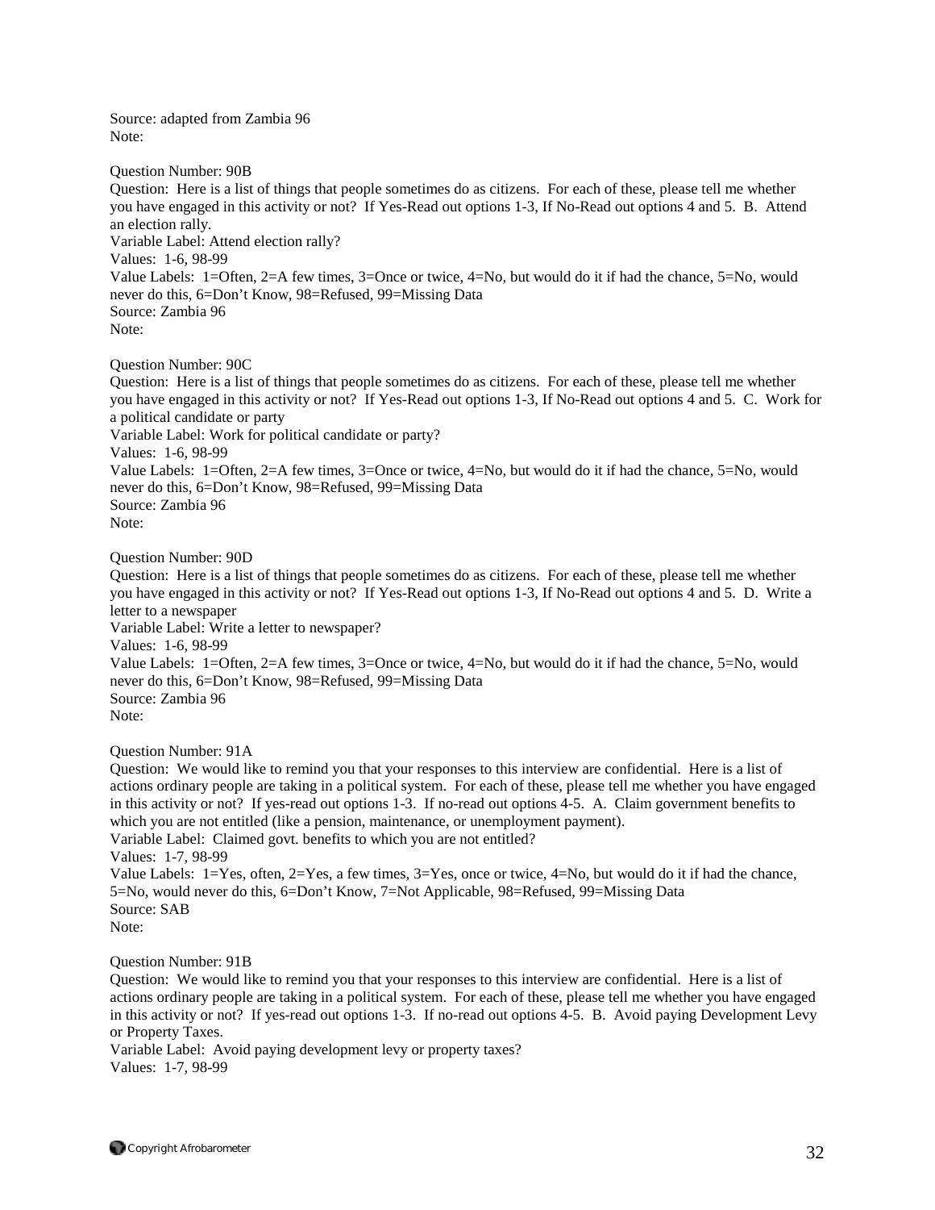Source: adapted from Zambia 96
Note:

Question Number: 90B
Question: Here is a list of things that people sometimes do as citizens. For each of these, please tell me whether you have engaged in this activity or not? If Yes-Read out options 1-3, If No-Read out options 4 and 5. B. Attend an election rally.
Variable Label: Attend election rally?
Values: 1-6, 98-99
Value Labels: 1=Often, 2=A few times, 3=Once or twice, 4=No, but would do it if had the chance, 5=No, would never do this, 6=Don't Know, 98=Refused, 99=Missing Data
Source: Zambia 96
Note:

Question Number: 90C
Question: Here is a list of things that people sometimes do as citizens. For each of these, please tell me whether you have engaged in this activity or not? If Yes-Read out options 1-3, If No-Read out options 4 and 5. C. Work for a political candidate or party
Variable Label: Work for political candidate or party?
Values: 1-6, 98-99
Value Labels: 1=Often, 2=A few times, 3=Once or twice, 4=No, but would do it if had the chance, 5=No, would never do this, 6=Don't Know, 98=Refused, 99=Missing Data
Source: Zambia 96
Note:

Question Number: 90D
Question: Here is a list of things that people sometimes do as citizens. For each of these, please tell me whether you have engaged in this activity or not? If Yes-Read out options 1-3, If No-Read out options 4 and 5. D. Write a letter to a newspaper
Variable Label: Write a letter to newspaper?
Values: 1-6, 98-99
Value Labels: 1=Often, 2=A few times, 3=Once or twice, 4=No, but would do it if had the chance, 5=No, would never do this, 6=Don't Know, 98=Refused, 99=Missing Data
Source: Zambia 96
Note:

Question Number: 91A
Question: We would like to remind you that your responses to this interview are confidential. Here is a list of actions ordinary people are taking in a political system. For each of these, please tell me whether you have engaged in this activity or not? If yes-read out options 1-3. If no-read out options 4-5. A. Claim government benefits to which you are not entitled (like a pension, maintenance, or unemployment payment).
Variable Label: Claimed govt. benefits to which you are not entitled?
Values: 1-7, 98-99
Value Labels: 1=Yes, often, 2=Yes, a few times, 3=Yes, once or twice, 4=No, but would do it if had the chance, 5=No, would never do this, 6=Don't Know, 7=Not Applicable, 98=Refused, 99=Missing Data
Source: SAB
Note:

Question Number: 91B
Question: We would like to remind you that your responses to this interview are confidential. Here is a list of actions ordinary people are taking in a political system. For each of these, please tell me whether you have engaged in this activity or not? If yes-read out options 1-3. If no-read out options 4-5. B. Avoid paying Development Levy or Property Taxes.
Variable Label: Avoid paying development levy or property taxes?
Values: 1-7, 98-99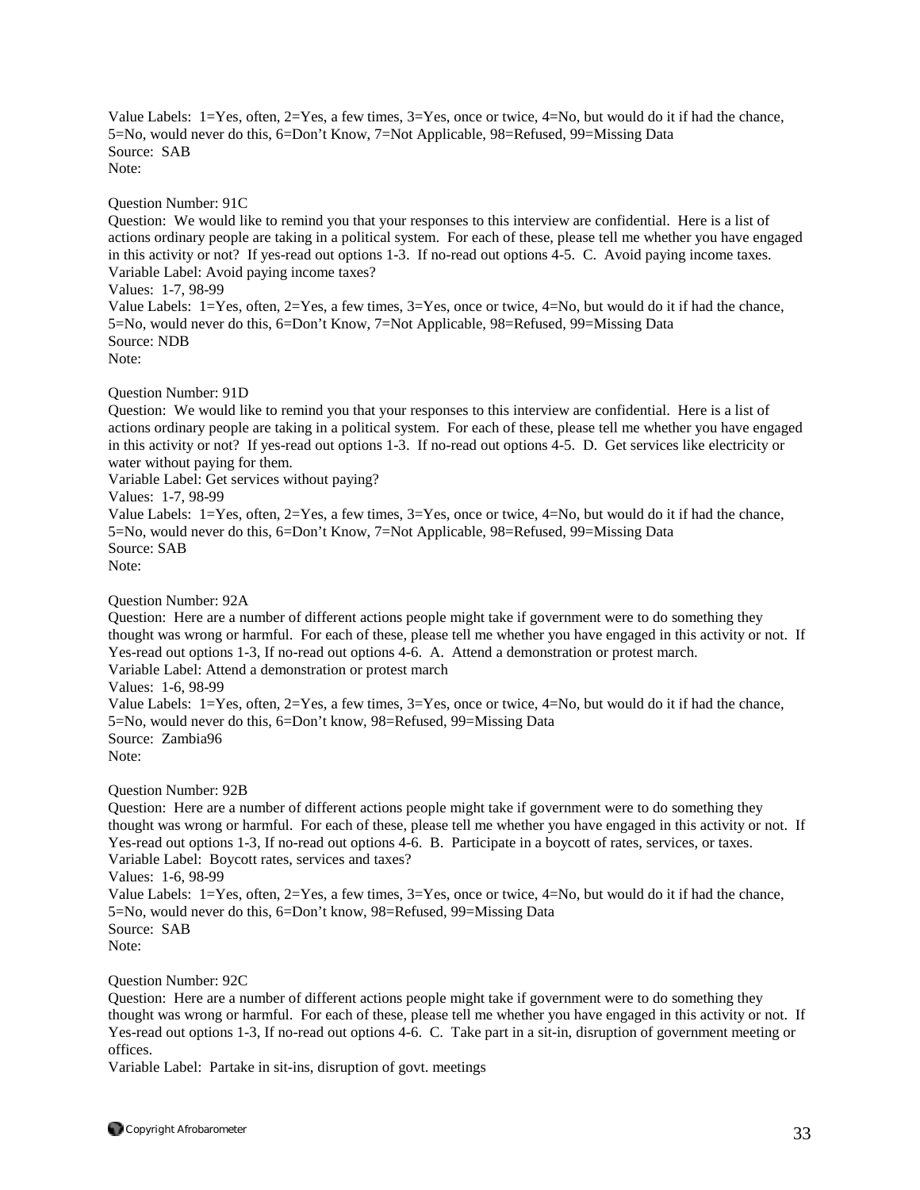Value Labels: 1=Yes, often, 2=Yes, a few times, 3=Yes, once or twice, 4=No, but would do it if had the chance, 5=No, would never do this, 6=Don't Know, 7=Not Applicable, 98=Refused, 99=Missing Data
Source: SAB
Note:

Question Number: 91C
Question: We would like to remind you that your responses to this interview are confidential. Here is a list of actions ordinary people are taking in a political system. For each of these, please tell me whether you have engaged in this activity or not? If yes-read out options 1-3. If no-read out options 4-5. C. Avoid paying income taxes.
Variable Label: Avoid paying income taxes?
Values: 1-7, 98-99
Value Labels: 1=Yes, often, 2=Yes, a few times, 3=Yes, once or twice, 4=No, but would do it if had the chance, 5=No, would never do this, 6=Don't Know, 7=Not Applicable, 98=Refused, 99=Missing Data
Source: NDB
Note:

Question Number: 91D
Question: We would like to remind you that your responses to this interview are confidential. Here is a list of actions ordinary people are taking in a political system. For each of these, please tell me whether you have engaged in this activity or not? If yes-read out options 1-3. If no-read out options 4-5. D. Get services like electricity or water without paying for them.
Variable Label: Get services without paying?
Values: 1-7, 98-99
Value Labels: 1=Yes, often, 2=Yes, a few times, 3=Yes, once or twice, 4=No, but would do it if had the chance, 5=No, would never do this, 6=Don't Know, 7=Not Applicable, 98=Refused, 99=Missing Data
Source: SAB
Note:

Question Number: 92A
Question: Here are a number of different actions people might take if government were to do something they thought was wrong or harmful. For each of these, please tell me whether you have engaged in this activity or not. If Yes-read out options 1-3, If no-read out options 4-6. A. Attend a demonstration or protest march.
Variable Label: Attend a demonstration or protest march
Values: 1-6, 98-99
Value Labels: 1=Yes, often, 2=Yes, a few times, 3=Yes, once or twice, 4=No, but would do it if had the chance, 5=No, would never do this, 6=Don't know, 98=Refused, 99=Missing Data
Source: Zambia96
Note:

Question Number: 92B
Question: Here are a number of different actions people might take if government were to do something they thought was wrong or harmful. For each of these, please tell me whether you have engaged in this activity or not. If Yes-read out options 1-3, If no-read out options 4-6. B. Participate in a boycott of rates, services, or taxes.
Variable Label: Boycott rates, services and taxes?
Values: 1-6, 98-99
Value Labels: 1=Yes, often, 2=Yes, a few times, 3=Yes, once or twice, 4=No, but would do it if had the chance, 5=No, would never do this, 6=Don't know, 98=Refused, 99=Missing Data
Source: SAB
Note:

Question Number: 92C
Question: Here are a number of different actions people might take if government were to do something they thought was wrong or harmful. For each of these, please tell me whether you have engaged in this activity or not. If Yes-read out options 1-3, If no-read out options 4-6. C. Take part in a sit-in, disruption of government meeting or offices.
Variable Label: Partake in sit-ins, disruption of govt. meetings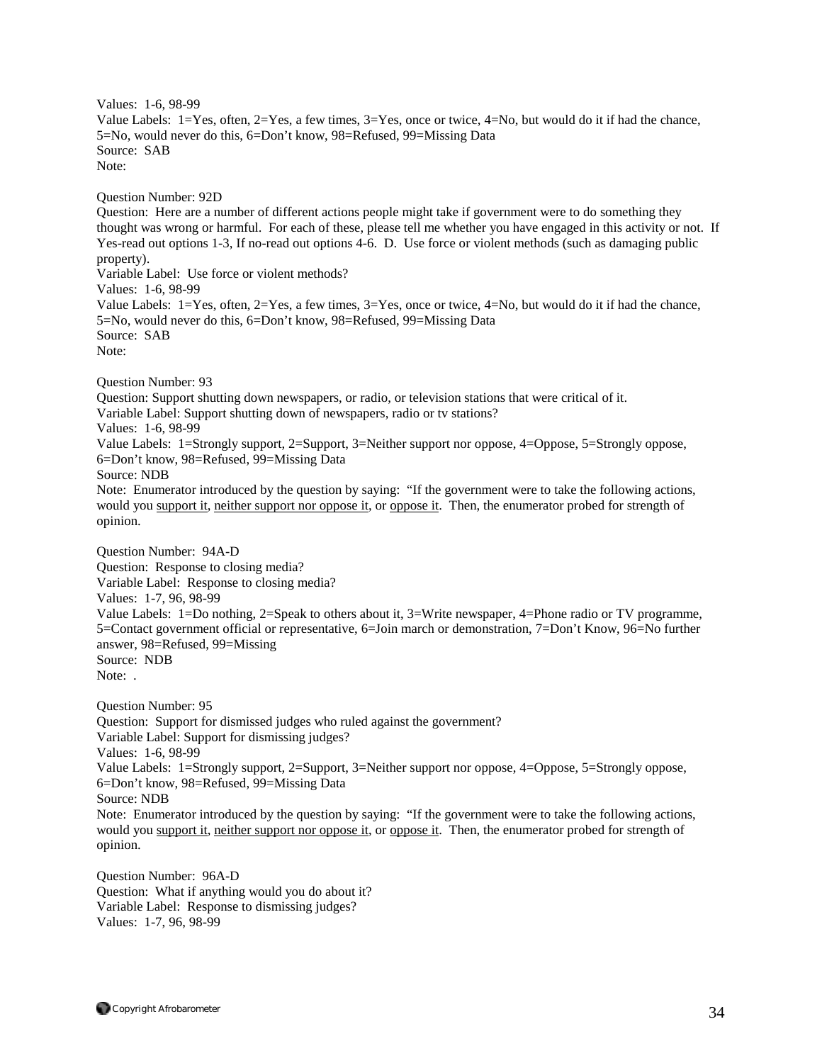Values: 1-6, 98-99
Value Labels: 1=Yes, often, 2=Yes, a few times, 3=Yes, once or twice, 4=No, but would do it if had the chance, 5=No, would never do this, 6=Don't know, 98=Refused, 99=Missing Data
Source: SAB
Note:

Question Number: 92D
Question: Here are a number of different actions people might take if government were to do something they thought was wrong or harmful. For each of these, please tell me whether you have engaged in this activity or not. If Yes-read out options 1-3, If no-read out options 4-6. D. Use force or violent methods (such as damaging public property).
Variable Label: Use force or violent methods?
Values: 1-6, 98-99
Value Labels: 1=Yes, often, 2=Yes, a few times, 3=Yes, once or twice, 4=No, but would do it if had the chance, 5=No, would never do this, 6=Don't know, 98=Refused, 99=Missing Data
Source: SAB
Note:

Question Number: 93
Question: Support shutting down newspapers, or radio, or television stations that were critical of it.
Variable Label: Support shutting down of newspapers, radio or tv stations?
Values: 1-6, 98-99
Value Labels: 1=Strongly support, 2=Support, 3=Neither support nor oppose, 4=Oppose, 5=Strongly oppose, 6=Don't know, 98=Refused, 99=Missing Data
Source: NDB
Note: Enumerator introduced by the question by saying: "If the government were to take the following actions, would you <u>support it</u>, <u>neither support nor oppose it</u>, or <u>oppose it</u>. Then, the enumerator probed for strength of opinion.

Question Number: 94A-D
Question: Response to closing media?
Variable Label: Response to closing media?
Values: 1-7, 96, 98-99
Value Labels: 1=Do nothing, 2=Speak to others about it, 3=Write newspaper, 4=Phone radio or TV programme, 5=Contact government official or representative, 6=Join march or demonstration, 7=Don't Know, 96=No further answer, 98=Refused, 99=Missing
Source: NDB
Note: .

Question Number: 95
Question: Support for dismissed judges who ruled against the government?
Variable Label: Support for dismissing judges?
Values: 1-6, 98-99
Value Labels: 1=Strongly support, 2=Support, 3=Neither support nor oppose, 4=Oppose, 5=Strongly oppose, 6=Don't know, 98=Refused, 99=Missing Data
Source: NDB
Note: Enumerator introduced by the question by saying: "If the government were to take the following actions, would you <u>support it</u>, <u>neither support nor oppose it</u>, or <u>oppose it</u>. Then, the enumerator probed for strength of opinion.

Question Number: 96A-D
Question: What if anything would you do about it?
Variable Label: Response to dismissing judges?
Values: 1-7, 96, 98-99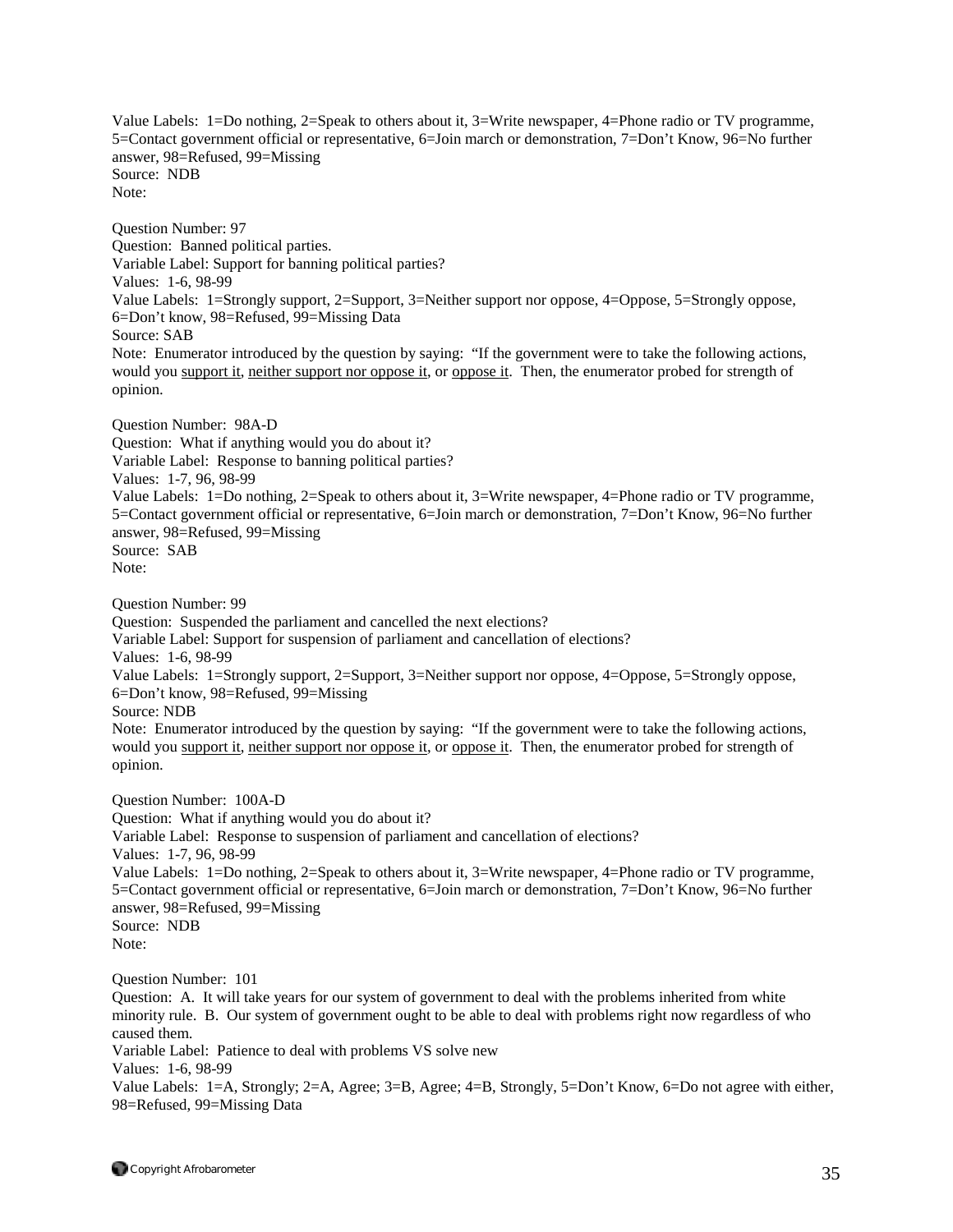Value Labels: 1=Do nothing, 2=Speak to others about it, 3=Write newspaper, 4=Phone radio or TV programme, 5=Contact government official or representative, 6=Join march or demonstration, 7=Don't Know, 96=No further answer, 98=Refused, 99=Missing
Source: NDB
Note:

Question Number: 97
Question: Banned political parties.
Variable Label: Support for banning political parties?
Values: 1-6, 98-99
Value Labels: 1=Strongly support, 2=Support, 3=Neither support nor oppose, 4=Oppose, 5=Strongly oppose, 6=Don't know, 98=Refused, 99=Missing Data
Source: SAB
Note: Enumerator introduced by the question by saying: "If the government were to take the following actions, would you <u>support it</u>, <u>neither support nor oppose it</u>, or <u>oppose it</u>. Then, the enumerator probed for strength of opinion.

Question Number: 98A-D
Question: What if anything would you do about it?
Variable Label: Response to banning political parties?
Values: 1-7, 96, 98-99
Value Labels: 1=Do nothing, 2=Speak to others about it, 3=Write newspaper, 4=Phone radio or TV programme, 5=Contact government official or representative, 6=Join march or demonstration, 7=Don't Know, 96=No further answer, 98=Refused, 99=Missing
Source: SAB
Note:

Question Number: 99
Question: Suspended the parliament and cancelled the next elections?
Variable Label: Support for suspension of parliament and cancellation of elections?
Values: 1-6, 98-99
Value Labels: 1=Strongly support, 2=Support, 3=Neither support nor oppose, 4=Oppose, 5=Strongly oppose, 6=Don't know, 98=Refused, 99=Missing
Source: NDB
Note: Enumerator introduced by the question by saying: "If the government were to take the following actions, would you <u>support it</u>, <u>neither support nor oppose it</u>, or <u>oppose it</u>. Then, the enumerator probed for strength of opinion.

Question Number: 100A-D
Question: What if anything would you do about it?
Variable Label: Response to suspension of parliament and cancellation of elections?
Values: 1-7, 96, 98-99
Value Labels: 1=Do nothing, 2=Speak to others about it, 3=Write newspaper, 4=Phone radio or TV programme, 5=Contact government official or representative, 6=Join march or demonstration, 7=Don't Know, 96=No further answer, 98=Refused, 99=Missing
Source: NDB
Note:

Question Number: 101
Question: A. It will take years for our system of government to deal with the problems inherited from white minority rule. B. Our system of government ought to be able to deal with problems right now regardless of who caused them.
Variable Label: Patience to deal with problems VS solve new
Values: 1-6, 98-99
Value Labels: 1=A, Strongly; 2=A, Agree; 3=B, Agree; 4=B, Strongly, 5=Don't Know, 6=Do not agree with either, 98=Refused, 99=Missing Data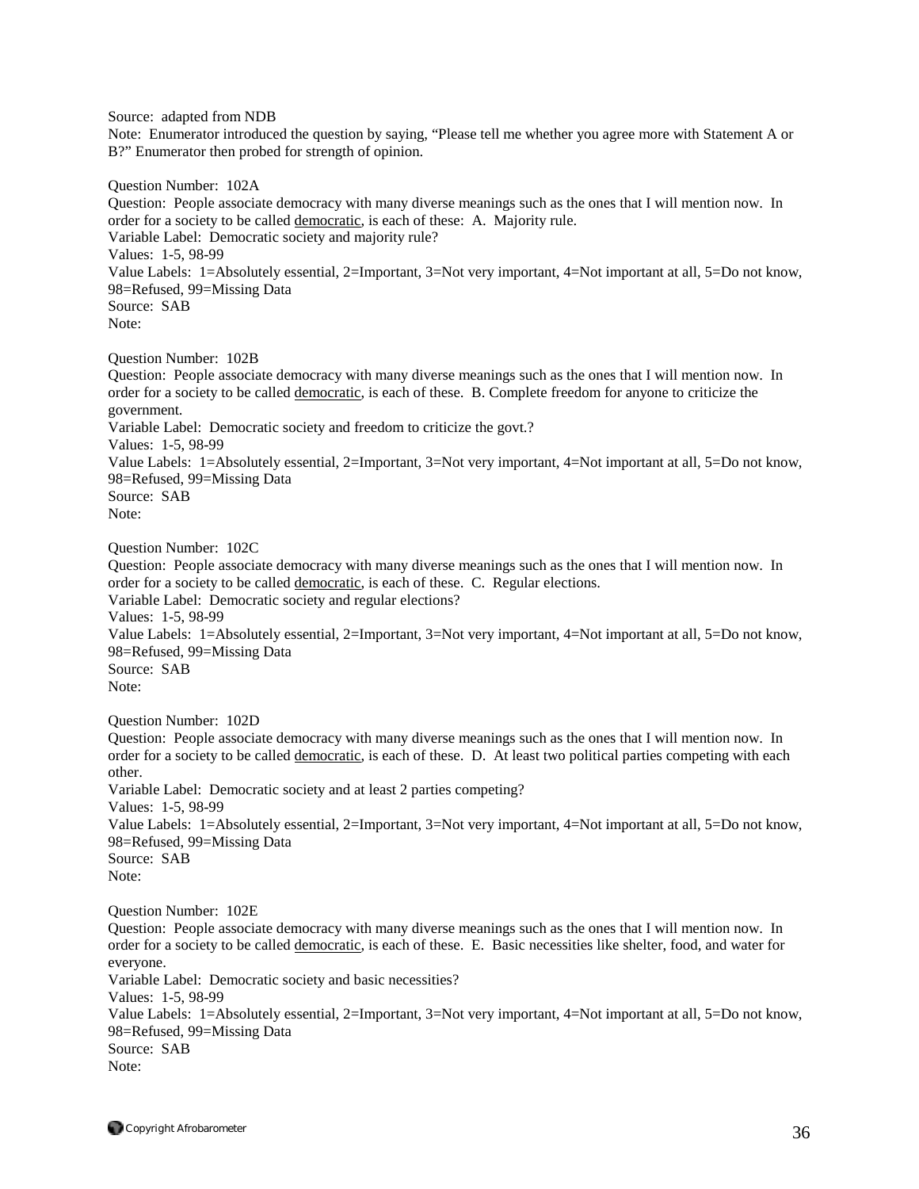Source: adapted from NDB
Note: Enumerator introduced the question by saying, "Please tell me whether you agree more with Statement A or B?" Enumerator then probed for strength of opinion.

Question Number: 102A
Question: People associate democracy with many diverse meanings such as the ones that I will mention now. In order for a society to be called democratic, is each of these: A. Majority rule.
Variable Label: Democratic society and majority rule?
Values: 1-5, 98-99
Value Labels: 1=Absolutely essential, 2=Important, 3=Not very important, 4=Not important at all, 5=Do not know, 98=Refused, 99=Missing Data
Source: SAB
Note:

Question Number: 102B
Question: People associate democracy with many diverse meanings such as the ones that I will mention now. In order for a society to be called democratic, is each of these. B. Complete freedom for anyone to criticize the government.
Variable Label: Democratic society and freedom to criticize the govt.?
Values: 1-5, 98-99
Value Labels: 1=Absolutely essential, 2=Important, 3=Not very important, 4=Not important at all, 5=Do not know, 98=Refused, 99=Missing Data
Source: SAB
Note:

Question Number: 102C
Question: People associate democracy with many diverse meanings such as the ones that I will mention now. In order for a society to be called democratic, is each of these. C. Regular elections.
Variable Label: Democratic society and regular elections?
Values: 1-5, 98-99
Value Labels: 1=Absolutely essential, 2=Important, 3=Not very important, 4=Not important at all, 5=Do not know, 98=Refused, 99=Missing Data
Source: SAB
Note:

Question Number: 102D
Question: People associate democracy with many diverse meanings such as the ones that I will mention now. In order for a society to be called democratic, is each of these. D. At least two political parties competing with each other.
Variable Label: Democratic society and at least 2 parties competing?
Values: 1-5, 98-99
Value Labels: 1=Absolutely essential, 2=Important, 3=Not very important, 4=Not important at all, 5=Do not know, 98=Refused, 99=Missing Data
Source: SAB
Note:

Question Number: 102E
Question: People associate democracy with many diverse meanings such as the ones that I will mention now. In order for a society to be called democratic, is each of these. E. Basic necessities like shelter, food, and water for everyone.
Variable Label: Democratic society and basic necessities?
Values: 1-5, 98-99
Value Labels: 1=Absolutely essential, 2=Important, 3=Not very important, 4=Not important at all, 5=Do not know, 98=Refused, 99=Missing Data
Source: SAB
Note: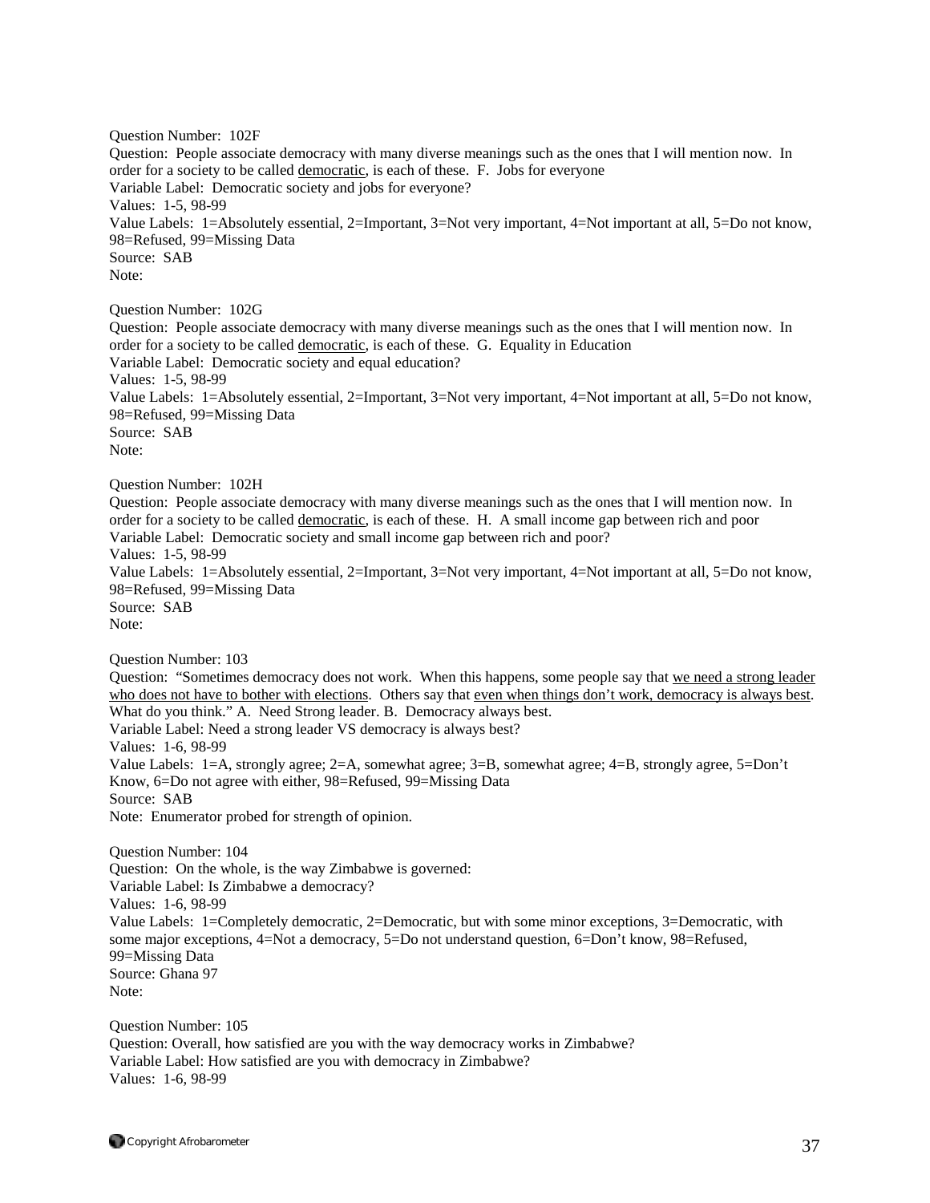Question Number: 102F
Question: People associate democracy with many diverse meanings such as the ones that I will mention now. In order for a society to be called <u>democratic</u>, is each of these. F. Jobs for everyone
Variable Label: Democratic society and jobs for everyone?
Values: 1-5, 98-99
Value Labels: 1=Absolutely essential, 2=Important, 3=Not very important, 4=Not important at all, 5=Do not know, 98=Refused, 99=Missing Data
Source: SAB
Note:

Question Number: 102G
Question: People associate democracy with many diverse meanings such as the ones that I will mention now. In order for a society to be called <u>democratic</u>, is each of these. G. Equality in Education
Variable Label: Democratic society and equal education?
Values: 1-5, 98-99
Value Labels: 1=Absolutely essential, 2=Important, 3=Not very important, 4=Not important at all, 5=Do not know, 98=Refused, 99=Missing Data
Source: SAB
Note:

Question Number: 102H
Question: People associate democracy with many diverse meanings such as the ones that I will mention now. In order for a society to be called <u>democratic</u>, is each of these. H. A small income gap between rich and poor
Variable Label: Democratic society and small income gap between rich and poor?
Values: 1-5, 98-99
Value Labels: 1=Absolutely essential, 2=Important, 3=Not very important, 4=Not important at all, 5=Do not know, 98=Refused, 99=Missing Data
Source: SAB
Note:

Question Number: 103
Question: "Sometimes democracy does not work. When this happens, some people say that <u>we need a strong leader who does not have to bother with elections</u>. Others say that <u>even when things don't work, democracy is always best</u>. What do you think." A. Need Strong leader. B. Democracy always best.
Variable Label: Need a strong leader VS democracy is always best?
Values: 1-6, 98-99
Value Labels: 1=A, strongly agree; 2=A, somewhat agree; 3=B, somewhat agree; 4=B, strongly agree, 5=Don't Know, 6=Do not agree with either, 98=Refused, 99=Missing Data
Source: SAB
Note: Enumerator probed for strength of opinion.

Question Number: 104
Question: On the whole, is the way Zimbabwe is governed:
Variable Label: Is Zimbabwe a democracy?
Values: 1-6, 98-99
Value Labels: 1=Completely democratic, 2=Democratic, but with some minor exceptions, 3=Democratic, with some major exceptions, 4=Not a democracy, 5=Do not understand question, 6=Don't know, 98=Refused, 99=Missing Data
Source: Ghana 97
Note:

Question Number: 105
Question: Overall, how satisfied are you with the way democracy works in Zimbabwe?
Variable Label: How satisfied are you with democracy in Zimbabwe?
Values: 1-6, 98-99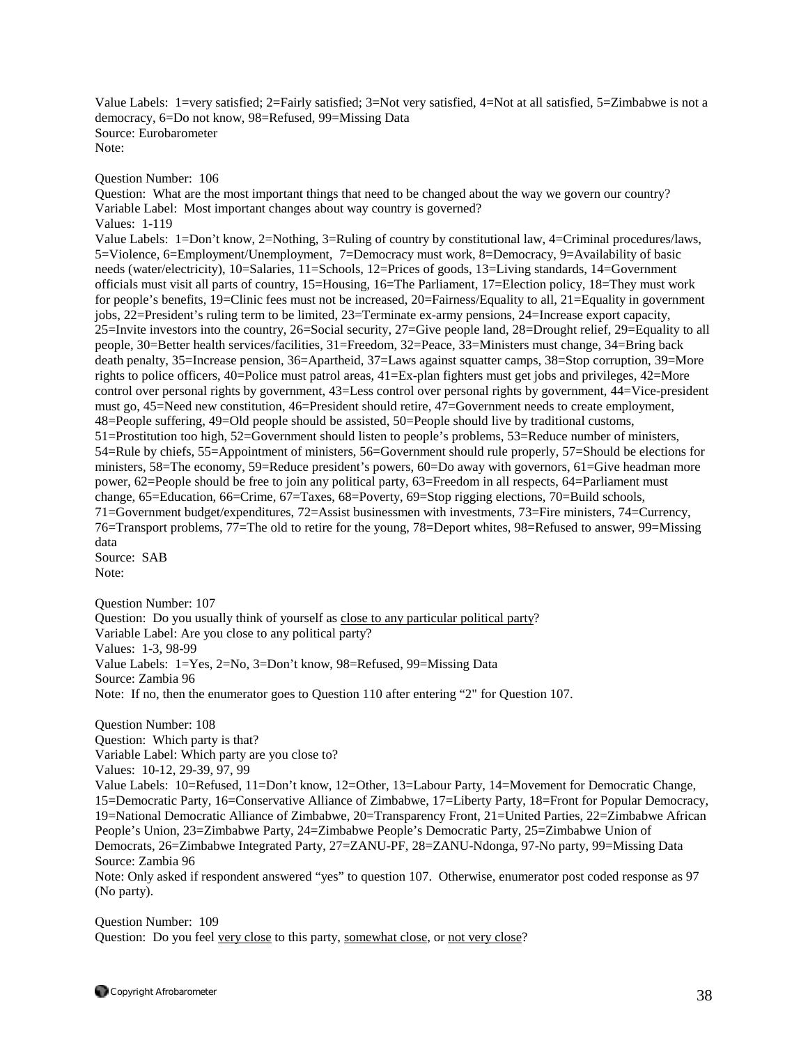Value Labels: 1=very satisfied; 2=Fairly satisfied; 3=Not very satisfied, 4=Not at all satisfied, 5=Zimbabwe is not a democracy, 6=Do not know, 98=Refused, 99=Missing Data
Source: Eurobarometer
Note:

Question Number: 106
Question: What are the most important things that need to be changed about the way we govern our country?
Variable Label: Most important changes about way country is governed?
Values: 1-119
Value Labels: 1=Don't know, 2=Nothing, 3=Ruling of country by constitutional law, 4=Criminal procedures/laws, 5=Violence, 6=Employment/Unemployment, 7=Democracy must work, 8=Democracy, 9=Availability of basic needs (water/electricity), 10=Salaries, 11=Schools, 12=Prices of goods, 13=Living standards, 14=Government officials must visit all parts of country, 15=Housing, 16=The Parliament, 17=Election policy, 18=They must work for people's benefits, 19=Clinic fees must not be increased, 20=Fairness/Equality to all, 21=Equality in government jobs, 22=President's ruling term to be limited, 23=Terminate ex-army pensions, 24=Increase export capacity, 25=Invite investors into the country, 26=Social security, 27=Give people land, 28=Drought relief, 29=Equality to all people, 30=Better health services/facilities, 31=Freedom, 32=Peace, 33=Ministers must change, 34=Bring back death penalty, 35=Increase pension, 36=Apartheid, 37=Laws against squatter camps, 38=Stop corruption, 39=More rights to police officers, 40=Police must patrol areas, 41=Ex-plan fighters must get jobs and privileges, 42=More control over personal rights by government, 43=Less control over personal rights by government, 44=Vice-president must go, 45=Need new constitution, 46=President should retire, 47=Government needs to create employment, 48=People suffering, 49=Old people should be assisted, 50=People should live by traditional customs, 51=Prostitution too high, 52=Government should listen to people's problems, 53=Reduce number of ministers, 54=Rule by chiefs, 55=Appointment of ministers, 56=Government should rule properly, 57=Should be elections for ministers, 58=The economy, 59=Reduce president's powers, 60=Do away with governors, 61=Give headman more power, 62=People should be free to join any political party, 63=Freedom in all respects, 64=Parliament must change, 65=Education, 66=Crime, 67=Taxes, 68=Poverty, 69=Stop rigging elections, 70=Build schools, 71=Government budget/expenditures, 72=Assist businessmen with investments, 73=Fire ministers, 74=Currency, 76=Transport problems, 77=The old to retire for the young, 78=Deport whites, 98=Refused to answer, 99=Missing data
Source: SAB
Note:

Question Number: 107
Question: Do you usually think of yourself as close to any particular political party?
Variable Label: Are you close to any political party?
Values: 1-3, 98-99
Value Labels: 1=Yes, 2=No, 3=Don't know, 98=Refused, 99=Missing Data
Source: Zambia 96
Note: If no, then the enumerator goes to Question 110 after entering "2" for Question 107.

Question Number: 108
Question: Which party is that?
Variable Label: Which party are you close to?
Values: 10-12, 29-39, 97, 99
Value Labels: 10=Refused, 11=Don't know, 12=Other, 13=Labour Party, 14=Movement for Democratic Change, 15=Democratic Party, 16=Conservative Alliance of Zimbabwe, 17=Liberty Party, 18=Front for Popular Democracy, 19=National Democratic Alliance of Zimbabwe, 20=Transparency Front, 21=United Parties, 22=Zimbabwe African People's Union, 23=Zimbabwe Party, 24=Zimbabwe People's Democratic Party, 25=Zimbabwe Union of Democrats, 26=Zimbabwe Integrated Party, 27=ZANU-PF, 28=ZANU-Ndonga, 97-No party, 99=Missing Data
Source: Zambia 96
Note: Only asked if respondent answered "yes" to question 107. Otherwise, enumerator post coded response as 97 (No party).

Question Number: 109
Question: Do you feel very close to this party, somewhat close, or not very close?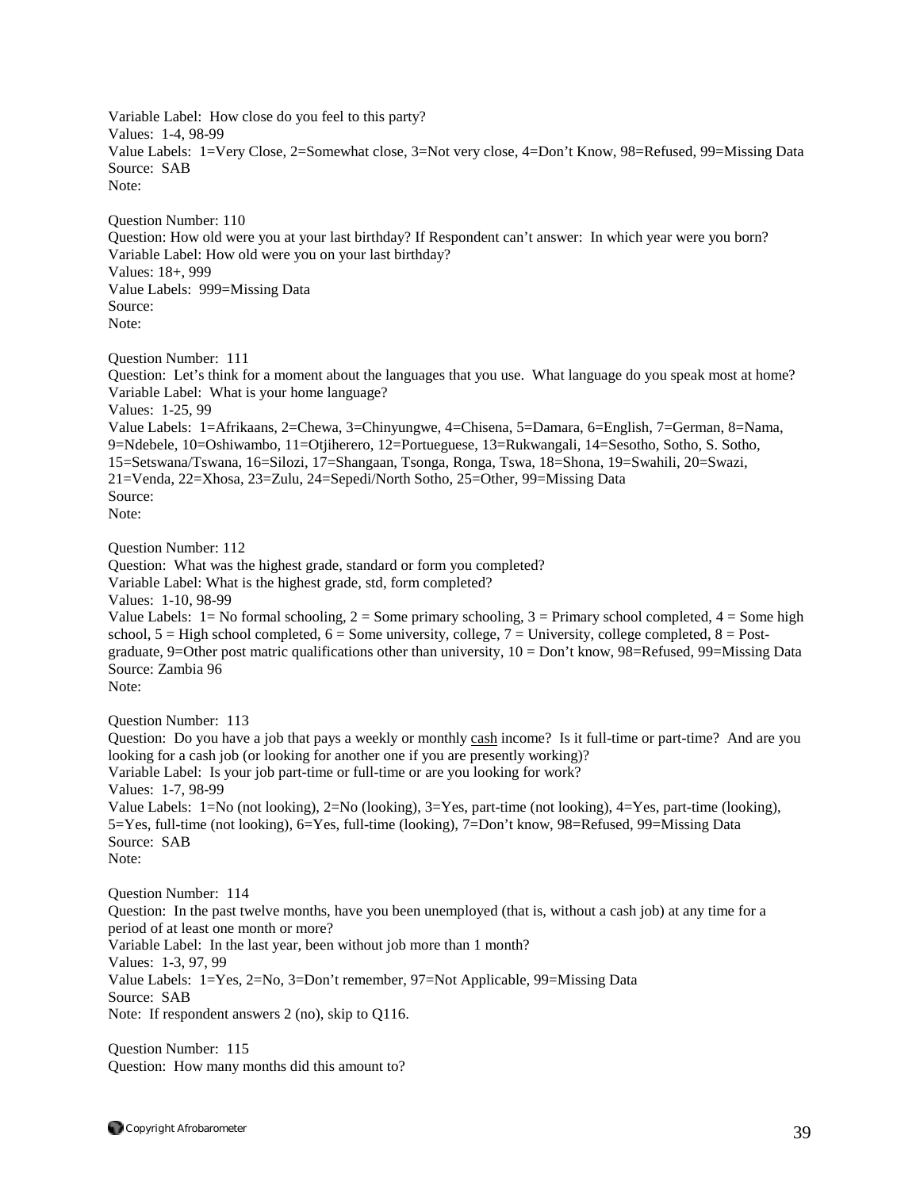Variable Label: How close do you feel to this party?
Values: 1-4, 98-99
Value Labels: 1=Very Close, 2=Somewhat close, 3=Not very close, 4=Don't Know, 98=Refused, 99=Missing Data
Source: SAB
Note:

Question Number: 110
Question: How old were you at your last birthday? If Respondent can't answer: In which year were you born?
Variable Label: How old were you on your last birthday?
Values: 18+, 999
Value Labels: 999=Missing Data
Source:
Note:

Question Number: 111
Question: Let's think for a moment about the languages that you use. What language do you speak most at home?
Variable Label: What is your home language?
Values: 1-25, 99
Value Labels: 1=Afrikaans, 2=Chewa, 3=Chinyungwe, 4=Chisena, 5=Damara, 6=English, 7=German, 8=Nama, 9=Ndebele, 10=Oshiwambo, 11=Otjiherero, 12=Portueguese, 13=Rukwangali, 14=Sesotho, Sotho, S. Sotho, 15=Setswana/Tswana, 16=Silozi, 17=Shangaan, Tsonga, Ronga, Tswa, 18=Shona, 19=Swahili, 20=Swazi, 21=Venda, 22=Xhosa, 23=Zulu, 24=Sepedi/North Sotho, 25=Other, 99=Missing Data
Source:
Note:

Question Number: 112
Question: What was the highest grade, standard or form you completed?
Variable Label: What is the highest grade, std, form completed?
Values: 1-10, 98-99
Value Labels: 1= No formal schooling, 2 = Some primary schooling, 3 = Primary school completed, 4 = Some high school, 5 = High school completed, 6 = Some university, college, 7 = University, college completed, 8 = Post-graduate, 9=Other post matric qualifications other than university, 10 = Don't know, 98=Refused, 99=Missing Data
Source: Zambia 96
Note:

Question Number: 113
Question: Do you have a job that pays a weekly or monthly <u>cash</u> income? Is it full-time or part-time? And are you looking for a cash job (or looking for another one if you are presently working)?
Variable Label: Is your job part-time or full-time or are you looking for work?
Values: 1-7, 98-99
Value Labels: 1=No (not looking), 2=No (looking), 3=Yes, part-time (not looking), 4=Yes, part-time (looking), 5=Yes, full-time (not looking), 6=Yes, full-time (looking), 7=Don't know, 98=Refused, 99=Missing Data
Source: SAB
Note:

Question Number: 114
Question: In the past twelve months, have you been unemployed (that is, without a cash job) at any time for a period of at least one month or more?
Variable Label: In the last year, been without job more than 1 month?
Values: 1-3, 97, 99
Value Labels: 1=Yes, 2=No, 3=Don't remember, 97=Not Applicable, 99=Missing Data
Source: SAB
Note: If respondent answers 2 (no), skip to Q116.

Question Number: 115
Question: How many months did this amount to?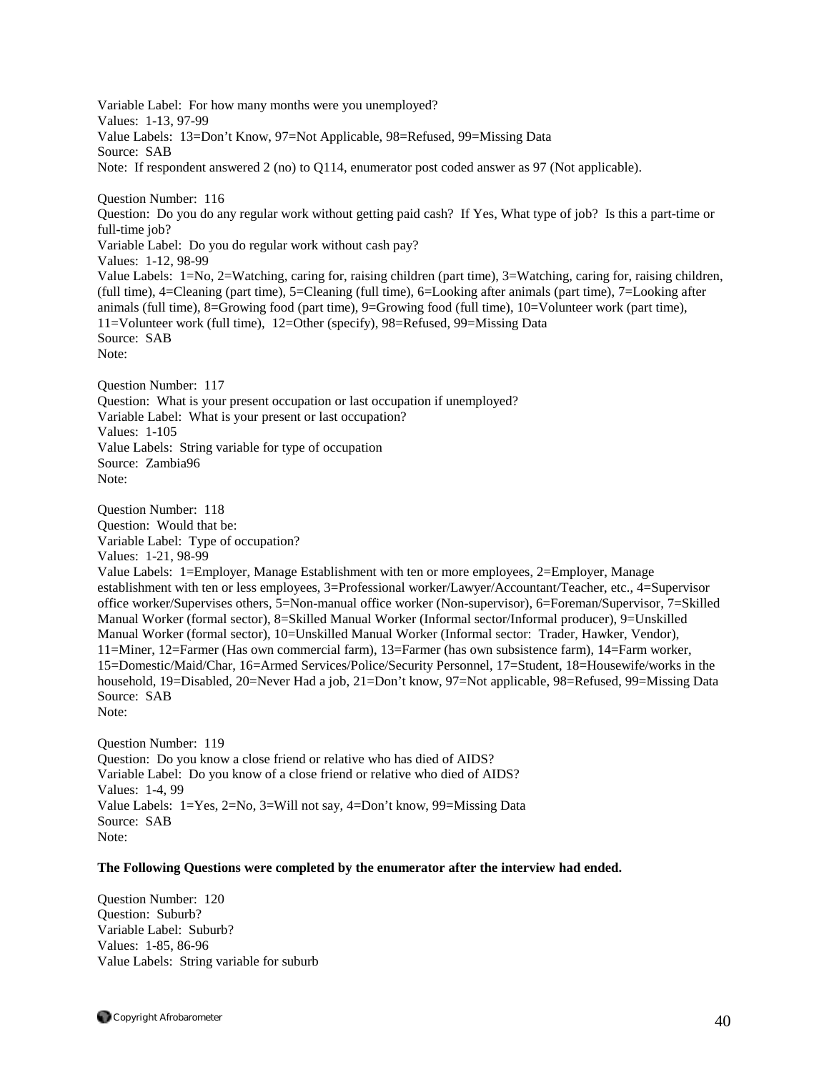Variable Label:  For how many months were you unemployed?
Values:  1-13, 97-99
Value Labels:  13=Don't Know, 97=Not Applicable, 98=Refused, 99=Missing Data
Source:  SAB
Note:  If respondent answered 2 (no) to Q114, enumerator post coded answer as 97 (Not applicable).

Question Number:  116
Question:  Do you do any regular work without getting paid cash?  If Yes, What type of job?  Is this a part-time or full-time job?
Variable Label:  Do you do regular work without cash pay?
Values:  1-12, 98-99
Value Labels:  1=No, 2=Watching, caring for, raising children (part time), 3=Watching, caring for, raising children, (full time), 4=Cleaning (part time), 5=Cleaning (full time), 6=Looking after animals (part time), 7=Looking after animals (full time), 8=Growing food (part time), 9=Growing food (full time), 10=Volunteer work (part time), 11=Volunteer work (full time),  12=Other (specify), 98=Refused, 99=Missing Data
Source:  SAB
Note:

Question Number:  117
Question:  What is your present occupation or last occupation if unemployed?
Variable Label:  What is your present or last occupation?
Values:  1-105
Value Labels:  String variable for type of occupation
Source:  Zambia96
Note:

Question Number:  118
Question:  Would that be:
Variable Label:  Type of occupation?
Values:  1-21, 98-99
Value Labels:  1=Employer, Manage Establishment with ten or more employees, 2=Employer, Manage establishment with ten or less employees, 3=Professional worker/Lawyer/Accountant/Teacher, etc., 4=Supervisor office worker/Supervises others, 5=Non-manual office worker (Non-supervisor), 6=Foreman/Supervisor, 7=Skilled Manual Worker (formal sector), 8=Skilled Manual Worker (Informal sector/Informal producer), 9=Unskilled Manual Worker (formal sector), 10=Unskilled Manual Worker (Informal sector:  Trader, Hawker, Vendor), 11=Miner, 12=Farmer (Has own commercial farm), 13=Farmer (has own subsistence farm), 14=Farm worker, 15=Domestic/Maid/Char, 16=Armed Services/Police/Security Personnel, 17=Student, 18=Housewife/works in the household, 19=Disabled, 20=Never Had a job, 21=Don't know, 97=Not applicable, 98=Refused, 99=Missing Data
Source:  SAB
Note:

Question Number:  119
Question:  Do you know a close friend or relative who has died of AIDS?
Variable Label:  Do you know of a close friend or relative who died of AIDS?
Values:  1-4, 99
Value Labels:  1=Yes, 2=No, 3=Will not say, 4=Don't know, 99=Missing Data
Source:  SAB
Note:

**The Following Questions were completed by the enumerator after the interview had ended.**

Question Number:  120
Question:  Suburb?
Variable Label:  Suburb?
Values:  1-85, 86-96
Value Labels:  String variable for suburb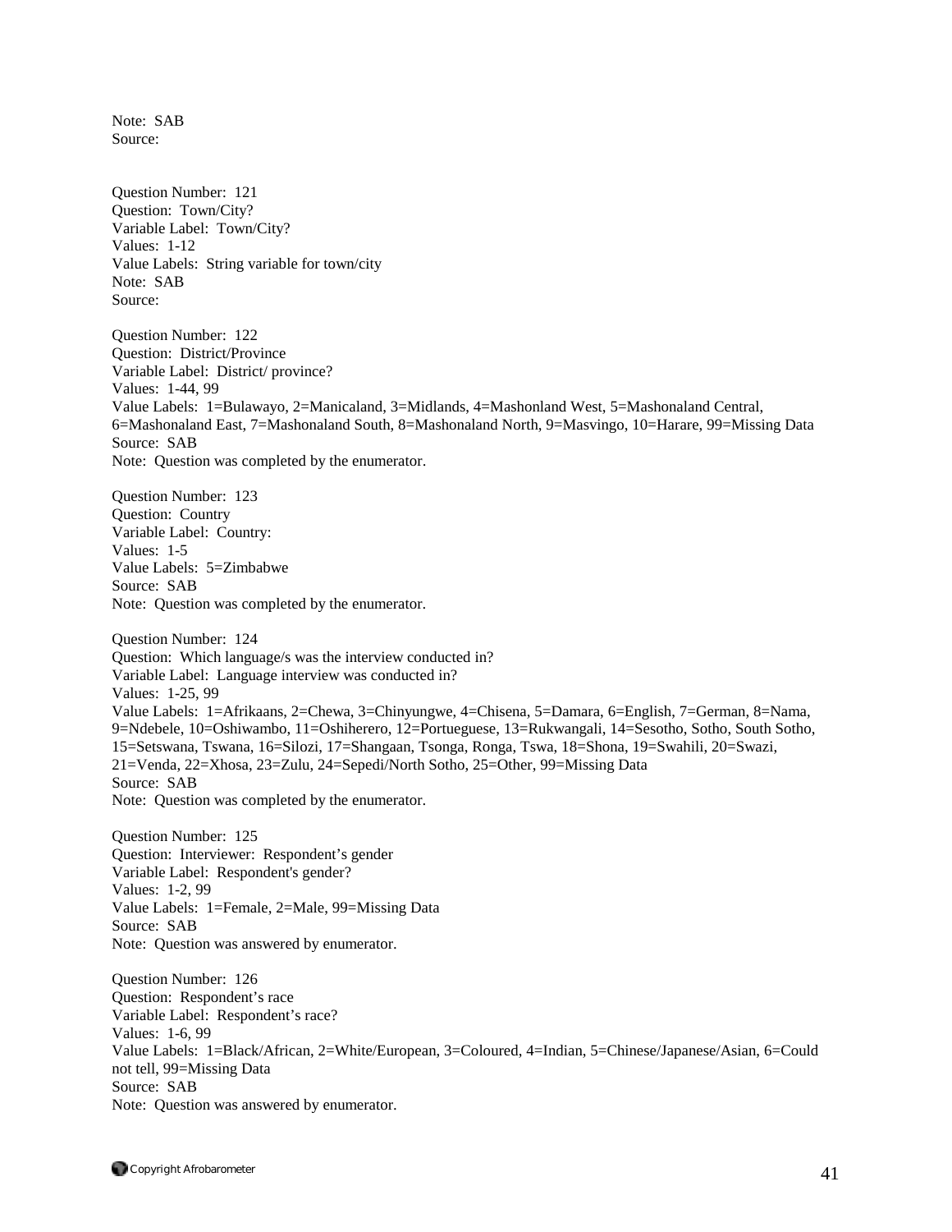Note:  SAB
Source:

Question Number:  121
Question:  Town/City?
Variable Label:  Town/City?
Values:  1-12
Value Labels:  String variable for town/city
Note:  SAB
Source:

Question Number:  122
Question:  District/Province
Variable Label:  District/ province?
Values:  1-44, 99
Value Labels:  1=Bulawayo, 2=Manicaland, 3=Midlands, 4=Mashonland West, 5=Mashonaland Central, 6=Mashonaland East, 7=Mashonaland South, 8=Mashonaland North, 9=Masvingo, 10=Harare, 99=Missing Data
Source:  SAB
Note:  Question was completed by the enumerator.

Question Number:  123
Question:  Country
Variable Label:  Country:
Values:  1-5
Value Labels:  5=Zimbabwe
Source:  SAB
Note:  Question was completed by the enumerator.

Question Number:  124
Question:  Which language/s was the interview conducted in?
Variable Label:  Language interview was conducted in?
Values:  1-25, 99
Value Labels:  1=Afrikaans, 2=Chewa, 3=Chinyungwe, 4=Chisena, 5=Damara, 6=English, 7=German, 8=Nama, 9=Ndebele, 10=Oshiwambo, 11=Oshiherero, 12=Portueguese, 13=Rukwangali, 14=Sesotho, Sotho, South Sotho, 15=Setswana, Tswana, 16=Silozi, 17=Shangaan, Tsonga, Ronga, Tswa, 18=Shona, 19=Swahili, 20=Swazi, 21=Venda, 22=Xhosa, 23=Zulu, 24=Sepedi/North Sotho, 25=Other, 99=Missing Data
Source:  SAB
Note:  Question was completed by the enumerator.

Question Number:  125
Question:  Interviewer:  Respondent's gender
Variable Label:  Respondent's gender?
Values:  1-2, 99
Value Labels:  1=Female, 2=Male, 99=Missing Data
Source:  SAB
Note:  Question was answered by enumerator.

Question Number:  126
Question:  Respondent's race
Variable Label:  Respondent's race?
Values:  1-6, 99
Value Labels:  1=Black/African, 2=White/European, 3=Coloured, 4=Indian, 5=Chinese/Japanese/Asian, 6=Could not tell, 99=Missing Data
Source:  SAB
Note:  Question was answered by enumerator.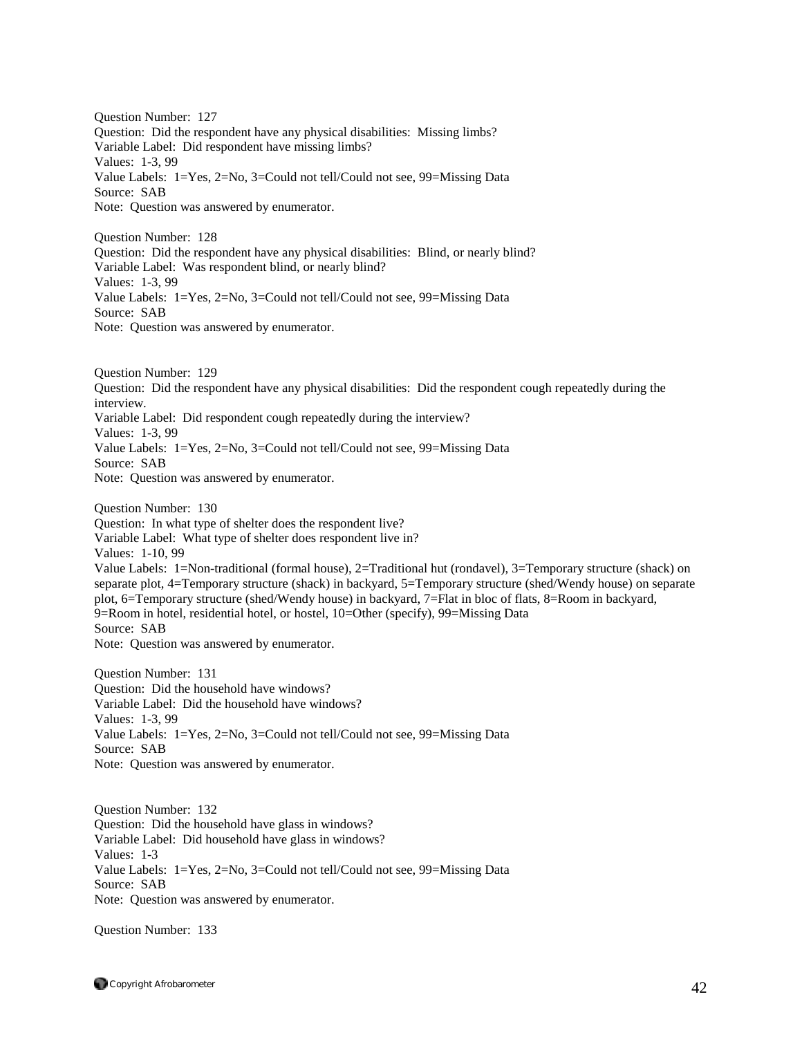Question Number: 127
Question: Did the respondent have any physical disabilities: Missing limbs?
Variable Label: Did respondent have missing limbs?
Values: 1-3, 99
Value Labels: 1=Yes, 2=No, 3=Could not tell/Could not see, 99=Missing Data
Source: SAB
Note: Question was answered by enumerator.

Question Number: 128
Question: Did the respondent have any physical disabilities: Blind, or nearly blind?
Variable Label: Was respondent blind, or nearly blind?
Values: 1-3, 99
Value Labels: 1=Yes, 2=No, 3=Could not tell/Could not see, 99=Missing Data
Source: SAB
Note: Question was answered by enumerator.

Question Number: 129
Question: Did the respondent have any physical disabilities: Did the respondent cough repeatedly during the interview.
Variable Label: Did respondent cough repeatedly during the interview?
Values: 1-3, 99
Value Labels: 1=Yes, 2=No, 3=Could not tell/Could not see, 99=Missing Data
Source: SAB
Note: Question was answered by enumerator.

Question Number: 130
Question: In what type of shelter does the respondent live?
Variable Label: What type of shelter does respondent live in?
Values: 1-10, 99
Value Labels: 1=Non-traditional (formal house), 2=Traditional hut (rondavel), 3=Temporary structure (shack) on separate plot, 4=Temporary structure (shack) in backyard, 5=Temporary structure (shed/Wendy house) on separate plot, 6=Temporary structure (shed/Wendy house) in backyard, 7=Flat in bloc of flats, 8=Room in backyard, 9=Room in hotel, residential hotel, or hostel, 10=Other (specify), 99=Missing Data
Source: SAB
Note: Question was answered by enumerator.

Question Number: 131
Question: Did the household have windows?
Variable Label: Did the household have windows?
Values: 1-3, 99
Value Labels: 1=Yes, 2=No, 3=Could not tell/Could not see, 99=Missing Data
Source: SAB
Note: Question was answered by enumerator.

Question Number: 132
Question: Did the household have glass in windows?
Variable Label: Did household have glass in windows?
Values: 1-3
Value Labels: 1=Yes, 2=No, 3=Could not tell/Could not see, 99=Missing Data
Source: SAB
Note: Question was answered by enumerator.

Question Number: 133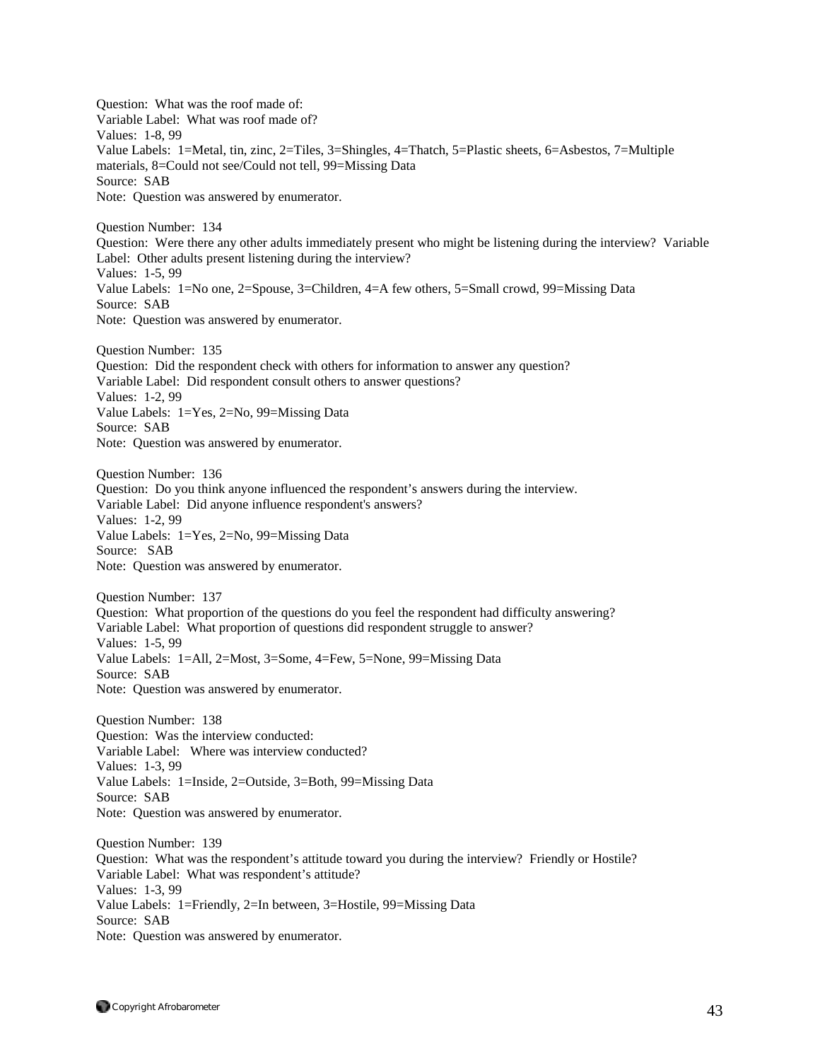Question: What was the roof made of:
Variable Label: What was roof made of?
Values: 1-8, 99
Value Labels: 1=Metal, tin, zinc, 2=Tiles, 3=Shingles, 4=Thatch, 5=Plastic sheets, 6=Asbestos, 7=Multiple materials, 8=Could not see/Could not tell, 99=Missing Data
Source: SAB
Note: Question was answered by enumerator.

Question Number: 134
Question: Were there any other adults immediately present who might be listening during the interview? Variable Label: Other adults present listening during the interview?
Values: 1-5, 99
Value Labels: 1=No one, 2=Spouse, 3=Children, 4=A few others, 5=Small crowd, 99=Missing Data
Source: SAB
Note: Question was answered by enumerator.

Question Number: 135
Question: Did the respondent check with others for information to answer any question?
Variable Label: Did respondent consult others to answer questions?
Values: 1-2, 99
Value Labels: 1=Yes, 2=No, 99=Missing Data
Source: SAB
Note: Question was answered by enumerator.

Question Number: 136
Question: Do you think anyone influenced the respondent's answers during the interview.
Variable Label: Did anyone influence respondent's answers?
Values: 1-2, 99
Value Labels: 1=Yes, 2=No, 99=Missing Data
Source: SAB
Note: Question was answered by enumerator.

Question Number: 137
Question: What proportion of the questions do you feel the respondent had difficulty answering?
Variable Label: What proportion of questions did respondent struggle to answer?
Values: 1-5, 99
Value Labels: 1=All, 2=Most, 3=Some, 4=Few, 5=None, 99=Missing Data
Source: SAB
Note: Question was answered by enumerator.

Question Number: 138
Question: Was the interview conducted:
Variable Label: Where was interview conducted?
Values: 1-3, 99
Value Labels: 1=Inside, 2=Outside, 3=Both, 99=Missing Data
Source: SAB
Note: Question was answered by enumerator.

Question Number: 139
Question: What was the respondent's attitude toward you during the interview? Friendly or Hostile?
Variable Label: What was respondent's attitude?
Values: 1-3, 99
Value Labels: 1=Friendly, 2=In between, 3=Hostile, 99=Missing Data
Source: SAB
Note: Question was answered by enumerator.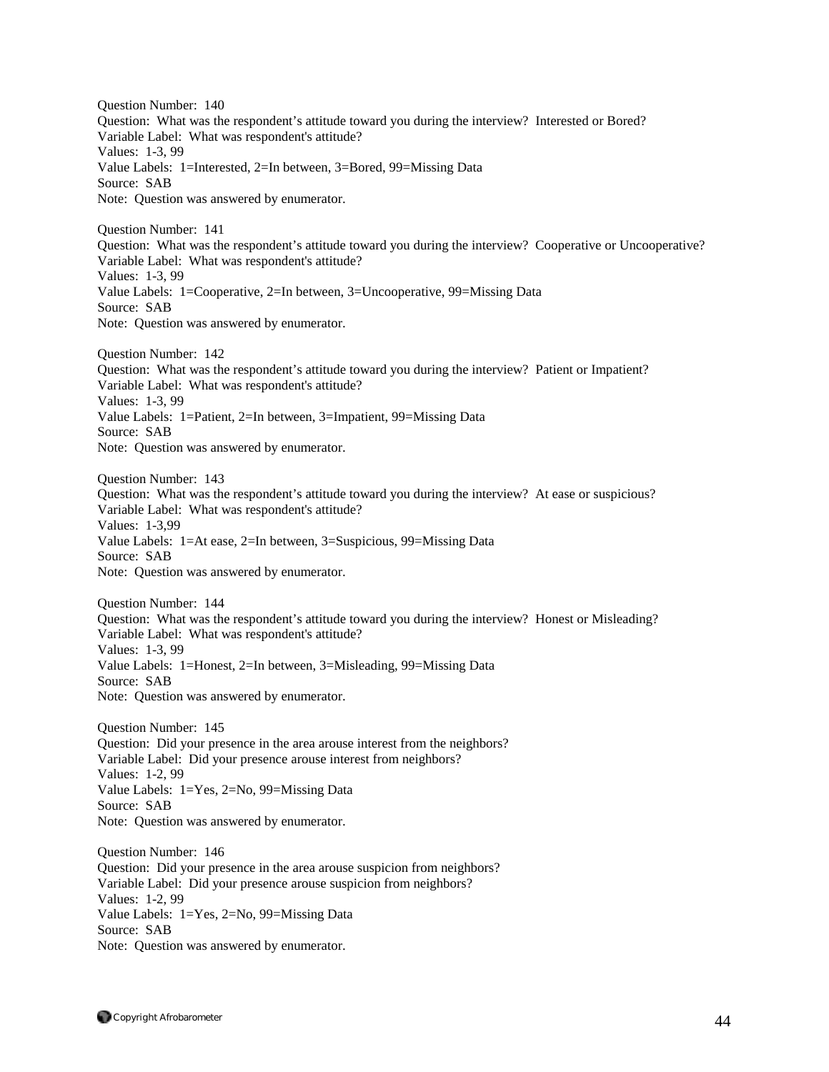Question Number: 140
Question: What was the respondent's attitude toward you during the interview? Interested or Bored?
Variable Label: What was respondent's attitude?
Values: 1-3, 99
Value Labels: 1=Interested, 2=In between, 3=Bored, 99=Missing Data
Source: SAB
Note: Question was answered by enumerator.

Question Number: 141
Question: What was the respondent's attitude toward you during the interview? Cooperative or Uncooperative?
Variable Label: What was respondent's attitude?
Values: 1-3, 99
Value Labels: 1=Cooperative, 2=In between, 3=Uncooperative, 99=Missing Data
Source: SAB
Note: Question was answered by enumerator.

Question Number: 142
Question: What was the respondent's attitude toward you during the interview? Patient or Impatient?
Variable Label: What was respondent's attitude?
Values: 1-3, 99
Value Labels: 1=Patient, 2=In between, 3=Impatient, 99=Missing Data
Source: SAB
Note: Question was answered by enumerator.

Question Number: 143
Question: What was the respondent's attitude toward you during the interview? At ease or suspicious?
Variable Label: What was respondent's attitude?
Values: 1-3,99
Value Labels: 1=At ease, 2=In between, 3=Suspicious, 99=Missing Data
Source: SAB
Note: Question was answered by enumerator.

Question Number: 144
Question: What was the respondent's attitude toward you during the interview? Honest or Misleading?
Variable Label: What was respondent's attitude?
Values: 1-3, 99
Value Labels: 1=Honest, 2=In between, 3=Misleading, 99=Missing Data
Source: SAB
Note: Question was answered by enumerator.

Question Number: 145
Question: Did your presence in the area arouse interest from the neighbors?
Variable Label: Did your presence arouse interest from neighbors?
Values: 1-2, 99
Value Labels: 1=Yes, 2=No, 99=Missing Data
Source: SAB
Note: Question was answered by enumerator.

Question Number: 146
Question: Did your presence in the area arouse suspicion from neighbors?
Variable Label: Did your presence arouse suspicion from neighbors?
Values: 1-2, 99
Value Labels: 1=Yes, 2=No, 99=Missing Data
Source: SAB
Note: Question was answered by enumerator.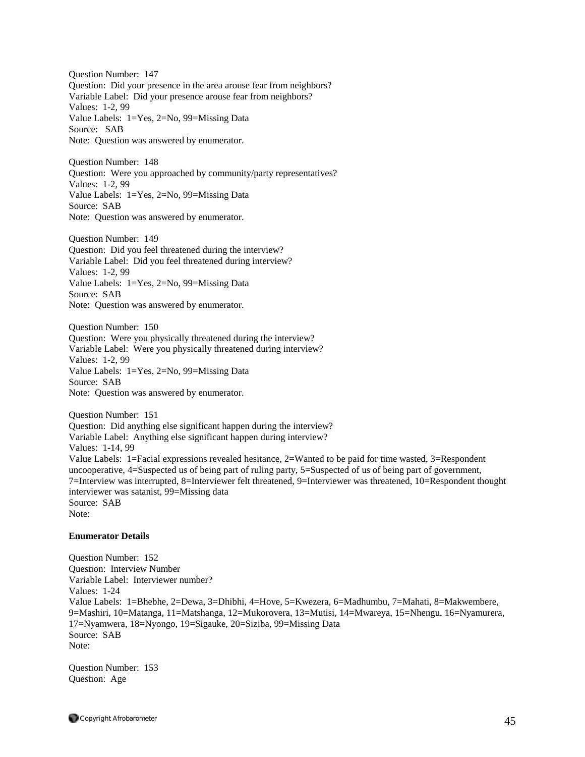Question Number: 147
Question: Did your presence in the area arouse fear from neighbors?
Variable Label: Did your presence arouse fear from neighbors?
Values: 1-2, 99
Value Labels: 1=Yes, 2=No, 99=Missing Data
Source: SAB
Note: Question was answered by enumerator.

Question Number: 148
Question: Were you approached by community/party representatives?
Values: 1-2, 99
Value Labels: 1=Yes, 2=No, 99=Missing Data
Source: SAB
Note: Question was answered by enumerator.

Question Number: 149
Question: Did you feel threatened during the interview?
Variable Label: Did you feel threatened during interview?
Values: 1-2, 99
Value Labels: 1=Yes, 2=No, 99=Missing Data
Source: SAB
Note: Question was answered by enumerator.

Question Number: 150
Question: Were you physically threatened during the interview?
Variable Label: Were you physically threatened during interview?
Values: 1-2, 99
Value Labels: 1=Yes, 2=No, 99=Missing Data
Source: SAB
Note: Question was answered by enumerator.

Question Number: 151
Question: Did anything else significant happen during the interview?
Variable Label: Anything else significant happen during interview?
Values: 1-14, 99
Value Labels: 1=Facial expressions revealed hesitance, 2=Wanted to be paid for time wasted, 3=Respondent uncooperative, 4=Suspected us of being part of ruling party, 5=Suspected of us of being part of government, 7=Interview was interrupted, 8=Interviewer felt threatened, 9=Interviewer was threatened, 10=Respondent thought interviewer was satanist, 99=Missing data
Source: SAB
Note:

**Enumerator Details**

Question Number: 152
Question: Interview Number
Variable Label: Interviewer number?
Values: 1-24
Value Labels: 1=Bhebhe, 2=Dewa, 3=Dhibhi, 4=Hove, 5=Kwezera, 6=Madhumbu, 7=Mahati, 8=Makwembere, 9=Mashiri, 10=Matanga, 11=Matshanga, 12=Mukorovera, 13=Mutisi, 14=Mwareya, 15=Nhengu, 16=Nyamurera, 17=Nyamwera, 18=Nyongo, 19=Sigauke, 20=Siziba, 99=Missing Data
Source: SAB
Note:

Question Number: 153
Question: Age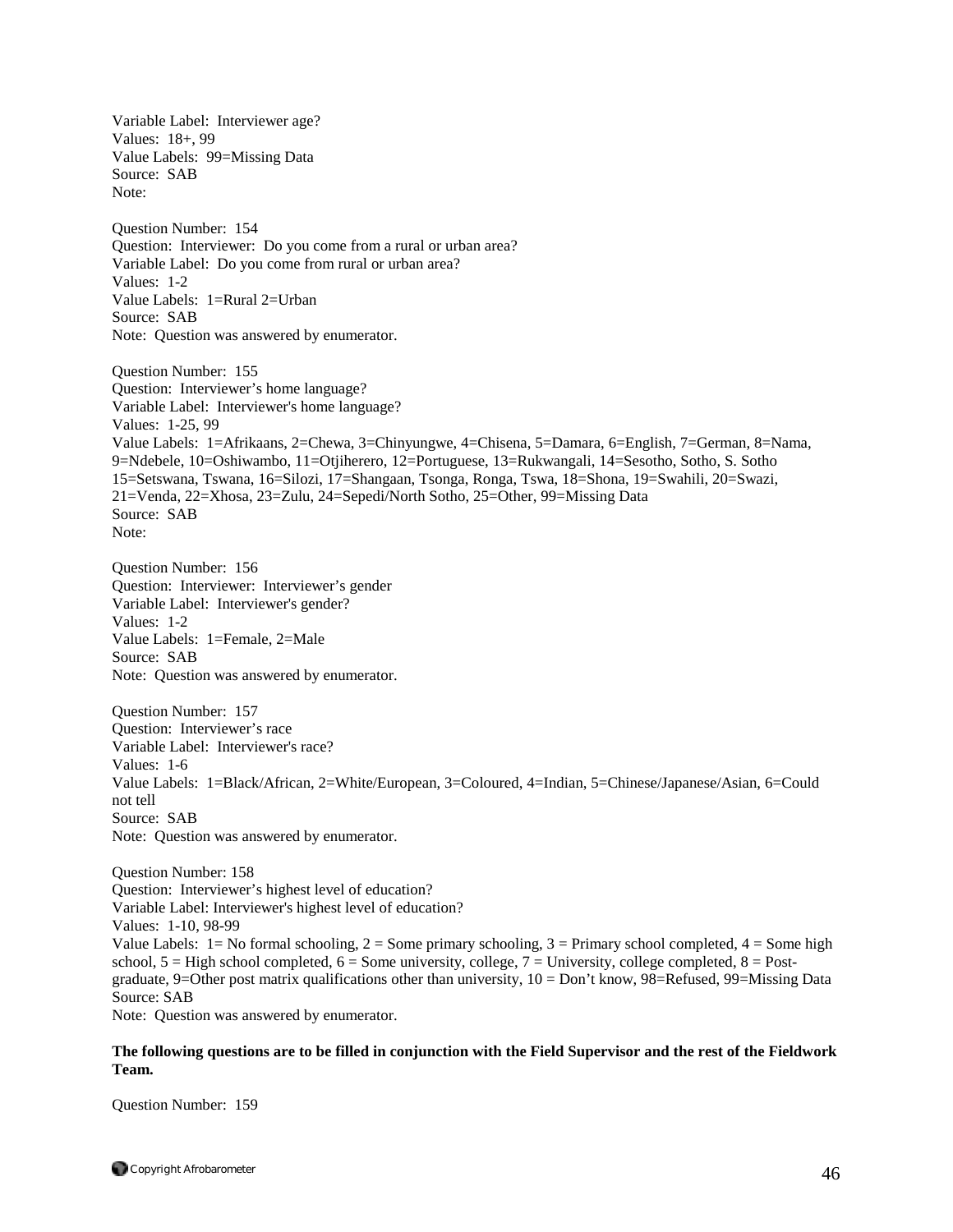Variable Label:  Interviewer age?
Values:  18+, 99
Value Labels:  99=Missing Data
Source:  SAB
Note:

Question Number:  154
Question:  Interviewer:  Do you come from a rural or urban area?
Variable Label:  Do you come from rural or urban area?
Values:  1-2
Value Labels:  1=Rural 2=Urban
Source:  SAB
Note:  Question was answered by enumerator.

Question Number:  155
Question:  Interviewer's home language?
Variable Label:  Interviewer's home language?
Values:  1-25, 99
Value Labels:  1=Afrikaans, 2=Chewa, 3=Chinyungwe, 4=Chisena, 5=Damara, 6=English, 7=German, 8=Nama, 9=Ndebele, 10=Oshiwambo, 11=Otjiherero, 12=Portuguese, 13=Rukwangali, 14=Sesotho, Sotho, S. Sotho 15=Setswana, Tswana, 16=Silozi, 17=Shangaan, Tsonga, Ronga, Tswa, 18=Shona, 19=Swahili, 20=Swazi, 21=Venda, 22=Xhosa, 23=Zulu, 24=Sepedi/North Sotho, 25=Other, 99=Missing Data
Source:  SAB
Note:

Question Number:  156
Question:  Interviewer:  Interviewer's gender
Variable Label:  Interviewer's gender?
Values:  1-2
Value Labels:  1=Female, 2=Male
Source:  SAB
Note:  Question was answered by enumerator.

Question Number:  157
Question:  Interviewer's race
Variable Label:  Interviewer's race?
Values:  1-6
Value Labels:  1=Black/African, 2=White/European, 3=Coloured, 4=Indian, 5=Chinese/Japanese/Asian, 6=Could not tell
Source:  SAB
Note:  Question was answered by enumerator.

Question Number: 158
Question:  Interviewer's highest level of education?
Variable Label: Interviewer's highest level of education?
Values:  1-10, 98-99
Value Labels:  1= No formal schooling, 2 = Some primary schooling, 3 = Primary school completed, 4 = Some high school, 5 = High school completed, 6 = Some university, college, 7 = University, college completed, 8 = Post-graduate, 9=Other post matrix qualifications other than university, 10 = Don't know, 98=Refused, 99=Missing Data
Source: SAB
Note:  Question was answered by enumerator.

**The following questions are to be filled in conjunction with the Field Supervisor and the rest of the Fieldwork Team.**

Question Number:  159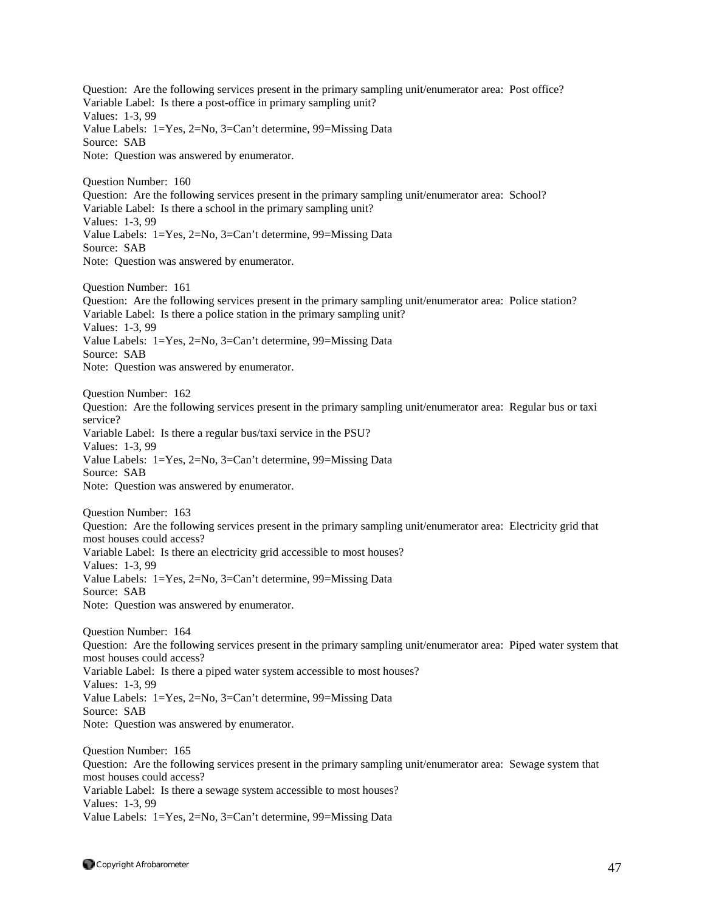Question: Are the following services present in the primary sampling unit/enumerator area: Post office?
Variable Label: Is there a post-office in primary sampling unit?
Values: 1-3, 99
Value Labels: 1=Yes, 2=No, 3=Can't determine, 99=Missing Data
Source: SAB
Note: Question was answered by enumerator.

Question Number: 160
Question: Are the following services present in the primary sampling unit/enumerator area: School?
Variable Label: Is there a school in the primary sampling unit?
Values: 1-3, 99
Value Labels: 1=Yes, 2=No, 3=Can't determine, 99=Missing Data
Source: SAB
Note: Question was answered by enumerator.

Question Number: 161
Question: Are the following services present in the primary sampling unit/enumerator area: Police station?
Variable Label: Is there a police station in the primary sampling unit?
Values: 1-3, 99
Value Labels: 1=Yes, 2=No, 3=Can't determine, 99=Missing Data
Source: SAB
Note: Question was answered by enumerator.

Question Number: 162
Question: Are the following services present in the primary sampling unit/enumerator area: Regular bus or taxi service?
Variable Label: Is there a regular bus/taxi service in the PSU?
Values: 1-3, 99
Value Labels: 1=Yes, 2=No, 3=Can't determine, 99=Missing Data
Source: SAB
Note: Question was answered by enumerator.

Question Number: 163
Question: Are the following services present in the primary sampling unit/enumerator area: Electricity grid that most houses could access?
Variable Label: Is there an electricity grid accessible to most houses?
Values: 1-3, 99
Value Labels: 1=Yes, 2=No, 3=Can't determine, 99=Missing Data
Source: SAB
Note: Question was answered by enumerator.

Question Number: 164
Question: Are the following services present in the primary sampling unit/enumerator area: Piped water system that most houses could access?
Variable Label: Is there a piped water system accessible to most houses?
Values: 1-3, 99
Value Labels: 1=Yes, 2=No, 3=Can't determine, 99=Missing Data
Source: SAB
Note: Question was answered by enumerator.

Question Number: 165
Question: Are the following services present in the primary sampling unit/enumerator area: Sewage system that most houses could access?
Variable Label: Is there a sewage system accessible to most houses?
Values: 1-3, 99
Value Labels: 1=Yes, 2=No, 3=Can't determine, 99=Missing Data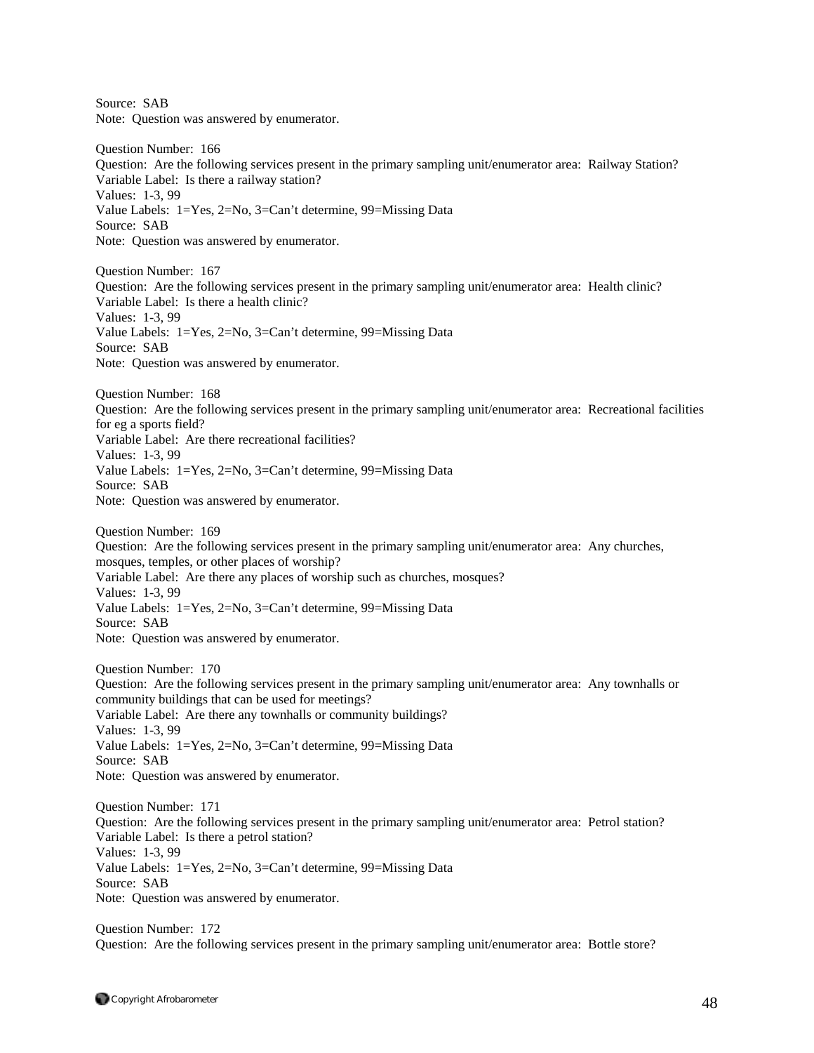Source: SAB
Note: Question was answered by enumerator.

Question Number: 166
Question: Are the following services present in the primary sampling unit/enumerator area: Railway Station?
Variable Label: Is there a railway station?
Values: 1-3, 99
Value Labels: 1=Yes, 2=No, 3=Can't determine, 99=Missing Data
Source: SAB
Note: Question was answered by enumerator.

Question Number: 167
Question: Are the following services present in the primary sampling unit/enumerator area: Health clinic?
Variable Label: Is there a health clinic?
Values: 1-3, 99
Value Labels: 1=Yes, 2=No, 3=Can't determine, 99=Missing Data
Source: SAB
Note: Question was answered by enumerator.

Question Number: 168
Question: Are the following services present in the primary sampling unit/enumerator area: Recreational facilities for eg a sports field?
Variable Label: Are there recreational facilities?
Values: 1-3, 99
Value Labels: 1=Yes, 2=No, 3=Can't determine, 99=Missing Data
Source: SAB
Note: Question was answered by enumerator.

Question Number: 169
Question: Are the following services present in the primary sampling unit/enumerator area: Any churches, mosques, temples, or other places of worship?
Variable Label: Are there any places of worship such as churches, mosques?
Values: 1-3, 99
Value Labels: 1=Yes, 2=No, 3=Can't determine, 99=Missing Data
Source: SAB
Note: Question was answered by enumerator.

Question Number: 170
Question: Are the following services present in the primary sampling unit/enumerator area: Any townhalls or community buildings that can be used for meetings?
Variable Label: Are there any townhalls or community buildings?
Values: 1-3, 99
Value Labels: 1=Yes, 2=No, 3=Can't determine, 99=Missing Data
Source: SAB
Note: Question was answered by enumerator.

Question Number: 171
Question: Are the following services present in the primary sampling unit/enumerator area: Petrol station?
Variable Label: Is there a petrol station?
Values: 1-3, 99
Value Labels: 1=Yes, 2=No, 3=Can't determine, 99=Missing Data
Source: SAB
Note: Question was answered by enumerator.

Question Number: 172
Question: Are the following services present in the primary sampling unit/enumerator area: Bottle store?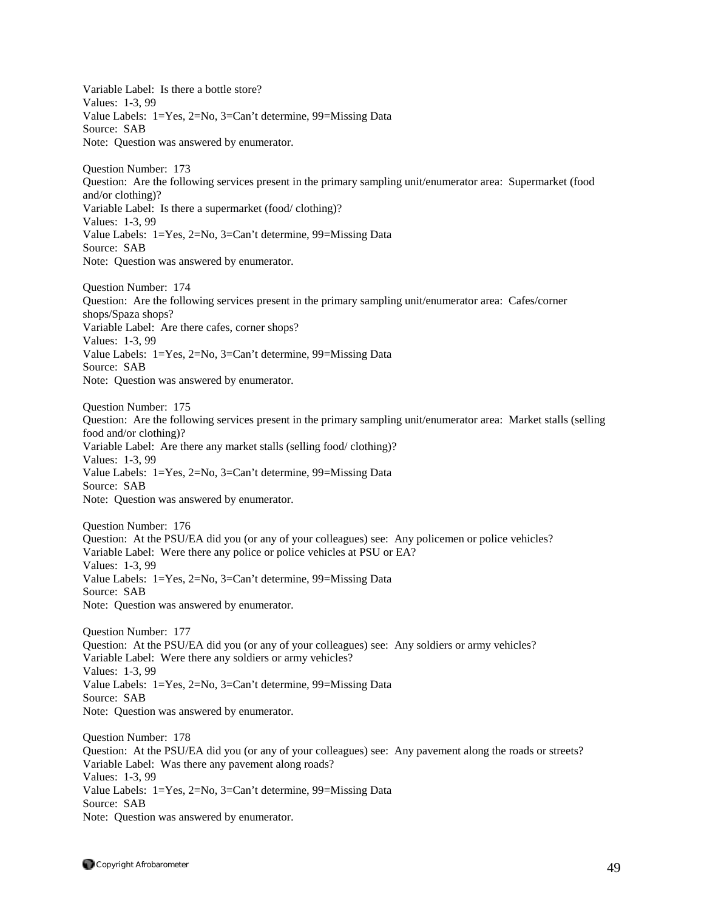Variable Label: Is there a bottle store?
Values: 1-3, 99
Value Labels: 1=Yes, 2=No, 3=Can't determine, 99=Missing Data
Source: SAB
Note: Question was answered by enumerator.

Question Number: 173
Question: Are the following services present in the primary sampling unit/enumerator area: Supermarket (food and/or clothing)?
Variable Label: Is there a supermarket (food/ clothing)?
Values: 1-3, 99
Value Labels: 1=Yes, 2=No, 3=Can't determine, 99=Missing Data
Source: SAB
Note: Question was answered by enumerator.

Question Number: 174
Question: Are the following services present in the primary sampling unit/enumerator area: Cafes/corner shops/Spaza shops?
Variable Label: Are there cafes, corner shops?
Values: 1-3, 99
Value Labels: 1=Yes, 2=No, 3=Can't determine, 99=Missing Data
Source: SAB
Note: Question was answered by enumerator.

Question Number: 175
Question: Are the following services present in the primary sampling unit/enumerator area: Market stalls (selling food and/or clothing)?
Variable Label: Are there any market stalls (selling food/ clothing)?
Values: 1-3, 99
Value Labels: 1=Yes, 2=No, 3=Can't determine, 99=Missing Data
Source: SAB
Note: Question was answered by enumerator.

Question Number: 176
Question: At the PSU/EA did you (or any of your colleagues) see: Any policemen or police vehicles?
Variable Label: Were there any police or police vehicles at PSU or EA?
Values: 1-3, 99
Value Labels: 1=Yes, 2=No, 3=Can't determine, 99=Missing Data
Source: SAB
Note: Question was answered by enumerator.

Question Number: 177
Question: At the PSU/EA did you (or any of your colleagues) see: Any soldiers or army vehicles?
Variable Label: Were there any soldiers or army vehicles?
Values: 1-3, 99
Value Labels: 1=Yes, 2=No, 3=Can't determine, 99=Missing Data
Source: SAB
Note: Question was answered by enumerator.

Question Number: 178
Question: At the PSU/EA did you (or any of your colleagues) see: Any pavement along the roads or streets?
Variable Label: Was there any pavement along roads?
Values: 1-3, 99
Value Labels: 1=Yes, 2=No, 3=Can't determine, 99=Missing Data
Source: SAB
Note: Question was answered by enumerator.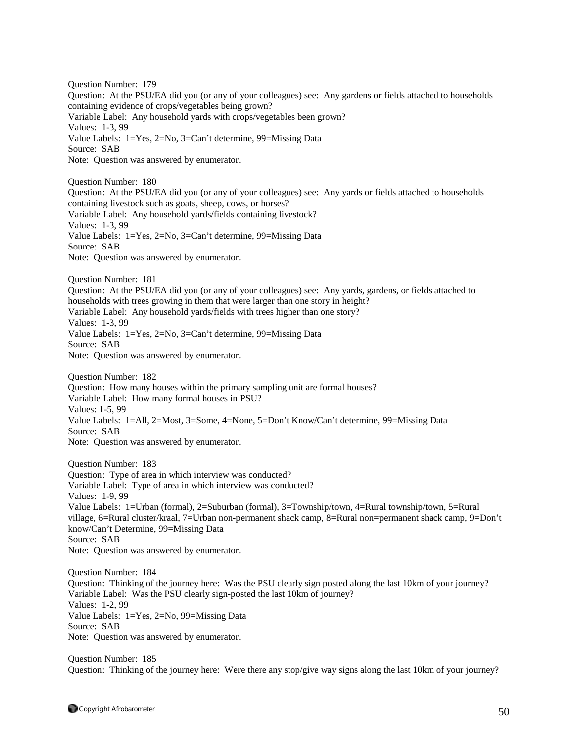Question Number: 179
Question: At the PSU/EA did you (or any of your colleagues) see: Any gardens or fields attached to households containing evidence of crops/vegetables being grown?
Variable Label: Any household yards with crops/vegetables been grown?
Values: 1-3, 99
Value Labels: 1=Yes, 2=No, 3=Can't determine, 99=Missing Data
Source: SAB
Note: Question was answered by enumerator.

Question Number: 180
Question: At the PSU/EA did you (or any of your colleagues) see: Any yards or fields attached to households containing livestock such as goats, sheep, cows, or horses?
Variable Label: Any household yards/fields containing livestock?
Values: 1-3, 99
Value Labels: 1=Yes, 2=No, 3=Can't determine, 99=Missing Data
Source: SAB
Note: Question was answered by enumerator.

Question Number: 181
Question: At the PSU/EA did you (or any of your colleagues) see: Any yards, gardens, or fields attached to households with trees growing in them that were larger than one story in height?
Variable Label: Any household yards/fields with trees higher than one story?
Values: 1-3, 99
Value Labels: 1=Yes, 2=No, 3=Can't determine, 99=Missing Data
Source: SAB
Note: Question was answered by enumerator.

Question Number: 182
Question: How many houses within the primary sampling unit are formal houses?
Variable Label: How many formal houses in PSU?
Values: 1-5, 99
Value Labels: 1=All, 2=Most, 3=Some, 4=None, 5=Don't Know/Can't determine, 99=Missing Data
Source: SAB
Note: Question was answered by enumerator.

Question Number: 183
Question: Type of area in which interview was conducted?
Variable Label: Type of area in which interview was conducted?
Values: 1-9, 99
Value Labels: 1=Urban (formal), 2=Suburban (formal), 3=Township/town, 4=Rural township/town, 5=Rural village, 6=Rural cluster/kraal, 7=Urban non-permanent shack camp, 8=Rural non=permanent shack camp, 9=Don't know/Can't Determine, 99=Missing Data
Source: SAB
Note: Question was answered by enumerator.

Question Number: 184
Question: Thinking of the journey here: Was the PSU clearly sign posted along the last 10km of your journey?
Variable Label: Was the PSU clearly sign-posted the last 10km of journey?
Values: 1-2, 99
Value Labels: 1=Yes, 2=No, 99=Missing Data
Source: SAB
Note: Question was answered by enumerator.

Question Number: 185
Question: Thinking of the journey here: Were there any stop/give way signs along the last 10km of your journey?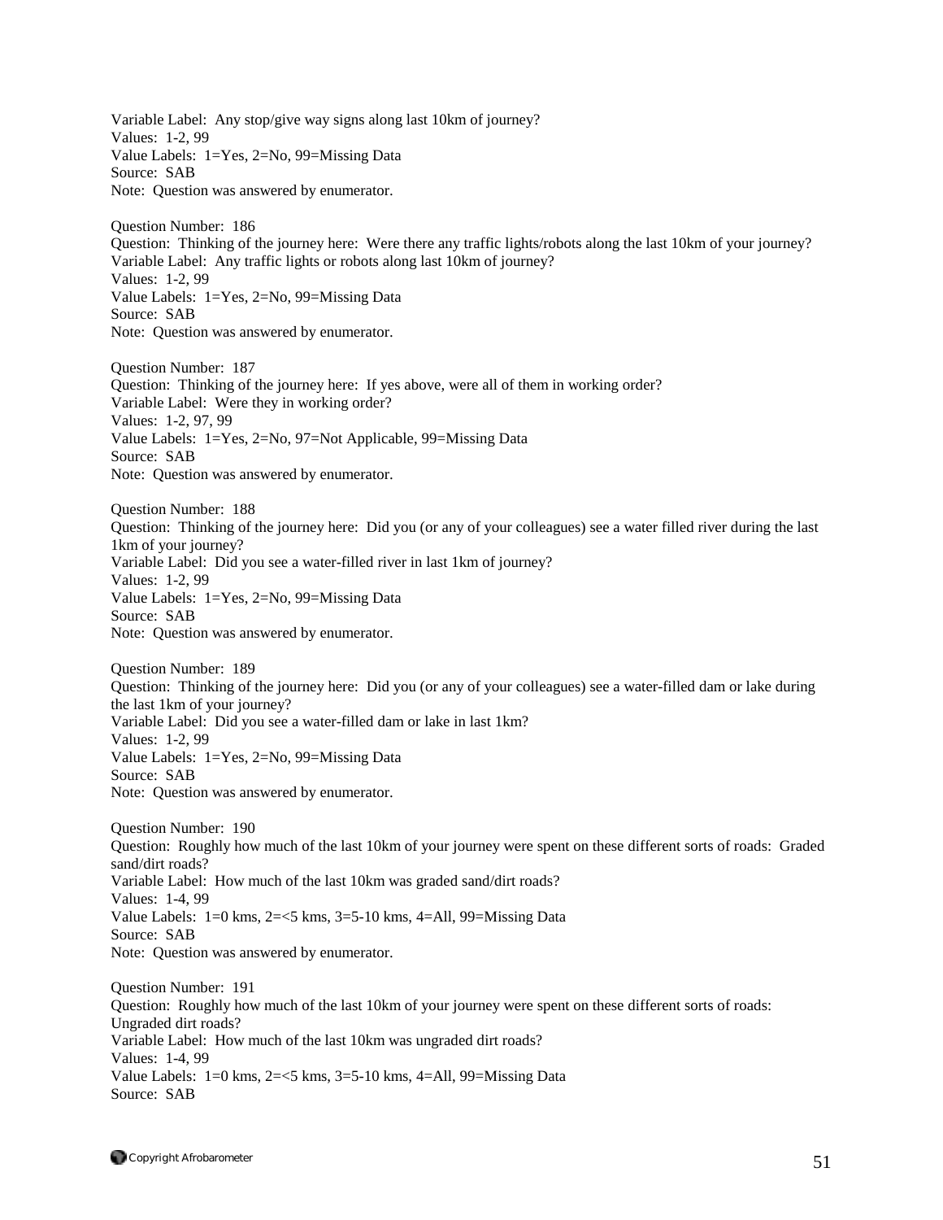Variable Label:  Any stop/give way signs along last 10km of journey?
Values:  1-2, 99
Value Labels:  1=Yes, 2=No, 99=Missing Data
Source:  SAB
Note:  Question was answered by enumerator.

Question Number:  186
Question:  Thinking of the journey here:  Were there any traffic lights/robots along the last 10km of your journey?
Variable Label:  Any traffic lights or robots along last 10km of journey?
Values:  1-2, 99
Value Labels:  1=Yes, 2=No, 99=Missing Data
Source:  SAB
Note:  Question was answered by enumerator.

Question Number:  187
Question:  Thinking of the journey here:  If yes above, were all of them in working order?
Variable Label:  Were they in working order?
Values:  1-2, 97, 99
Value Labels:  1=Yes, 2=No, 97=Not Applicable, 99=Missing Data
Source:  SAB
Note:  Question was answered by enumerator.

Question Number:  188
Question:  Thinking of the journey here:  Did you (or any of your colleagues) see a water filled river during the last 1km of your journey?
Variable Label:  Did you see a water-filled river in last 1km of journey?
Values:  1-2, 99
Value Labels:  1=Yes, 2=No, 99=Missing Data
Source:  SAB
Note:  Question was answered by enumerator.

Question Number:  189
Question:  Thinking of the journey here:  Did you (or any of your colleagues) see a water-filled dam or lake during the last 1km of your journey?
Variable Label:  Did you see a water-filled dam or lake in last 1km?
Values:  1-2, 99
Value Labels:  1=Yes, 2=No, 99=Missing Data
Source:  SAB
Note:  Question was answered by enumerator.

Question Number:  190
Question:  Roughly how much of the last 10km of your journey were spent on these different sorts of roads:  Graded sand/dirt roads?
Variable Label:  How much of the last 10km was graded sand/dirt roads?
Values:  1-4, 99
Value Labels:  1=0 kms, 2=<5 kms, 3=5-10 kms, 4=All, 99=Missing Data
Source:  SAB
Note:  Question was answered by enumerator.

Question Number:  191
Question:  Roughly how much of the last 10km of your journey were spent on these different sorts of roads:  Ungraded dirt roads?
Variable Label:  How much of the last 10km was ungraded dirt roads?
Values:  1-4, 99
Value Labels:  1=0 kms, 2=<5 kms, 3=5-10 kms, 4=All, 99=Missing Data
Source:  SAB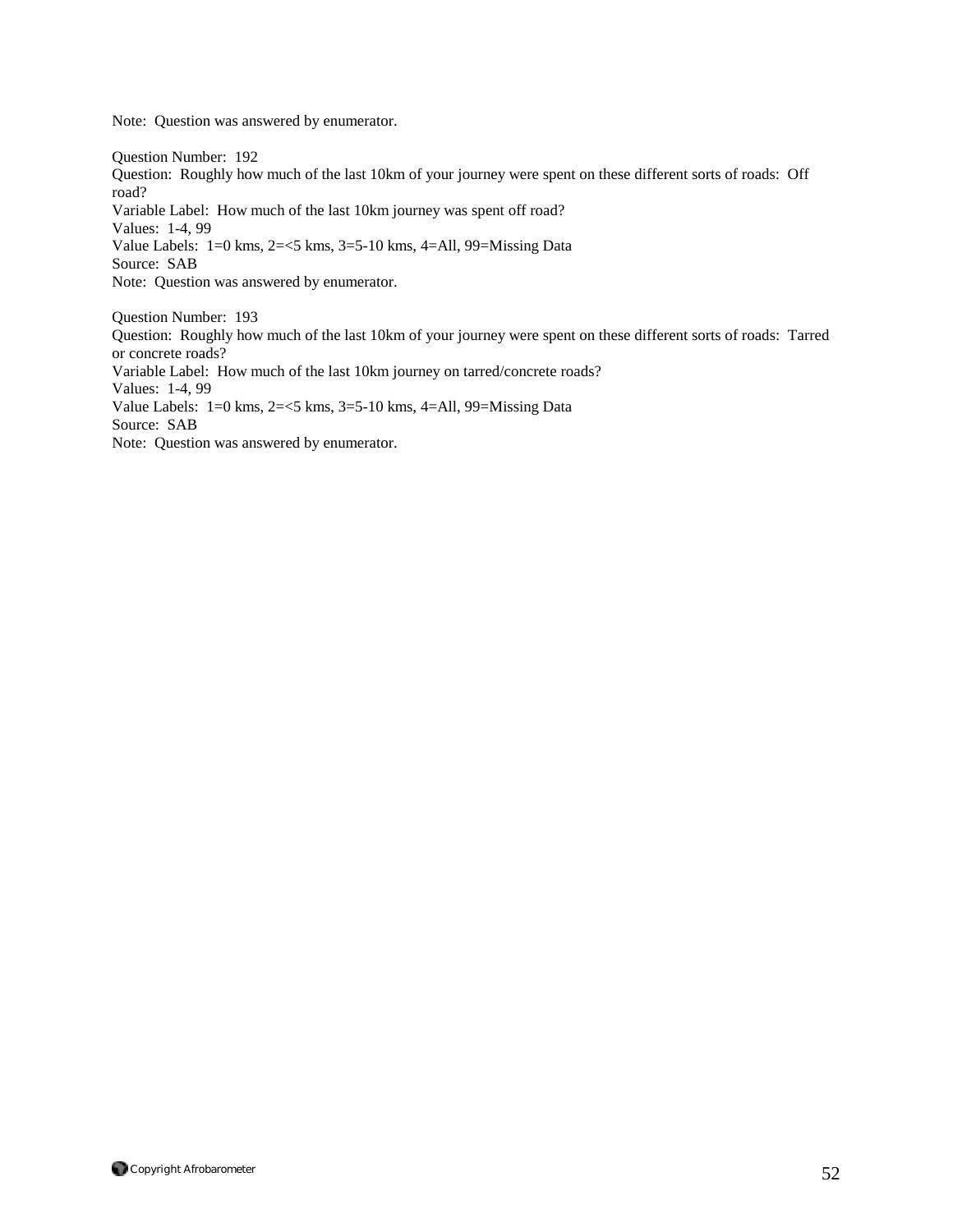Note: Question was answered by enumerator.

Question Number: 192
Question: Roughly how much of the last 10km of your journey were spent on these different sorts of roads: Off road?
Variable Label: How much of the last 10km journey was spent off road?
Values: 1-4, 99
Value Labels: 1=0 kms, 2=<5 kms, 3=5-10 kms, 4=All, 99=Missing Data
Source: SAB
Note: Question was answered by enumerator.

Question Number: 193
Question: Roughly how much of the last 10km of your journey were spent on these different sorts of roads: Tarred or concrete roads?
Variable Label: How much of the last 10km journey on tarred/concrete roads?
Values: 1-4, 99
Value Labels: 1=0 kms, 2=<5 kms, 3=5-10 kms, 4=All, 99=Missing Data
Source: SAB
Note: Question was answered by enumerator.